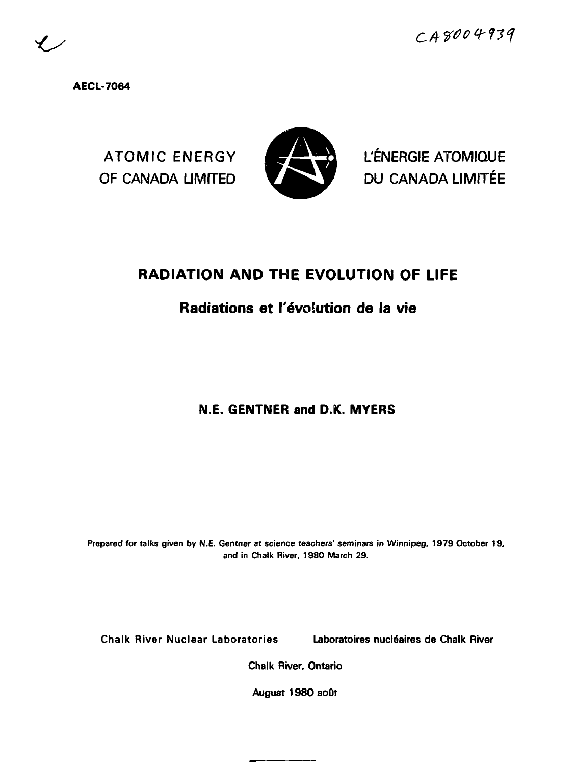CA8004939

AECL-7064

ATOMIC ENERGY OF CANADA LIMITED

L'ÉNERGIE ATOMIQUE DU CANADA LIMITÉE

# RADIATION AND THE EVOLUTION OF LIFE

## Radiations et l'évolution de la vie

**N.E. GENTNER and D.K. MYERS**

Prepared for talks given by N.E. Gentner at science teachers' seminars in Winnipeg, 1979 October 19, and in Chalk River, 1980 March 29.

Chalk River Nuclear Laboratories — Laboratoires nucléaires de Chalk River

Chalk River, Ontario

August 1980 août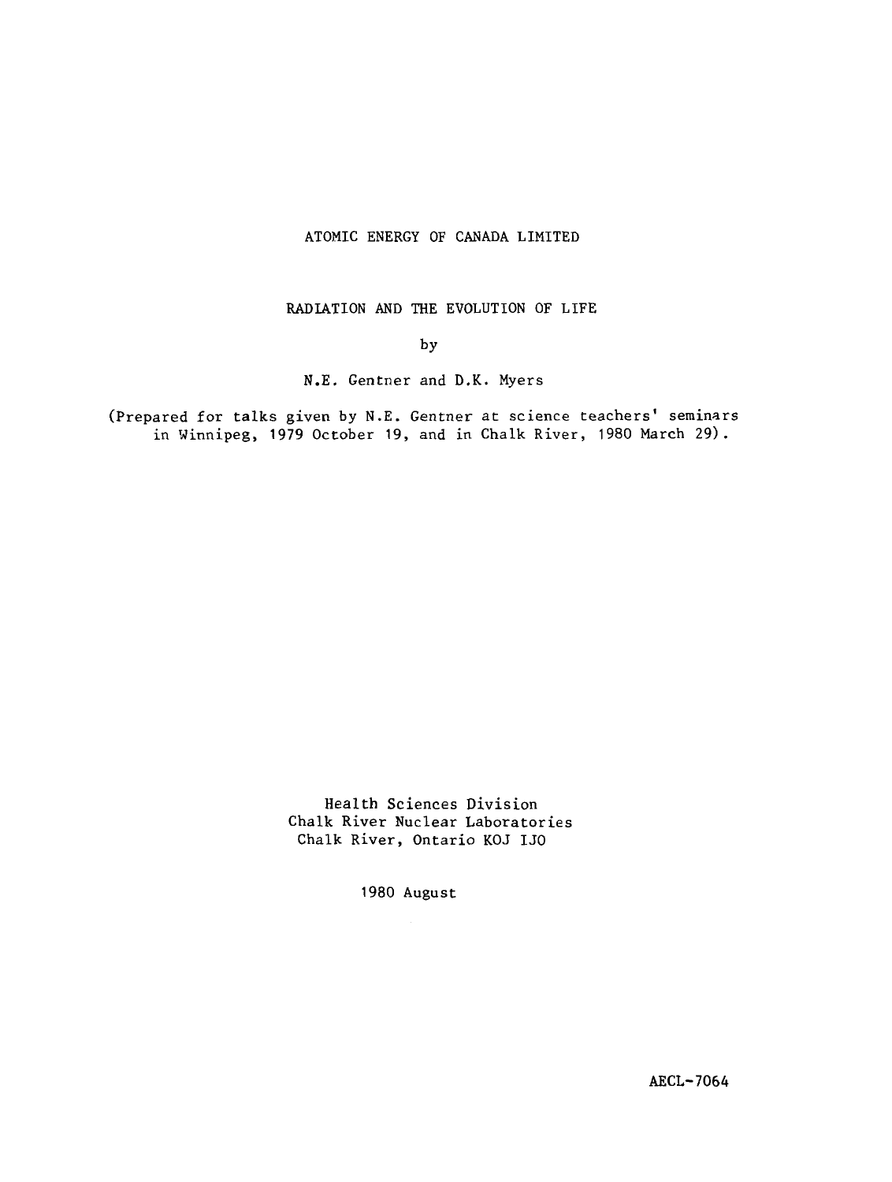ATOMIC ENERGY OF CANADA LIMITED

# RADIATION AND THE EVOLUTION OF LIFE

by

N.E. Gentner and D.K. Myers

(Prepared for talks given by N.E. Gentner at science teachers' seminars in Winnipeg, 1979 October 19, and in Chalk River, 1980 March 29).

Health Sciences Division
Chalk River Nuclear Laboratories
Chalk River, Ontario KOJ IJO

1980 August

AECL-7064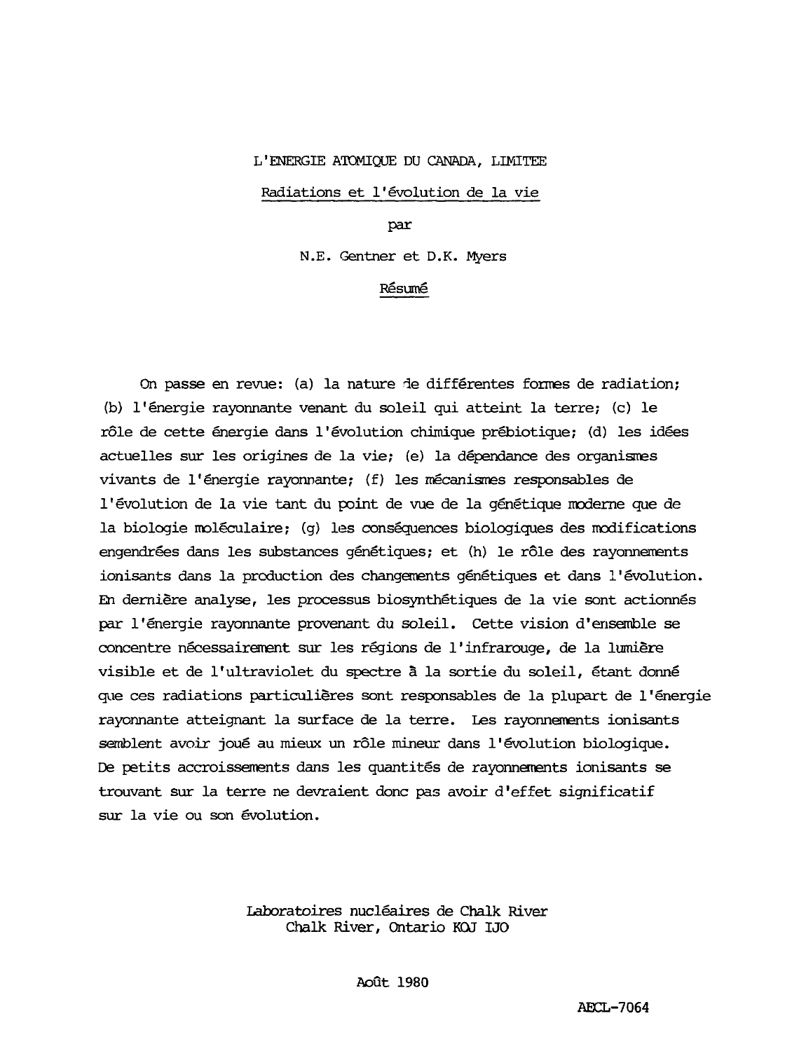L'ENERGIE ATOMIQUE DU CANADA, LIMITEE

## Radiations et l'évolution de la vie

par

N.E. Gentner et D.K. Myers

### Résumé

On passe en revue: (a) la nature de différentes formes de radiation; (b) l'énergie rayonnante venant du soleil qui atteint la terre; (c) le rôle de cette énergie dans l'évolution chimique prébiotique; (d) les idées actuelles sur les origines de la vie; (e) la dépendance des organismes vivants de l'énergie rayonnante; (f) les mécanismes responsables de l'évolution de la vie tant du point de vue de la génétique moderne que de la biologie moléculaire; (g) les conséquences biologiques des modifications engendrées dans les substances génétiques; et (h) le rôle des rayonnements ionisants dans la production des changements génétiques et dans l'évolution. En dernière analyse, les processus biosynthétiques de la vie sont actionnés par l'énergie rayonnante provenant du soleil. Cette vision d'ensemble se concentre nécessairement sur les régions de l'infrarouge, de la lumière visible et de l'ultraviolet du spectre à la sortie du soleil, étant donné que ces radiations particulières sont responsables de la plupart de l'énergie rayonnante atteignant la surface de la terre. Les rayonnements ionisants semblent avoir joué au mieux un rôle mineur dans l'évolution biologique. De petits accroissements dans les quantités de rayonnements ionisants se trouvant sur la terre ne devraient donc pas avoir d'effet significatif sur la vie ou son évolution.

Laboratoires nucléaires de Chalk River
Chalk River, Ontario KOJ IJO

Août 1980

AECL-7064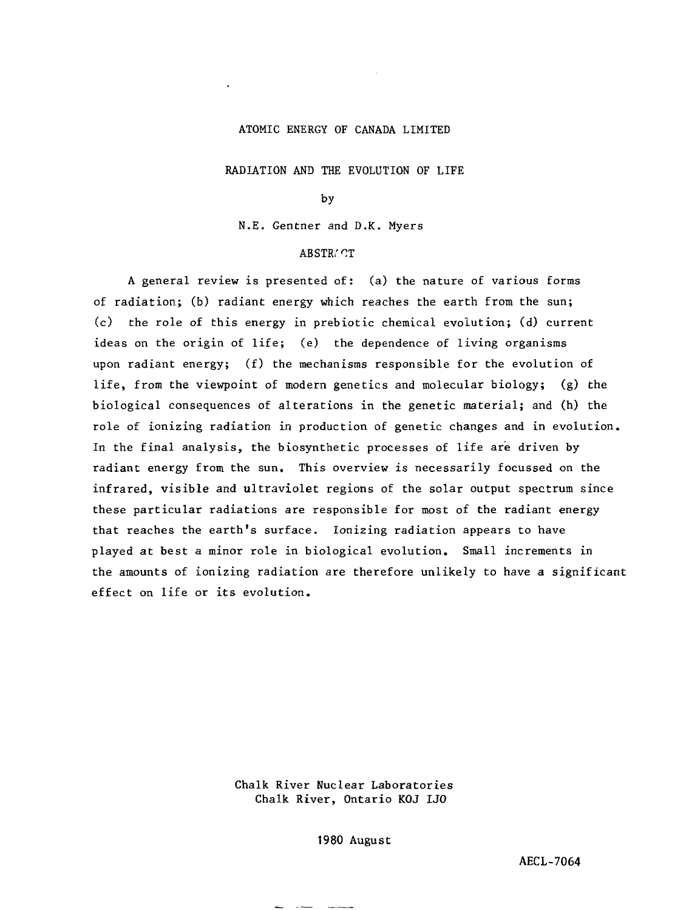ATOMIC ENERGY OF CANADA LIMITED

# RADIATION AND THE EVOLUTION OF LIFE

by

N.E. Gentner and D.K. Myers

## ABSTRACT

A general review is presented of: (a) the nature of various forms of radiation; (b) radiant energy which reaches the earth from the sun; (c) the role of this energy in prebiotic chemical evolution; (d) current ideas on the origin of life; (e) the dependence of living organisms upon radiant energy; (f) the mechanisms responsible for the evolution of life, from the viewpoint of modern genetics and molecular biology; (g) the biological consequences of alterations in the genetic material; and (h) the role of ionizing radiation in production of genetic changes and in evolution. In the final analysis, the biosynthetic processes of life are driven by radiant energy from the sun. This overview is necessarily focussed on the infrared, visible and ultraviolet regions of the solar output spectrum since these particular radiations are responsible for most of the radiant energy that reaches the earth's surface. Ionizing radiation appears to have played at best a minor role in biological evolution. Small increments in the amounts of ionizing radiation are therefore unlikely to have a significant effect on life or its evolution.

Chalk River Nuclear Laboratories
Chalk River, Ontario KOJ 1JO

1980 August

AECL-7064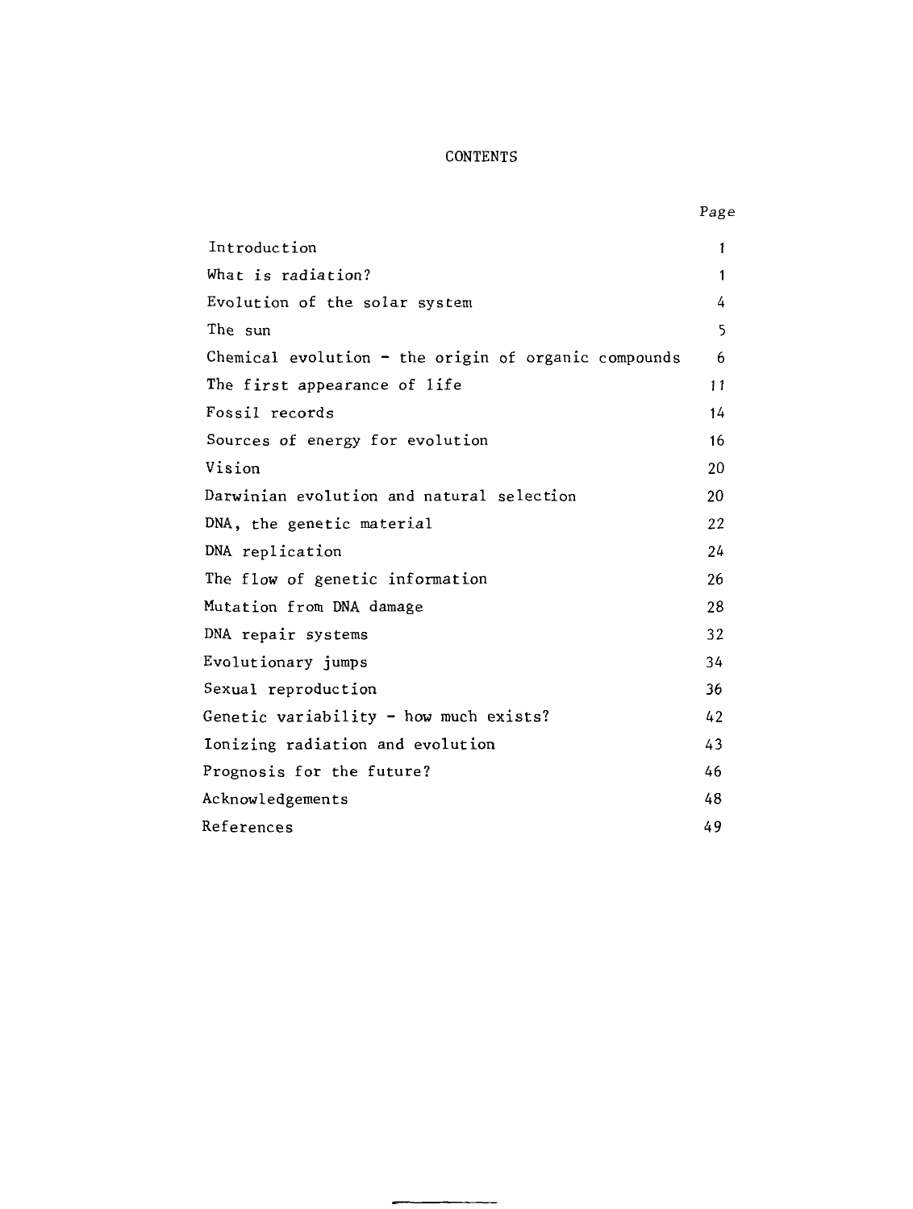# CONTENTS

| | Page |
|---|---|
| Introduction | 1 |
| What is radiation? | 1 |
| Evolution of the solar system | 4 |
| The sun | 5 |
| Chemical evolution - the origin of organic compounds | 6 |
| The first appearance of life | 11 |
| Fossil records | 14 |
| Sources of energy for evolution | 16 |
| Vision | 20 |
| Darwinian evolution and natural selection | 20 |
| DNA, the genetic material | 22 |
| DNA replication | 24 |
| The flow of genetic information | 26 |
| Mutation from DNA damage | 28 |
| DNA repair systems | 32 |
| Evolutionary jumps | 34 |
| Sexual reproduction | 36 |
| Genetic variability - how much exists? | 42 |
| Ionizing radiation and evolution | 43 |
| Prognosis for the future? | 46 |
| Acknowledgements | 48 |
| References | 49 |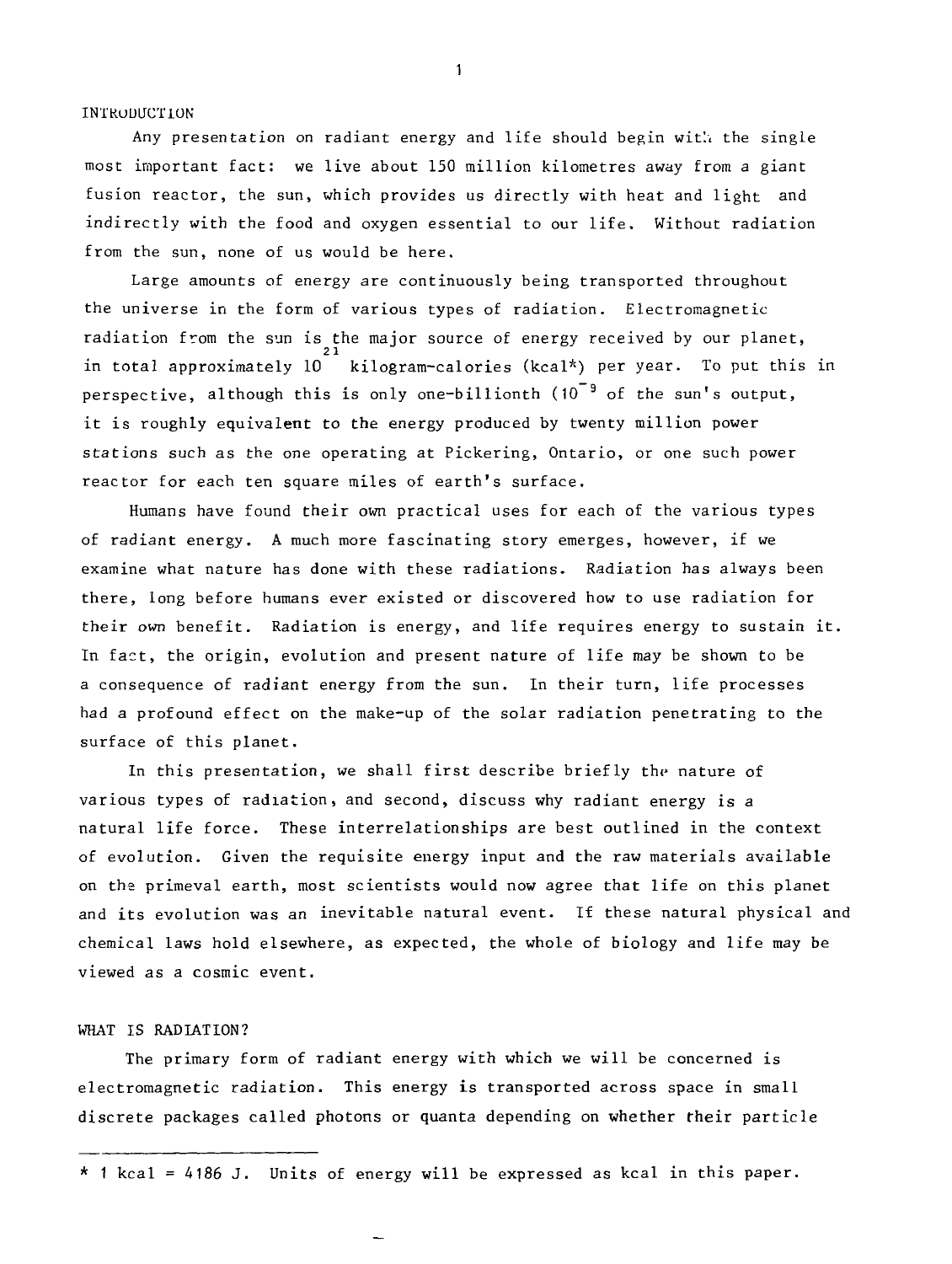## INTRODUCTION

Any presentation on radiant energy and life should begin with the single most important fact: we live about 150 million kilometres away from a giant fusion reactor, the sun, which provides us directly with heat and light and indirectly with the food and oxygen essential to our life. Without radiation from the sun, none of us would be here.

Large amounts of energy are continuously being transported throughout the universe in the form of various types of radiation. Electromagnetic radiation from the sun is the major source of energy received by our planet, in total approximately $10^{21}$ kilogram-calories (kcal*) per year. To put this in perspective, although this is only one-billionth ($10^{-9}$ of the sun's output, it is roughly equivalent to the energy produced by twenty million power stations such as the one operating at Pickering, Ontario, or one such power reactor for each ten square miles of earth's surface.

Humans have found their own practical uses for each of the various types of radiant energy. A much more fascinating story emerges, however, if we examine what nature has done with these radiations. Radiation has always been there, long before humans ever existed or discovered how to use radiation for their own benefit. Radiation is energy, and life requires energy to sustain it. In fact, the origin, evolution and present nature of life may be shown to be a consequence of radiant energy from the sun. In their turn, life processes had a profound effect on the make-up of the solar radiation penetrating to the surface of this planet.

In this presentation, we shall first describe briefly the nature of various types of radiation, and second, discuss why radiant energy is a natural life force. These interrelationships are best outlined in the context of evolution. Given the requisite energy input and the raw materials available on the primeval earth, most scientists would now agree that life on this planet and its evolution was an inevitable natural event. If these natural physical and chemical laws hold elsewhere, as expected, the whole of biology and life may be viewed as a cosmic event.

## WHAT IS RADIATION?

The primary form of radiant energy with which we will be concerned is electromagnetic radiation. This energy is transported across space in small discrete packages called photons or quanta depending on whether their particle

---

* 1 kcal = 4186 J. Units of energy will be expressed as kcal in this paper.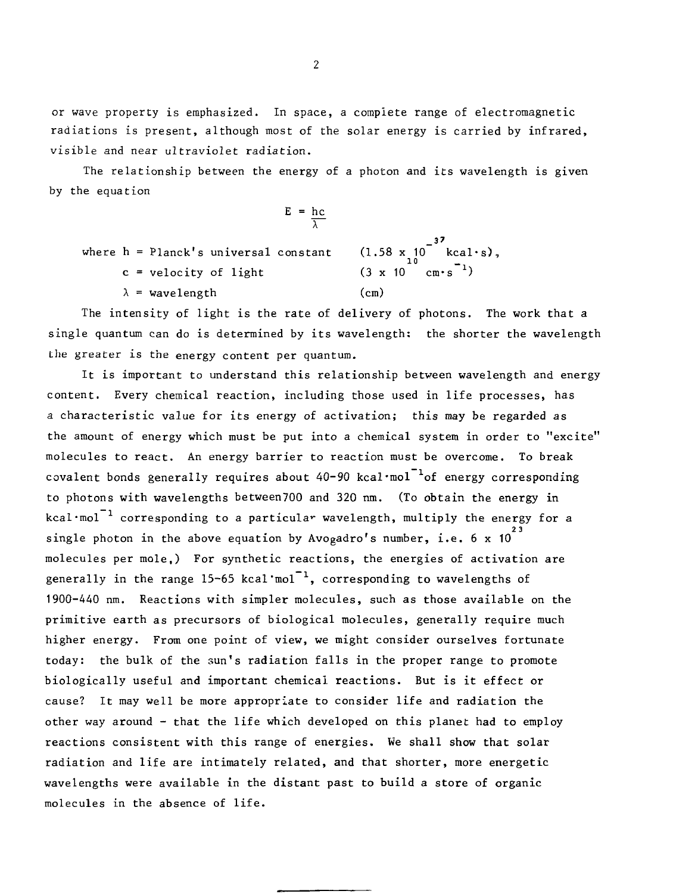or wave property is emphasized. In space, a complete range of electromagnetic radiations is present, although most of the solar energy is carried by infrared, visible and near ultraviolet radiation.

The relationship between the energy of a photon and its wavelength is given by the equation

$$E = \frac{hc}{\lambda}$$

where $h$ = Planck's universal constant ($1.58 \times 10^{-37}$ kcal·s),
$c$ = velocity of light ($3 \times 10^{10}$ cm·s$^{-1}$)
$\lambda$ = wavelength (cm)

The intensity of light is the rate of delivery of photons. The work that a single quantum can do is determined by its wavelength: the shorter the wavelength the greater is the energy content per quantum.

It is important to understand this relationship between wavelength and energy content. Every chemical reaction, including those used in life processes, has a characteristic value for its energy of activation; this may be regarded as the amount of energy which must be put into a chemical system in order to "excite" molecules to react. An energy barrier to reaction must be overcome. To break covalent bonds generally requires about 40-90 kcal·mol$^{-1}$of energy corresponding to photons with wavelengths between700 and 320 nm. (To obtain the energy in kcal·mol$^{-1}$ corresponding to a particular wavelength, multiply the energy for a single photon in the above equation by Avogadro's number, i.e. $6 \times 10^{23}$ molecules per mole.) For synthetic reactions, the energies of activation are generally in the range 15-65 kcal·mol$^{-1}$, corresponding to wavelengths of 1900-440 nm. Reactions with simpler molecules, such as those available on the primitive earth as precursors of biological molecules, generally require much higher energy. From one point of view, we might consider ourselves fortunate today: the bulk of the sun's radiation falls in the proper range to promote biologically useful and important chemical reactions. But is it effect or cause? It may well be more appropriate to consider life and radiation the other way around - that the life which developed on this planet had to employ reactions consistent with this range of energies. We shall show that solar radiation and life are intimately related, and that shorter, more energetic wavelengths were available in the distant past to build a store of organic molecules in the absence of life.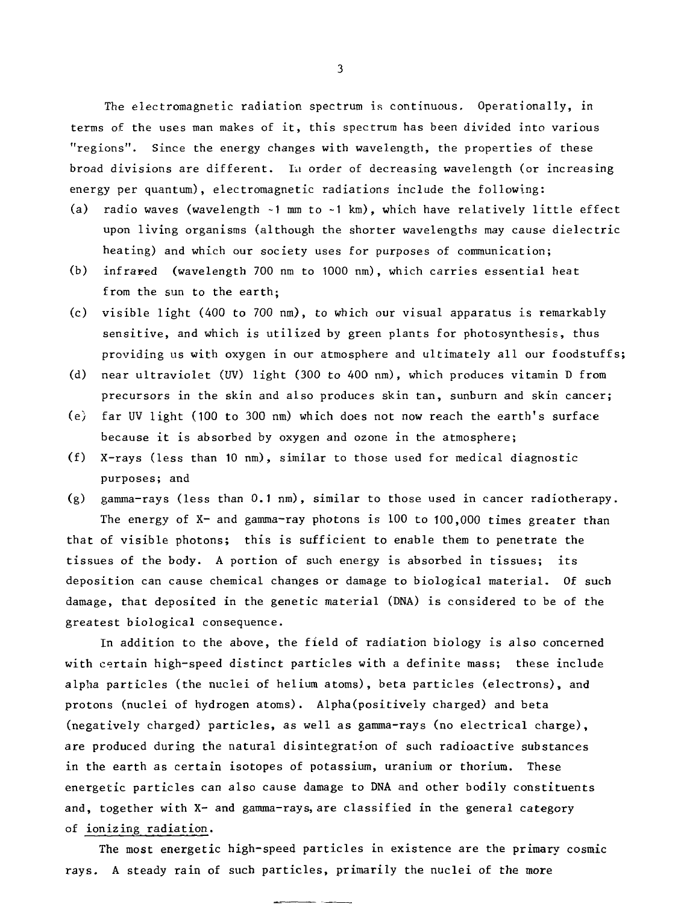The electromagnetic radiation spectrum is continuous. Operationally, in terms of the uses man makes of it, this spectrum has been divided into various "regions". Since the energy changes with wavelength, the properties of these broad divisions are different. In order of decreasing wavelength (or increasing energy per quantum), electromagnetic radiations include the following:

(a) radio waves (wavelength ~1 mm to ~1 km), which have relatively little effect upon living organisms (although the shorter wavelengths may cause dielectric heating) and which our society uses for purposes of communication;

(b) infrared (wavelength 700 nm to 1000 nm), which carries essential heat from the sun to the earth;

(c) visible light (400 to 700 nm), to which our visual apparatus is remarkably sensitive, and which is utilized by green plants for photosynthesis, thus providing us with oxygen in our atmosphere and ultimately all our foodstuffs;

(d) near ultraviolet (UV) light (300 to 400 nm), which produces vitamin D from precursors in the skin and also produces skin tan, sunburn and skin cancer;

(e) far UV light (100 to 300 nm) which does not now reach the earth's surface because it is absorbed by oxygen and ozone in the atmosphere;

(f) X-rays (less than 10 nm), similar to those used for medical diagnostic purposes; and

(g) gamma-rays (less than 0.1 nm), similar to those used in cancer radiotherapy.

The energy of X- and gamma-ray photons is 100 to 100,000 times greater than that of visible photons; this is sufficient to enable them to penetrate the tissues of the body. A portion of such energy is absorbed in tissues; its deposition can cause chemical changes or damage to biological material. Of such damage, that deposited in the genetic material (DNA) is considered to be of the greatest biological consequence.

In addition to the above, the field of radiation biology is also concerned with certain high-speed distinct particles with a definite mass; these include alpha particles (the nuclei of helium atoms), beta particles (electrons), and protons (nuclei of hydrogen atoms). Alpha(positively charged) and beta (negatively charged) particles, as well as gamma-rays (no electrical charge), are produced during the natural disintegration of such radioactive substances in the earth as certain isotopes of potassium, uranium or thorium. These energetic particles can also cause damage to DNA and other bodily constituents and, together with X- and gamma-rays, are classified in the general category of <u>ionizing radiation</u>.

The most energetic high-speed particles in existence are the primary cosmic rays. A steady rain of such particles, primarily the nuclei of the more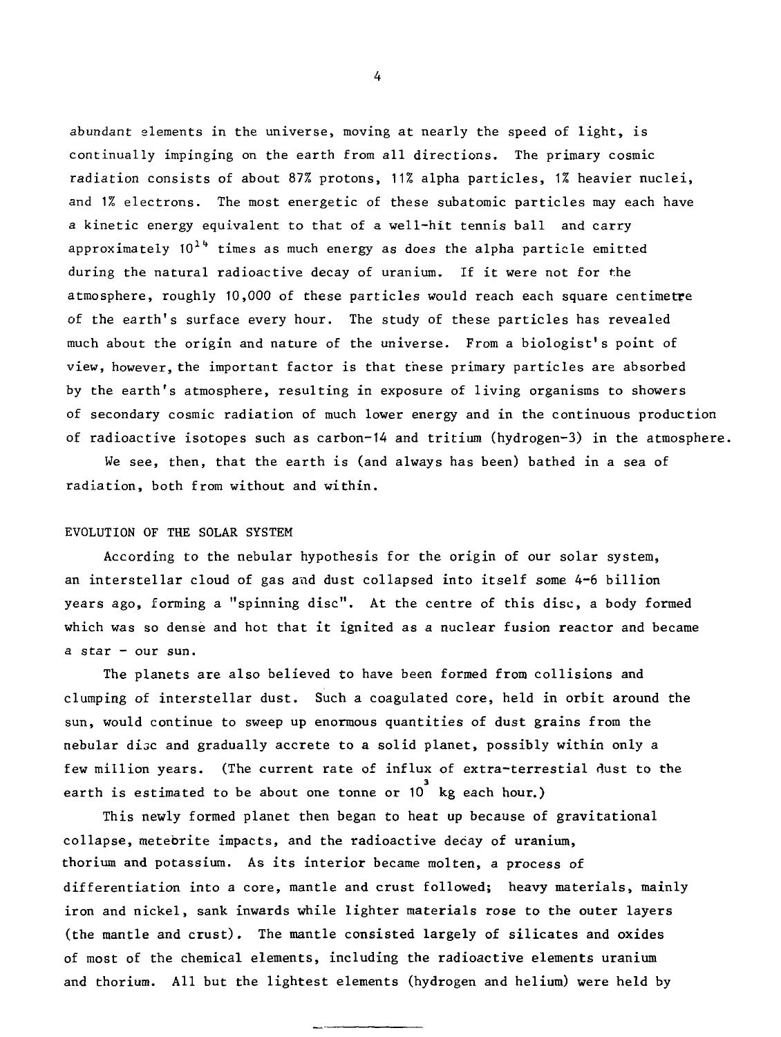abundant elements in the universe, moving at nearly the speed of light, is continually impinging on the earth from all directions. The primary cosmic radiation consists of about 87% protons, 11% alpha particles, 1% heavier nuclei, and 1% electrons. The most energetic of these subatomic particles may each have a kinetic energy equivalent to that of a well-hit tennis ball and carry approximately $10^{14}$ times as much energy as does the alpha particle emitted during the natural radioactive decay of uranium. If it were not for the atmosphere, roughly 10,000 of these particles would reach each square centimetre of the earth's surface every hour. The study of these particles has revealed much about the origin and nature of the universe. From a biologist's point of view, however, the important factor is that these primary particles are absorbed by the earth's atmosphere, resulting in exposure of living organisms to showers of secondary cosmic radiation of much lower energy and in the continuous production of radioactive isotopes such as carbon-14 and tritium (hydrogen-3) in the atmosphere.

We see, then, that the earth is (and always has been) bathed in a sea of radiation, both from without and within.

## EVOLUTION OF THE SOLAR SYSTEM

According to the nebular hypothesis for the origin of our solar system, an interstellar cloud of gas and dust collapsed into itself some 4-6 billion years ago, forming a "spinning disc". At the centre of this disc, a body formed which was so dense and hot that it ignited as a nuclear fusion reactor and became a star - our sun.

The planets are also believed to have been formed from collisions and clumping of interstellar dust. Such a coagulated core, held in orbit around the sun, would continue to sweep up enormous quantities of dust grains from the nebular disc and gradually accrete to a solid planet, possibly within only a few million years. (The current rate of influx of extra-terrestial dust to the earth is estimated to be about one tonne or $10^3$ kg each hour.)

This newly formed planet then began to heat up because of gravitational collapse, meteorite impacts, and the radioactive decay of uranium, thorium and potassium. As its interior became molten, a process of differentiation into a core, mantle and crust followed; heavy materials, mainly iron and nickel, sank inwards while lighter materials rose to the outer layers (the mantle and crust). The mantle consisted largely of silicates and oxides of most of the chemical elements, including the radioactive elements uranium and thorium. All but the lightest elements (hydrogen and helium) were held by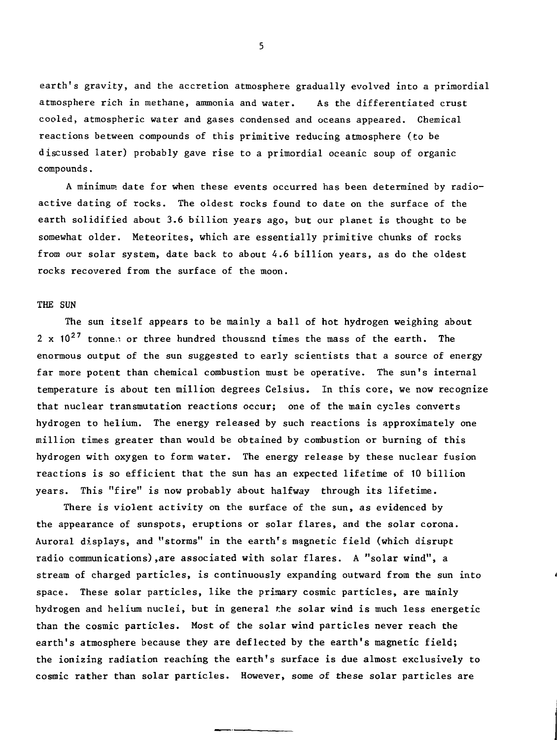earth's gravity, and the accretion atmosphere gradually evolved into a primordial atmosphere rich in methane, ammonia and water. As the differentiated crust cooled, atmospheric water and gases condensed and oceans appeared. Chemical reactions between compounds of this primitive reducing atmosphere (to be discussed later) probably gave rise to a primordial oceanic soup of organic compounds.

A minimum date for when these events occurred has been determined by radioactive dating of rocks. The oldest rocks found to date on the surface of the earth solidified about 3.6 billion years ago, but our planet is thought to be somewhat older. Meteorites, which are essentially primitive chunks of rocks from our solar system, date back to about 4.6 billion years, as do the oldest rocks recovered from the surface of the moon.

## THE SUN

The sun itself appears to be mainly a ball of hot hydrogen weighing about $2 \times 10^{27}$ tonnes or three hundred thousand times the mass of the earth. The enormous output of the sun suggested to early scientists that a source of energy far more potent than chemical combustion must be operative. The sun's internal temperature is about ten million degrees Celsius. In this core, we now recognize that nuclear transmutation reactions occur; one of the main cycles converts hydrogen to helium. The energy released by such reactions is approximately one million times greater than would be obtained by combustion or burning of this hydrogen with oxygen to form water. The energy release by these nuclear fusion reactions is so efficient that the sun has an expected lifetime of 10 billion years. This "fire" is now probably about halfway through its lifetime.

There is violent activity on the surface of the sun, as evidenced by the appearance of sunspots, eruptions or solar flares, and the solar corona. Auroral displays, and "storms" in the earth's magnetic field (which disrupt radio communications), are associated with solar flares. A "solar wind", a stream of charged particles, is continuously expanding outward from the sun into space. These solar particles, like the primary cosmic particles, are mainly hydrogen and helium nuclei, but in general the solar wind is much less energetic than the cosmic particles. Most of the solar wind particles never reach the earth's atmosphere because they are deflected by the earth's magnetic field; the ionizing radiation reaching the earth's surface is due almost exclusively to cosmic rather than solar particles. However, some of these solar particles are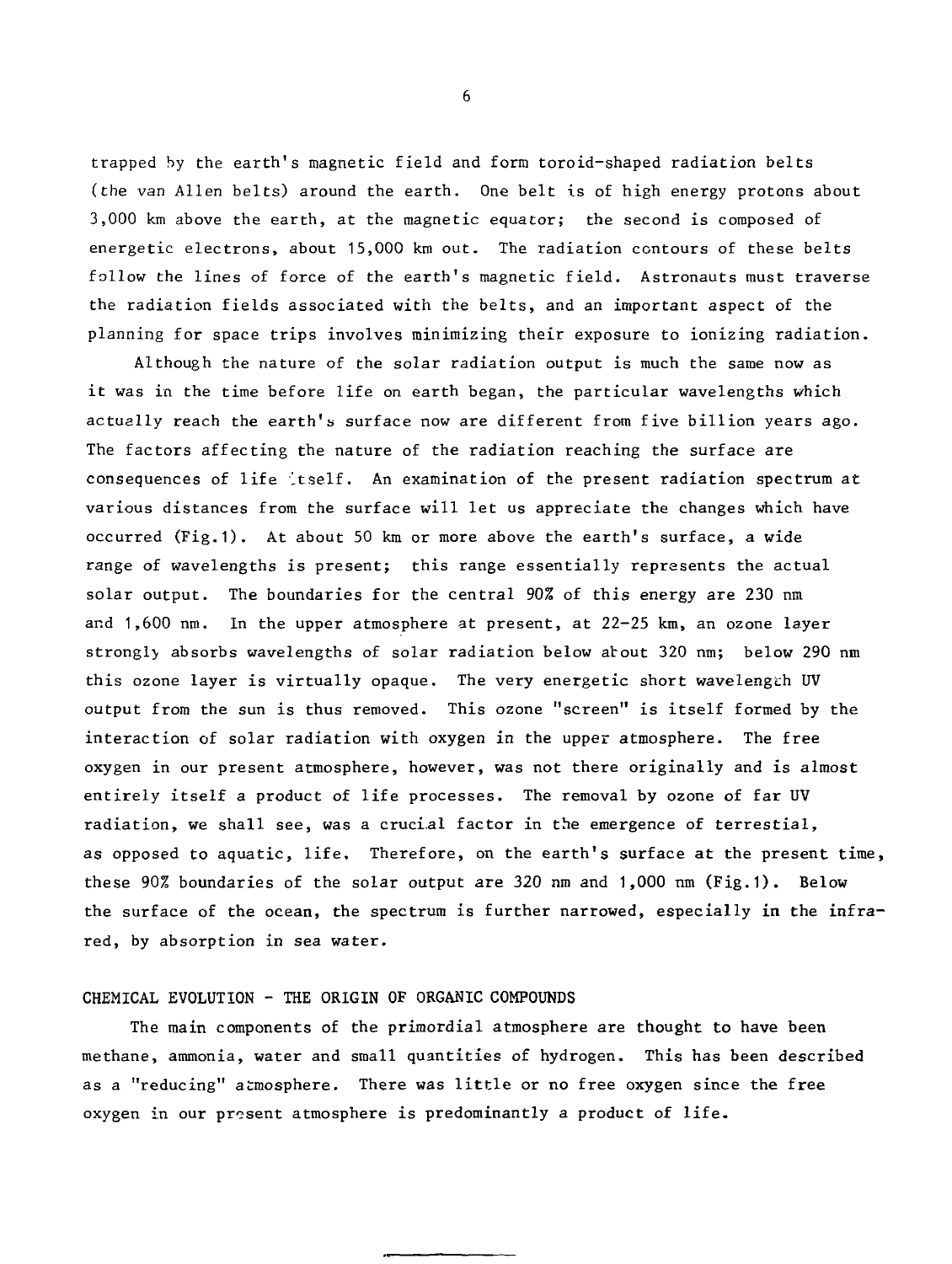trapped by the earth's magnetic field and form toroid-shaped radiation belts (the van Allen belts) around the earth. One belt is of high energy protons about 3,000 km above the earth, at the magnetic equator; the second is composed of energetic electrons, about 15,000 km out. The radiation contours of these belts follow the lines of force of the earth's magnetic field. Astronauts must traverse the radiation fields associated with the belts, and an important aspect of the planning for space trips involves minimizing their exposure to ionizing radiation.

Although the nature of the solar radiation output is much the same now as it was in the time before life on earth began, the particular wavelengths which actually reach the earth's surface now are different from five billion years ago. The factors affecting the nature of the radiation reaching the surface are consequences of life itself. An examination of the present radiation spectrum at various distances from the surface will let us appreciate the changes which have occurred (Fig.1). At about 50 km or more above the earth's surface, a wide range of wavelengths is present; this range essentially represents the actual solar output. The boundaries for the central 90% of this energy are 230 nm and 1,600 nm. In the upper atmosphere at present, at 22-25 km, an ozone layer strongly absorbs wavelengths of solar radiation below about 320 nm; below 290 nm this ozone layer is virtually opaque. The very energetic short wavelength UV output from the sun is thus removed. This ozone "screen" is itself formed by the interaction of solar radiation with oxygen in the upper atmosphere. The free oxygen in our present atmosphere, however, was not there originally and is almost entirely itself a product of life processes. The removal by ozone of far UV radiation, we shall see, was a crucial factor in the emergence of terrestial, as opposed to aquatic, life. Therefore, on the earth's surface at the present time, these 90% boundaries of the solar output are 320 nm and 1,000 nm (Fig.1). Below the surface of the ocean, the spectrum is further narrowed, especially in the infra-red, by absorption in sea water.

## CHEMICAL EVOLUTION - THE ORIGIN OF ORGANIC COMPOUNDS

The main components of the primordial atmosphere are thought to have been methane, ammonia, water and small quantities of hydrogen. This has been described as a "reducing" atmosphere. There was little or no free oxygen since the free oxygen in our present atmosphere is predominantly a product of life.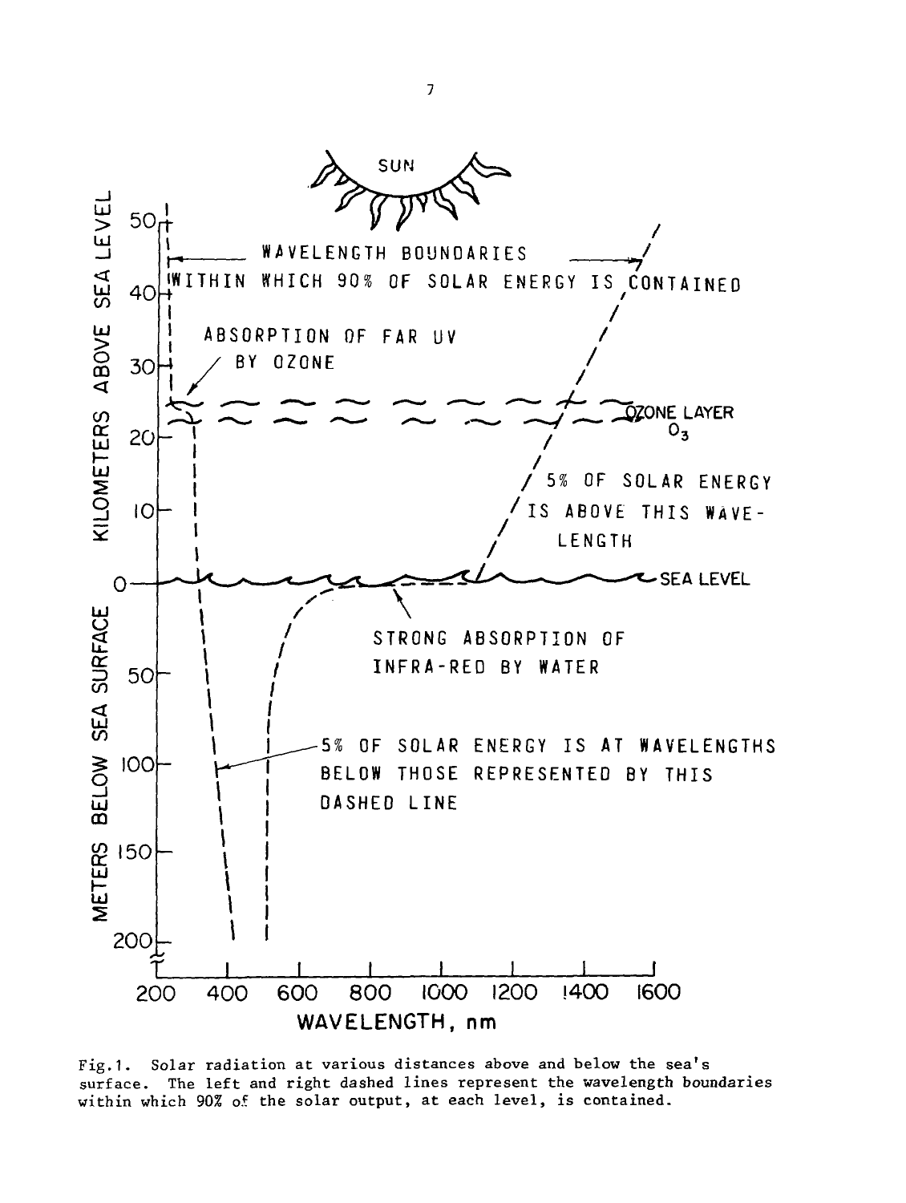Fig. 1. Solar radiation at various distances above and below the sea's surface. The left and right dashed lines represent the wavelength boundaries within which 90% of the solar output, at each level, is contained.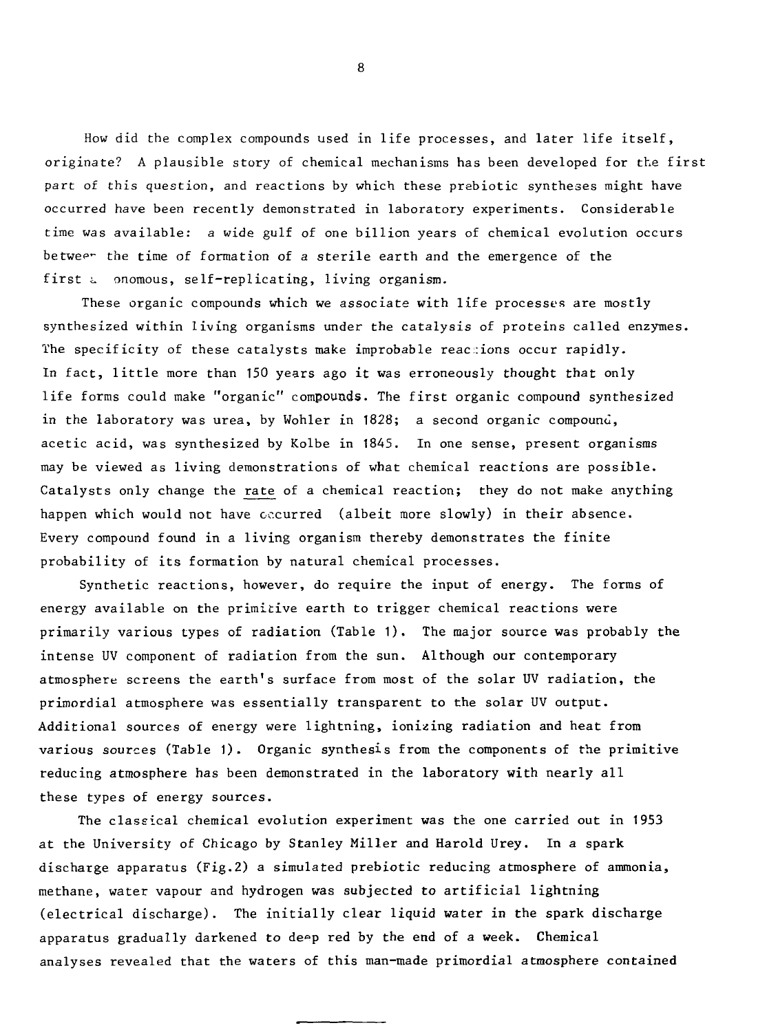How did the complex compounds used in life processes, and later life itself, originate? A plausible story of chemical mechanisms has been developed for the first part of this question, and reactions by which these prebiotic syntheses might have occurred have been recently demonstrated in laboratory experiments. Considerable time was available: a wide gulf of one billion years of chemical evolution occurs between the time of formation of a sterile earth and the emergence of the first autonomous, self-replicating, living organism.

These organic compounds which we associate with life processes are mostly synthesized within living organisms under the catalysis of proteins called enzymes. The specificity of these catalysts make improbable reactions occur rapidly. In fact, little more than 150 years ago it was erroneously thought that only life forms could make "organic" compounds. The first organic compound synthesized in the laboratory was urea, by Wohler in 1828; a second organic compound, acetic acid, was synthesized by Kolbe in 1845. In one sense, present organisms may be viewed as living demonstrations of what chemical reactions are possible. Catalysts only change the rate of a chemical reaction; they do not make anything happen which would not have occurred (albeit more slowly) in their absence. Every compound found in a living organism thereby demonstrates the finite probability of its formation by natural chemical processes.

Synthetic reactions, however, do require the input of energy. The forms of energy available on the primitive earth to trigger chemical reactions were primarily various types of radiation (Table 1). The major source was probably the intense UV component of radiation from the sun. Although our contemporary atmosphere screens the earth's surface from most of the solar UV radiation, the primordial atmosphere was essentially transparent to the solar UV output. Additional sources of energy were lightning, ionizing radiation and heat from various sources (Table 1). Organic synthesis from the components of the primitive reducing atmosphere has been demonstrated in the laboratory with nearly all these types of energy sources.

The classical chemical evolution experiment was the one carried out in 1953 at the University of Chicago by Stanley Miller and Harold Urey. In a spark discharge apparatus (Fig.2) a simulated prebiotic reducing atmosphere of ammonia, methane, water vapour and hydrogen was subjected to artificial lightning (electrical discharge). The initially clear liquid water in the spark discharge apparatus gradually darkened to deep red by the end of a week. Chemical analyses revealed that the waters of this man-made primordial atmosphere contained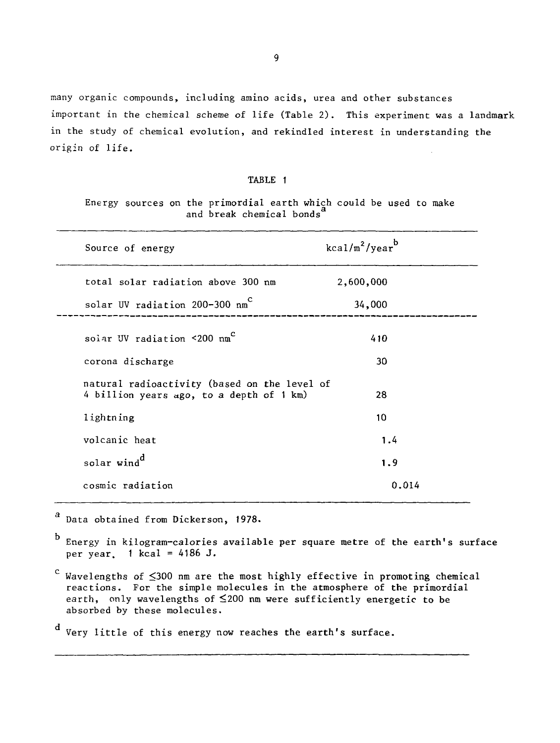many organic compounds, including amino acids, urea and other substances important in the chemical scheme of life (Table 2). This experiment was a landmark in the study of chemical evolution, and rekindled interest in understanding the origin of life.

TABLE 1

Energy sources on the primordial earth which could be used to make and break chemical bonds[a]

| Source of energy | $kcal/m^2/year$[b] |
|---|---|
| total solar radiation above 300 nm | 2,600,000 |
| solar UV radiation 200-300 nm[c] | 34,000 |
| solar UV radiation <200 nm[c] | 410 |
| corona discharge | 30 |
| natural radioactivity (based on the level of 4 billion years ago, to a depth of 1 km) | 28 |
| lightning | 10 |
| volcanic heat | 1.4 |
| solar wind[d] | 1.9 |
| cosmic radiation | 0.014 |

[a] Data obtained from Dickerson, 1978.

[b] Energy in kilogram-calories available per square metre of the earth's surface per year. 1 kcal = 4186 J.

[c] Wavelengths of ≤300 nm are the most highly effective in promoting chemical reactions. For the simple molecules in the atmosphere of the primordial earth, only wavelengths of ≤200 nm were sufficiently energetic to be absorbed by these molecules.

[d] Very little of this energy now reaches the earth's surface.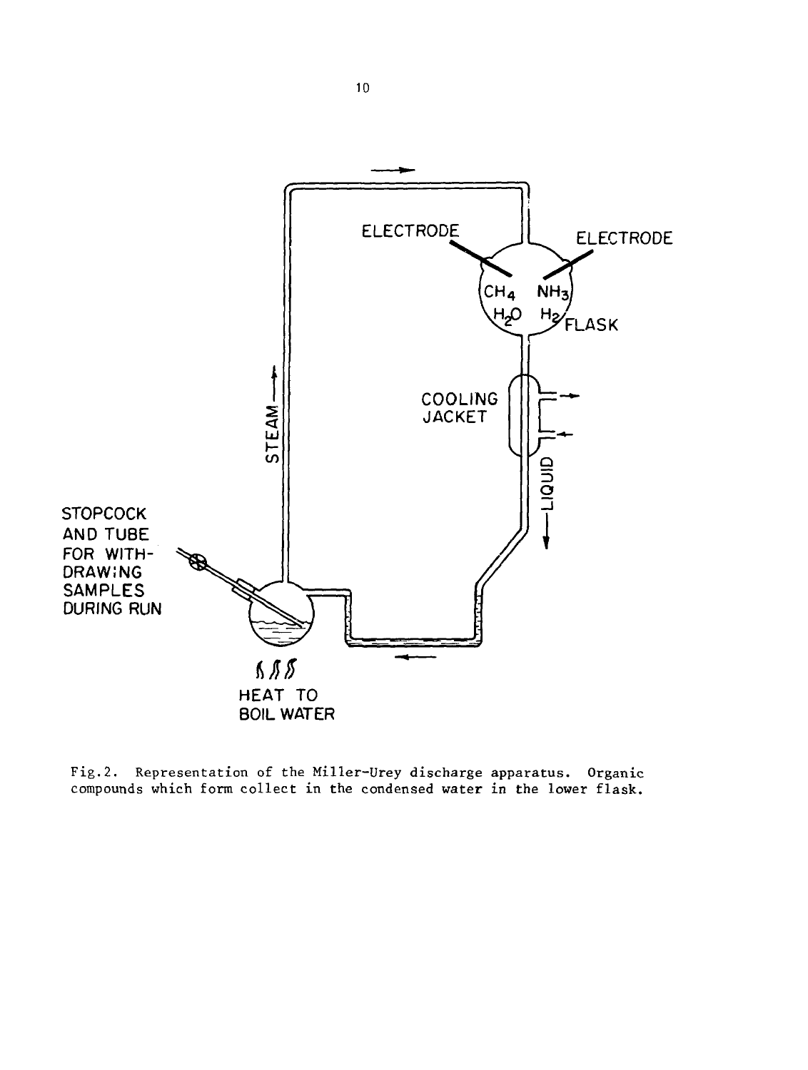Fig. 2. Representation of the Miller-Urey discharge apparatus. Organic compounds which form collect in the condensed water in the lower flask.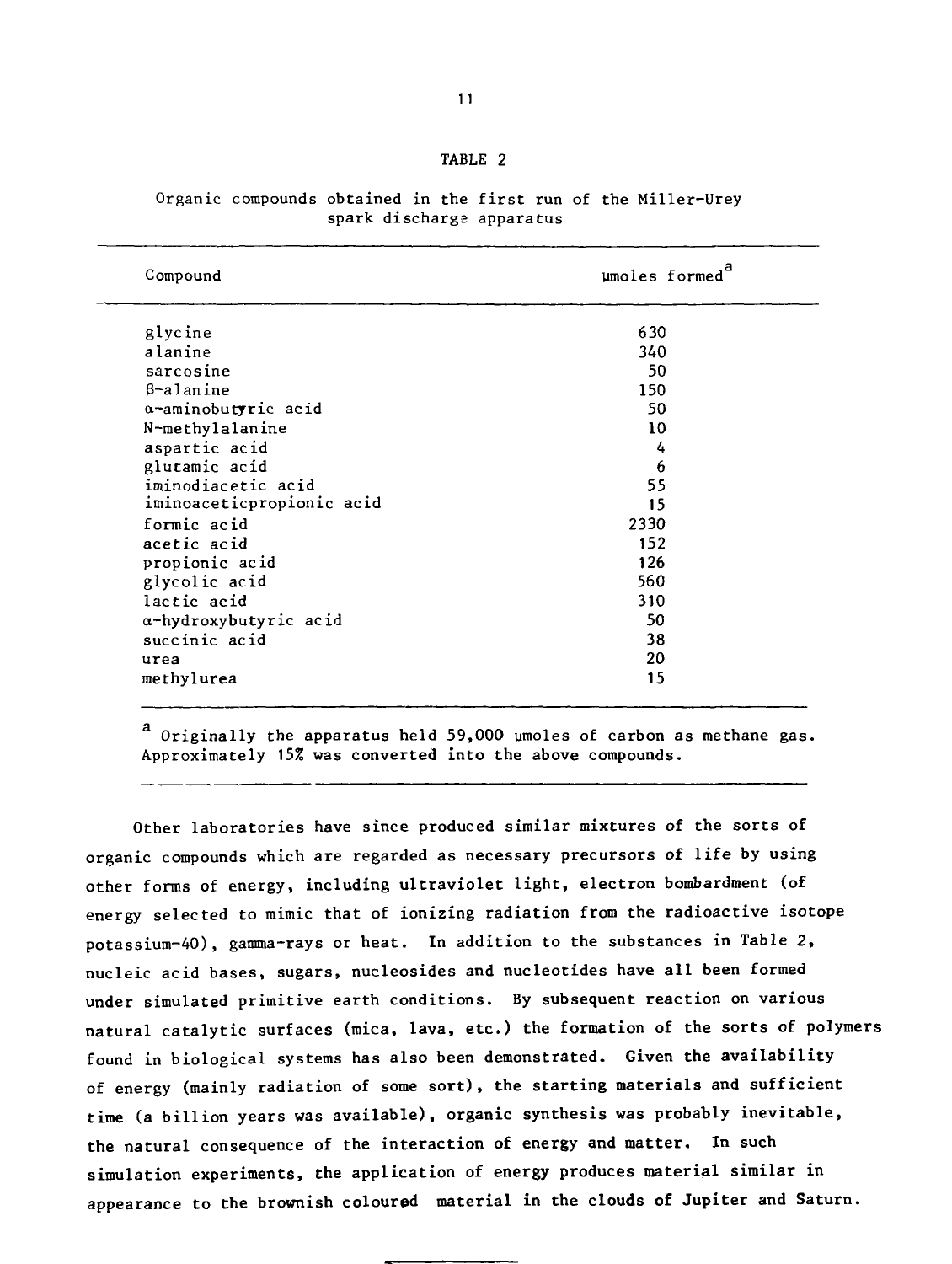TABLE 2

Organic compounds obtained in the first run of the Miller-Urey spark discharge apparatus

| Compound | μmoles formed[a] |
| --- | --- |
| glycine | 630 |
| alanine | 340 |
| sarcosine | 50 |
| β-alanine | 150 |
| α-aminobutyric acid | 50 |
| N-methylalanine | 10 |
| aspartic acid | 4 |
| glutamic acid | 6 |
| iminodiacetic acid | 55 |
| iminoaceticpropionic acid | 15 |
| formic acid | 2330 |
| acetic acid | 152 |
| propionic acid | 126 |
| glycolic acid | 560 |
| lactic acid | 310 |
| α-hydroxybutyric acid | 50 |
| succinic acid | 38 |
| urea | 20 |
| methylurea | 15 |

[a] Originally the apparatus held 59,000 μmoles of carbon as methane gas. Approximately 15% was converted into the above compounds.

Other laboratories have since produced similar mixtures of the sorts of organic compounds which are regarded as necessary precursors of life by using other forms of energy, including ultraviolet light, electron bombardment (of energy selected to mimic that of ionizing radiation from the radioactive isotope potassium-40), gamma-rays or heat. In addition to the substances in Table 2, nucleic acid bases, sugars, nucleosides and nucleotides have all been formed under simulated primitive earth conditions. By subsequent reaction on various natural catalytic surfaces (mica, lava, etc.) the formation of the sorts of polymers found in biological systems has also been demonstrated. Given the availability of energy (mainly radiation of some sort), the starting materials and sufficient time (a billion years was available), organic synthesis was probably inevitable, the natural consequence of the interaction of energy and matter. In such simulation experiments, the application of energy produces material similar in appearance to the brownish coloured material in the clouds of Jupiter and Saturn.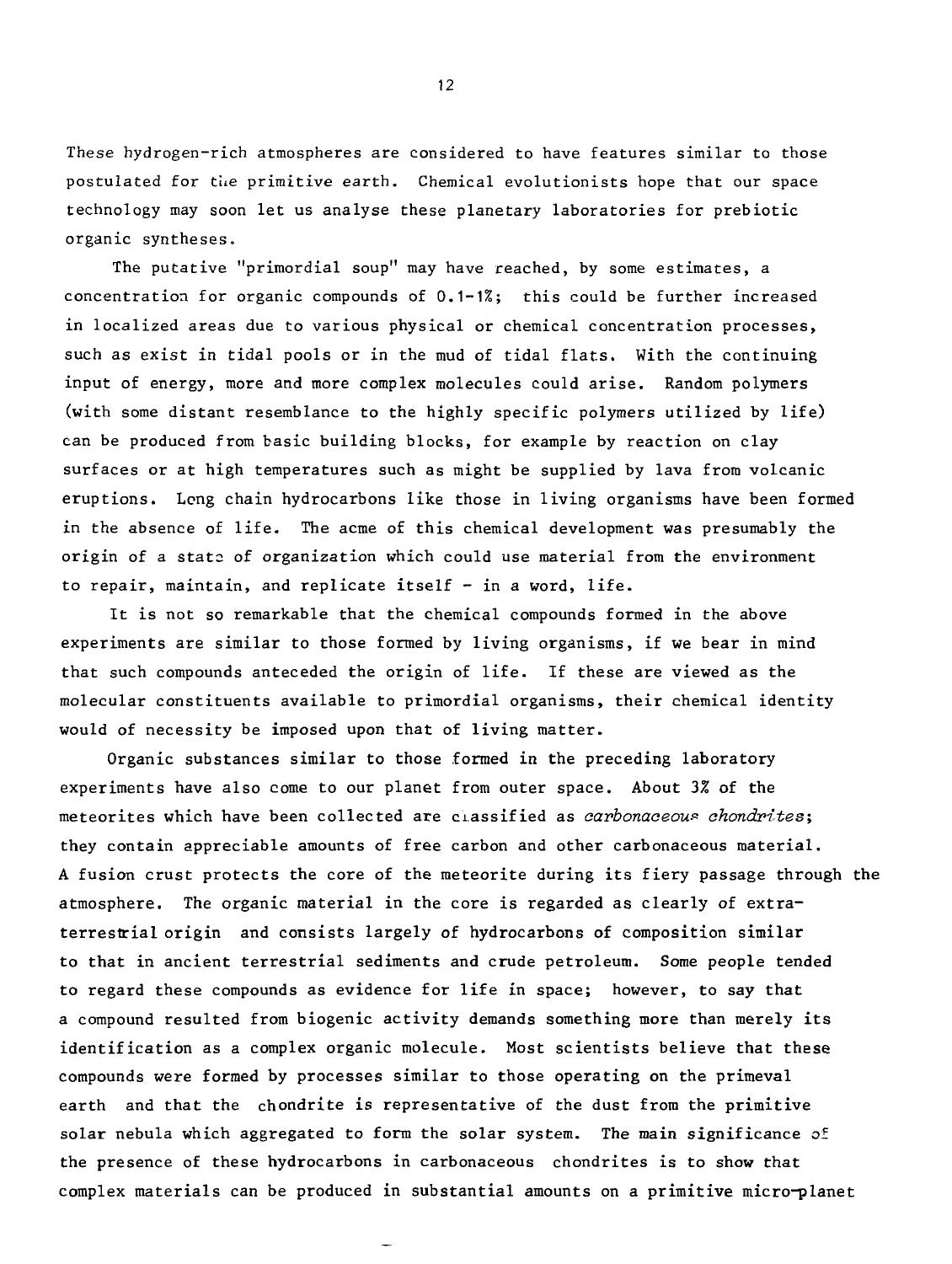These hydrogen-rich atmospheres are considered to have features similar to those postulated for the primitive earth. Chemical evolutionists hope that our space technology may soon let us analyse these planetary laboratories for prebiotic organic syntheses.

The putative "primordial soup" may have reached, by some estimates, a concentration for organic compounds of 0.1-1%; this could be further increased in localized areas due to various physical or chemical concentration processes, such as exist in tidal pools or in the mud of tidal flats. With the continuing input of energy, more and more complex molecules could arise. Random polymers (with some distant resemblance to the highly specific polymers utilized by life) can be produced from basic building blocks, for example by reaction on clay surfaces or at high temperatures such as might be supplied by lava from volcanic eruptions. Long chain hydrocarbons like those in living organisms have been formed in the absence of life. The acme of this chemical development was presumably the origin of a state of organization which could use material from the environment to repair, maintain, and replicate itself - in a word, life.

It is not so remarkable that the chemical compounds formed in the above experiments are similar to those formed by living organisms, if we bear in mind that such compounds anteceded the origin of life. If these are viewed as the molecular constituents available to primordial organisms, their chemical identity would of necessity be imposed upon that of living matter.

Organic substances similar to those formed in the preceding laboratory experiments have also come to our planet from outer space. About 3% of the meteorites which have been collected are classified as *carbonaceous chondrites*; they contain appreciable amounts of free carbon and other carbonaceous material. A fusion crust protects the core of the meteorite during its fiery passage through the atmosphere. The organic material in the core is regarded as clearly of extra-terrestrial origin and consists largely of hydrocarbons of composition similar to that in ancient terrestrial sediments and crude petroleum. Some people tended to regard these compounds as evidence for life in space; however, to say that a compound resulted from biogenic activity demands something more than merely its identification as a complex organic molecule. Most scientists believe that these compounds were formed by processes similar to those operating on the primeval earth and that the chondrite is representative of the dust from the primitive solar nebula which aggregated to form the solar system. The main significance of the presence of these hydrocarbons in carbonaceous chondrites is to show that complex materials can be produced in substantial amounts on a primitive micro-planet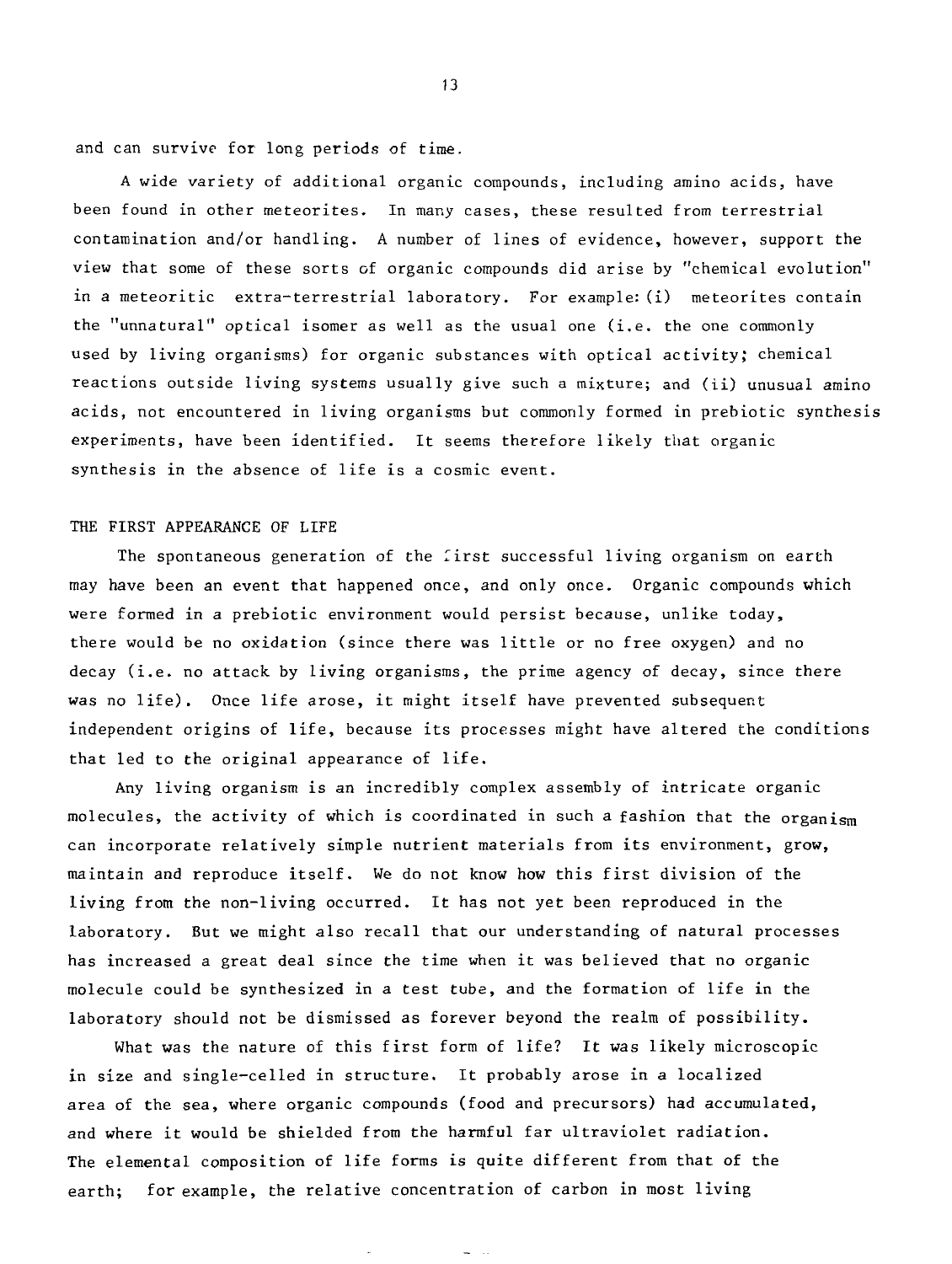and can survive for long periods of time.

A wide variety of additional organic compounds, including amino acids, have been found in other meteorites. In many cases, these resulted from terrestrial contamination and/or handling. A number of lines of evidence, however, support the view that some of these sorts of organic compounds did arise by "chemical evolution" in a meteoritic extra-terrestrial laboratory. For example: (i) meteorites contain the "unnatural" optical isomer as well as the usual one (i.e. the one commonly used by living organisms) for organic substances with optical activity; chemical reactions outside living systems usually give such a mixture; and (ii) unusual amino acids, not encountered in living organisms but commonly formed in prebiotic synthesis experiments, have been identified. It seems therefore likely that organic synthesis in the absence of life is a cosmic event.

## THE FIRST APPEARANCE OF LIFE

The spontaneous generation of the first successful living organism on earth may have been an event that happened once, and only once. Organic compounds which were formed in a prebiotic environment would persist because, unlike today, there would be no oxidation (since there was little or no free oxygen) and no decay (i.e. no attack by living organisms, the prime agency of decay, since there was no life). Once life arose, it might itself have prevented subsequent independent origins of life, because its processes might have altered the conditions that led to the original appearance of life.

Any living organism is an incredibly complex assembly of intricate organic molecules, the activity of which is coordinated in such a fashion that the organism can incorporate relatively simple nutrient materials from its environment, grow, maintain and reproduce itself. We do not know how this first division of the living from the non-living occurred. It has not yet been reproduced in the laboratory. But we might also recall that our understanding of natural processes has increased a great deal since the time when it was believed that no organic molecule could be synthesized in a test tube, and the formation of life in the laboratory should not be dismissed as forever beyond the realm of possibility.

What was the nature of this first form of life? It was likely microscopic in size and single-celled in structure. It probably arose in a localized area of the sea, where organic compounds (food and precursors) had accumulated, and where it would be shielded from the harmful far ultraviolet radiation. The elemental composition of life forms is quite different from that of the earth; for example, the relative concentration of carbon in most living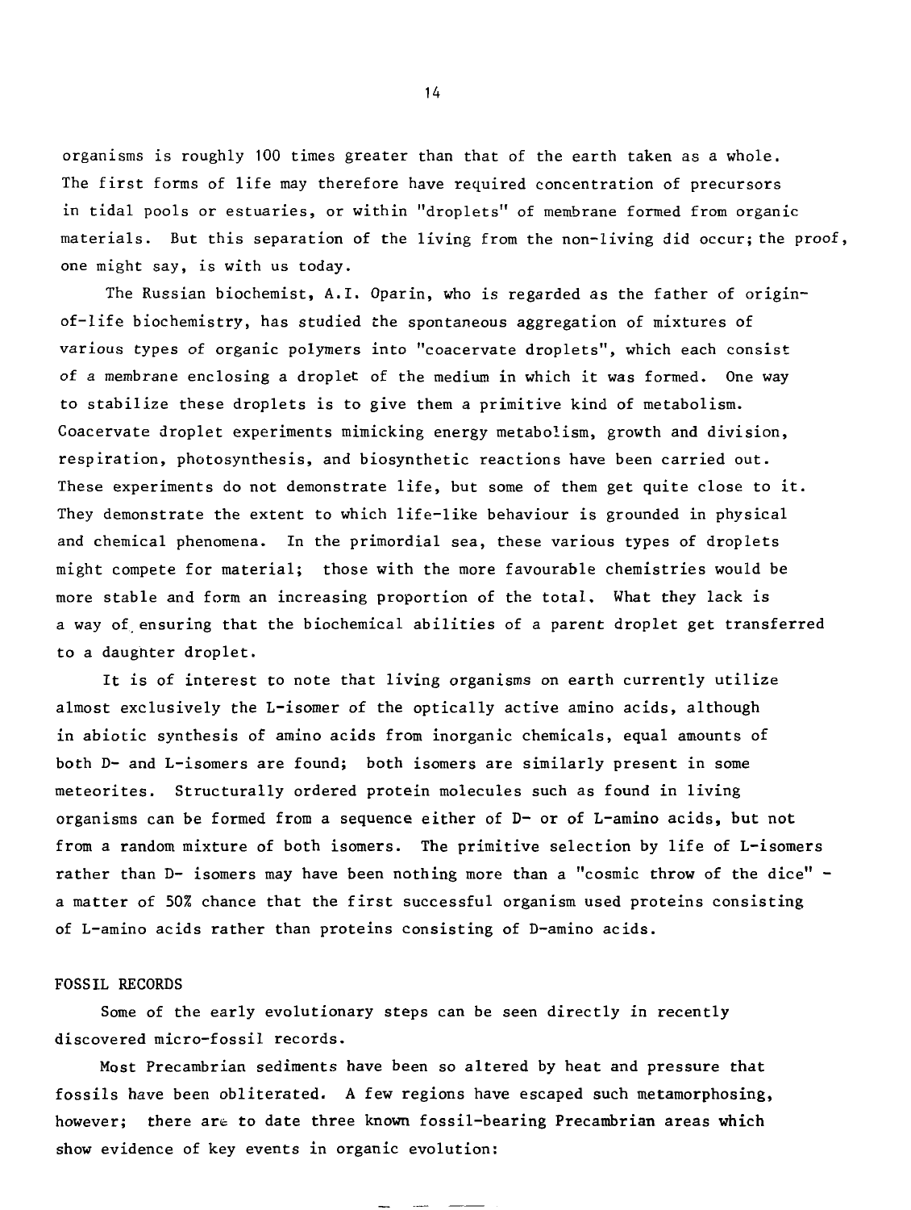organisms is roughly 100 times greater than that of the earth taken as a whole. The first forms of life may therefore have required concentration of precursors in tidal pools or estuaries, or within "droplets" of membrane formed from organic materials. But this separation of the living from the non-living did occur; the proof, one might say, is with us today.

The Russian biochemist, A.I. Oparin, who is regarded as the father of origin-of-life biochemistry, has studied the spontaneous aggregation of mixtures of various types of organic polymers into "coacervate droplets", which each consist of a membrane enclosing a droplet of the medium in which it was formed. One way to stabilize these droplets is to give them a primitive kind of metabolism. Coacervate droplet experiments mimicking energy metabolism, growth and division, respiration, photosynthesis, and biosynthetic reactions have been carried out. These experiments do not demonstrate life, but some of them get quite close to it. They demonstrate the extent to which life-like behaviour is grounded in physical and chemical phenomena. In the primordial sea, these various types of droplets might compete for material; those with the more favourable chemistries would be more stable and form an increasing proportion of the total. What they lack is a way of ensuring that the biochemical abilities of a parent droplet get transferred to a daughter droplet.

It is of interest to note that living organisms on earth currently utilize almost exclusively the L-isomer of the optically active amino acids, although in abiotic synthesis of amino acids from inorganic chemicals, equal amounts of both D- and L-isomers are found; both isomers are similarly present in some meteorites. Structurally ordered protein molecules such as found in living organisms can be formed from a sequence either of D- or of L-amino acids, but not from a random mixture of both isomers. The primitive selection by life of L-isomers rather than D- isomers may have been nothing more than a "cosmic throw of the dice" - a matter of 50% chance that the first successful organism used proteins consisting of L-amino acids rather than proteins consisting of D-amino acids.

## FOSSIL RECORDS

Some of the early evolutionary steps can be seen directly in recently discovered micro-fossil records.

Most Precambrian sediments have been so altered by heat and pressure that fossils have been obliterated. A few regions have escaped such metamorphosing, however; there are to date three known fossil-bearing Precambrian areas which show evidence of key events in organic evolution: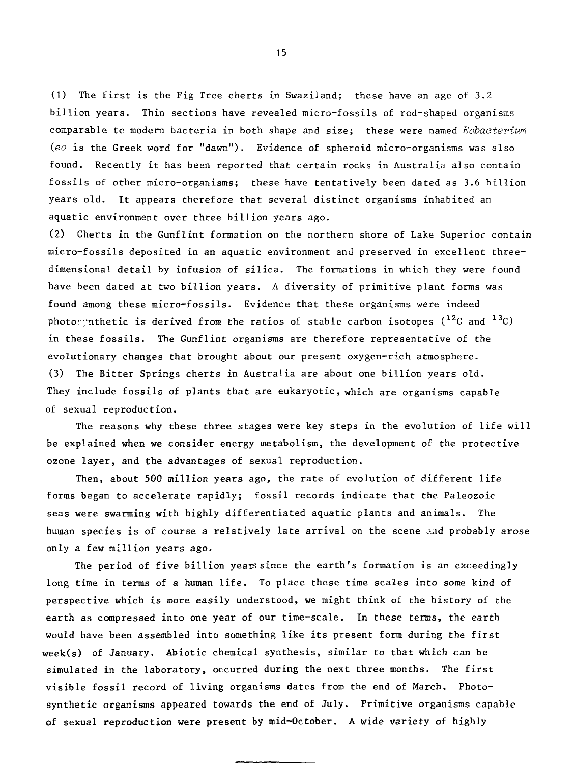(1) The first is the Fig Tree cherts in Swaziland; these have an age of 3.2 billion years. Thin sections have revealed micro-fossils of rod-shaped organisms comparable to modern bacteria in both shape and size; these were named *Eobacterium* (*eo* is the Greek word for "dawn"). Evidence of spheroid micro-organisms was also found. Recently it has been reported that certain rocks in Australia also contain fossils of other micro-organisms; these have tentatively been dated as 3.6 billion years old. It appears therefore that several distinct organisms inhabited an aquatic environment over three billion years ago.

(2) Cherts in the Gunflint formation on the northern shore of Lake Superior contain micro-fossils deposited in an aquatic environment and preserved in excellent three-dimensional detail by infusion of silica. The formations in which they were found have been dated at two billion years. A diversity of primitive plant forms was found among these micro-fossils. Evidence that these organisms were indeed photosynthetic is derived from the ratios of stable carbon isotopes ($^{12}C$ and $^{13}C$) in these fossils. The Gunflint organisms are therefore representative of the evolutionary changes that brought about our present oxygen-rich atmosphere.

(3) The Bitter Springs cherts in Australia are about one billion years old. They include fossils of plants that are eukaryotic, which are organisms capable of sexual reproduction.

The reasons why these three stages were key steps in the evolution of life will be explained when we consider energy metabolism, the development of the protective ozone layer, and the advantages of sexual reproduction.

Then, about 500 million years ago, the rate of evolution of different life forms began to accelerate rapidly; fossil records indicate that the Paleozoic seas were swarming with highly differentiated aquatic plants and animals. The human species is of course a relatively late arrival on the scene and probably arose only a few million years ago.

The period of five billion years since the earth's formation is an exceedingly long time in terms of a human life. To place these time scales into some kind of perspective which is more easily understood, we might think of the history of the earth as compressed into one year of our time-scale. In these terms, the earth would have been assembled into something like its present form during the first week(s) of January. Abiotic chemical synthesis, similar to that which can be simulated in the laboratory, occurred during the next three months. The first visible fossil record of living organisms dates from the end of March. Photosynthetic organisms appeared towards the end of July. Primitive organisms capable of sexual reproduction were present by mid-October. A wide variety of highly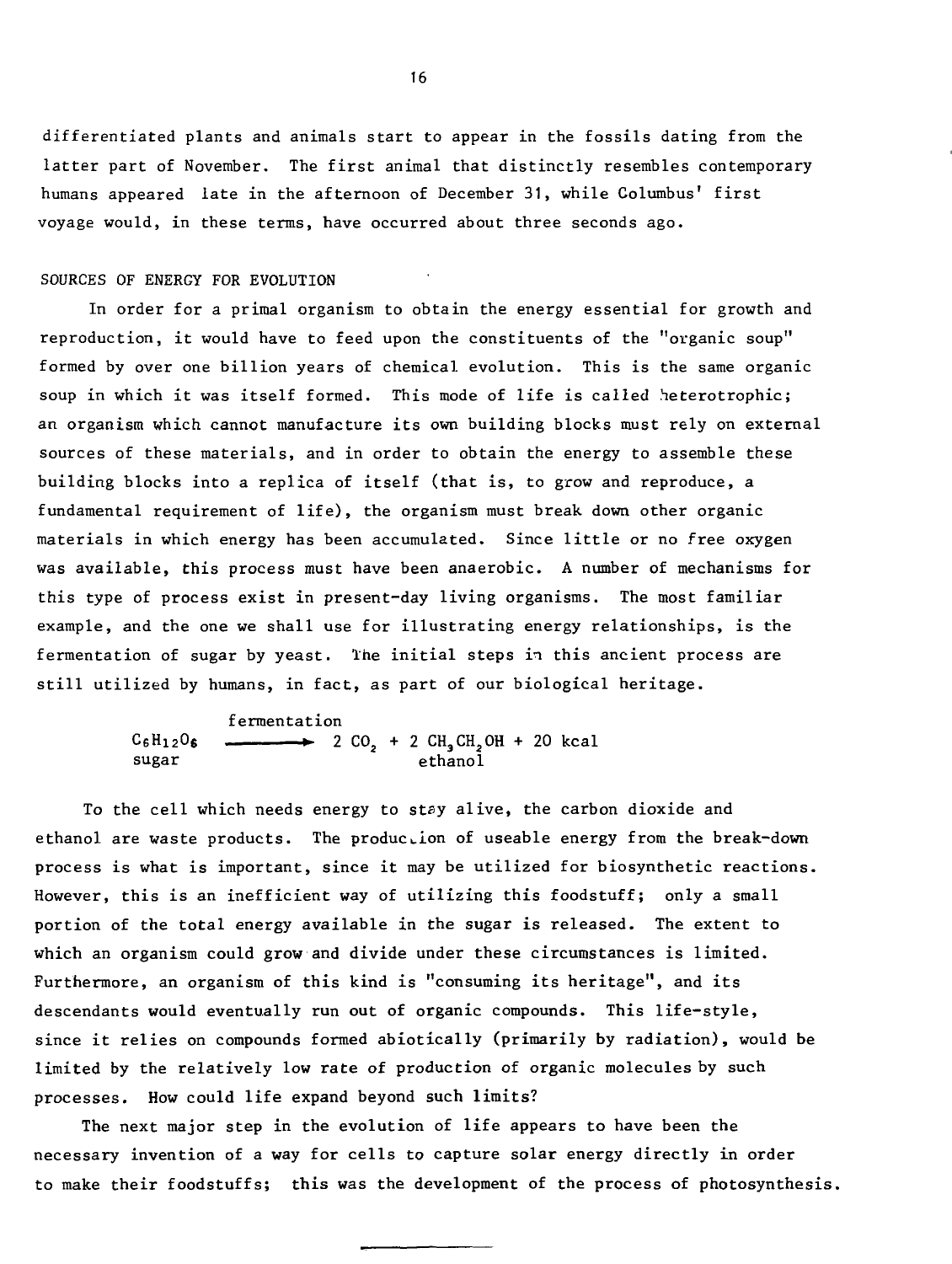differentiated plants and animals start to appear in the fossils dating from the latter part of November. The first animal that distinctly resembles contemporary humans appeared late in the afternoon of December 31, while Columbus' first voyage would, in these terms, have occurred about three seconds ago.

## SOURCES OF ENERGY FOR EVOLUTION

In order for a primal organism to obtain the energy essential for growth and reproduction, it would have to feed upon the constituents of the "organic soup" formed by over one billion years of chemical evolution. This is the same organic soup in which it was itself formed. This mode of life is called heterotrophic; an organism which cannot manufacture its own building blocks must rely on external sources of these materials, and in order to obtain the energy to assemble these building blocks into a replica of itself (that is, to grow and reproduce, a fundamental requirement of life), the organism must break down other organic materials in which energy has been accumulated. Since little or no free oxygen was available, this process must have been anaerobic. A number of mechanisms for this type of process exist in present-day living organisms. The most familiar example, and the one we shall use for illustrating energy relationships, is the fermentation of sugar by yeast. The initial steps in this ancient process are still utilized by humans, in fact, as part of our biological heritage.

$$\underset{\text{sugar}}{C_6H_{12}O_6} \xrightarrow{\text{fermentation}} 2\ CO_2 + 2\ \underset{\text{ethanol}}{CH_3CH_2OH} + 20\ \text{kcal}$$

To the cell which needs energy to stay alive, the carbon dioxide and ethanol are waste products. The production of useable energy from the break-down process is what is important, since it may be utilized for biosynthetic reactions. However, this is an inefficient way of utilizing this foodstuff; only a small portion of the total energy available in the sugar is released. The extent to which an organism could grow and divide under these circumstances is limited. Furthermore, an organism of this kind is "consuming its heritage", and its descendants would eventually run out of organic compounds. This life-style, since it relies on compounds formed abiotically (primarily by radiation), would be limited by the relatively low rate of production of organic molecules by such processes. How could life expand beyond such limits?

The next major step in the evolution of life appears to have been the necessary invention of a way for cells to capture solar energy directly in order to make their foodstuffs; this was the development of the process of photosynthesis.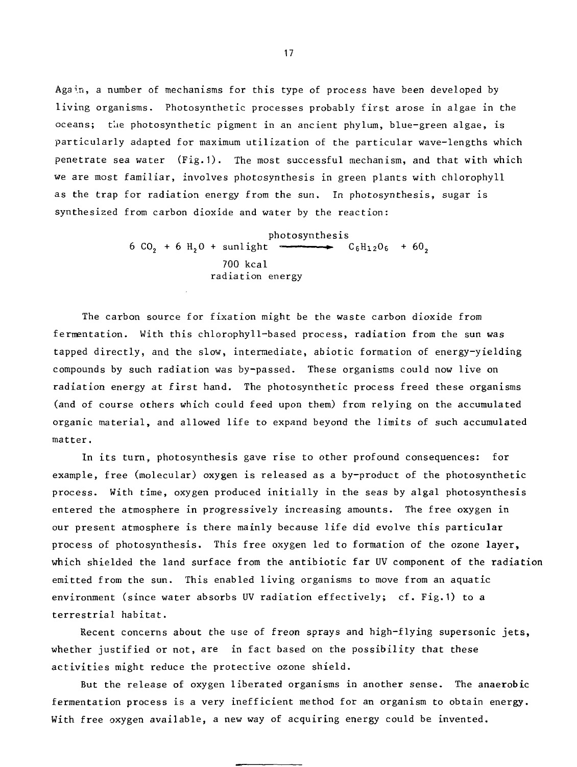Again, a number of mechanisms for this type of process have been developed by living organisms. Photosynthetic processes probably first arose in algae in the oceans; the photosynthetic pigment in an ancient phylum, blue-green algae, is particularly adapted for maximum utilization of the particular wave-lengths which penetrate sea water (Fig.1). The most successful mechanism, and that with which we are most familiar, involves photosynthesis in green plants with chlorophyll as the trap for radiation energy from the sun. In photosynthesis, sugar is synthesized from carbon dioxide and water by the reaction:

$$6\ CO_2 + 6\ H_2O + \underset{\text{700 kcal radiation energy}}{\text{sunlight}} \xrightarrow{\text{photosynthesis}} C_6H_{12}O_6 + 6O_2$$

The carbon source for fixation might be the waste carbon dioxide from fermentation. With this chlorophyll-based process, radiation from the sun was tapped directly, and the slow, intermediate, abiotic formation of energy-yielding compounds by such radiation was by-passed. These organisms could now live on radiation energy at first hand. The photosynthetic process freed these organisms (and of course others which could feed upon them) from relying on the accumulated organic material, and allowed life to expand beyond the limits of such accumulated matter.

In its turn, photosynthesis gave rise to other profound consequences: for example, free (molecular) oxygen is released as a by-product of the photosynthetic process. With time, oxygen produced initially in the seas by algal photosynthesis entered the atmosphere in progressively increasing amounts. The free oxygen in our present atmosphere is there mainly because life did evolve this particular process of photosynthesis. This free oxygen led to formation of the ozone layer, which shielded the land surface from the antibiotic far UV component of the radiation emitted from the sun. This enabled living organisms to move from an aquatic environment (since water absorbs UV radiation effectively; cf. Fig.1) to a terrestrial habitat.

Recent concerns about the use of freon sprays and high-flying supersonic jets, whether justified or not, are in fact based on the possibility that these activities might reduce the protective ozone shield.

But the release of oxygen liberated organisms in another sense. The anaerobic fermentation process is a very inefficient method for an organism to obtain energy. With free oxygen available, a new way of acquiring energy could be invented.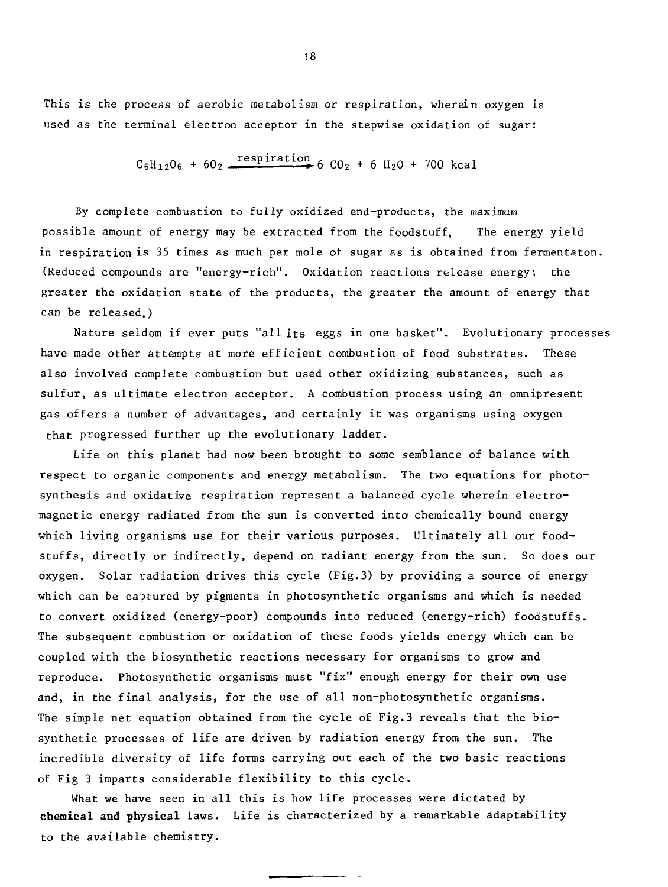This is the process of aerobic metabolism or respiration, wherein oxygen is used as the terminal electron acceptor in the stepwise oxidation of sugar:

$$C_6H_{12}O_6 + 6O_2 \xrightarrow{\text{respiration}} 6\ CO_2 + 6\ H_2O + 700\ \text{kcal}$$

By complete combustion to fully oxidized end-products, the maximum possible amount of energy may be extracted from the foodstuff, The energy yield in respiration is 35 times as much per mole of sugar as is obtained from fermentaton. (Reduced compounds are "energy-rich". Oxidation reactions release energy; the greater the oxidation state of the products, the greater the amount of energy that can be released.)

Nature seldom if ever puts "all its eggs in one basket". Evolutionary processes have made other attempts at more efficient combustion of food substrates. These also involved complete combustion but used other oxidizing substances, such as sulfur, as ultimate electron acceptor. A combustion process using an omnipresent gas offers a number of advantages, and certainly it was organisms using oxygen that progressed further up the evolutionary ladder.

Life on this planet had now been brought to some semblance of balance with respect to organic components and energy metabolism. The two equations for photosynthesis and oxidative respiration represent a balanced cycle wherein electromagnetic energy radiated from the sun is converted into chemically bound energy which living organisms use for their various purposes. Ultimately all our foodstuffs, directly or indirectly, depend on radiant energy from the sun. So does our oxygen. Solar radiation drives this cycle (Fig.3) by providing a source of energy which can be captured by pigments in photosynthetic organisms and which is needed to convert oxidized (energy-poor) compounds into reduced (energy-rich) foodstuffs. The subsequent combustion or oxidation of these foods yields energy which can be coupled with the biosynthetic reactions necessary for organisms to grow and reproduce. Photosynthetic organisms must "fix" enough energy for their own use and, in the final analysis, for the use of all non-photosynthetic organisms. The simple net equation obtained from the cycle of Fig.3 reveals that the biosynthetic processes of life are driven by radiation energy from the sun. The incredible diversity of life forms carrying out each of the two basic reactions of Fig 3 imparts considerable flexibility to this cycle.

What we have seen in all this is how life processes were dictated by **chemical and physical** laws. Life is characterized by a remarkable adaptability to the available chemistry.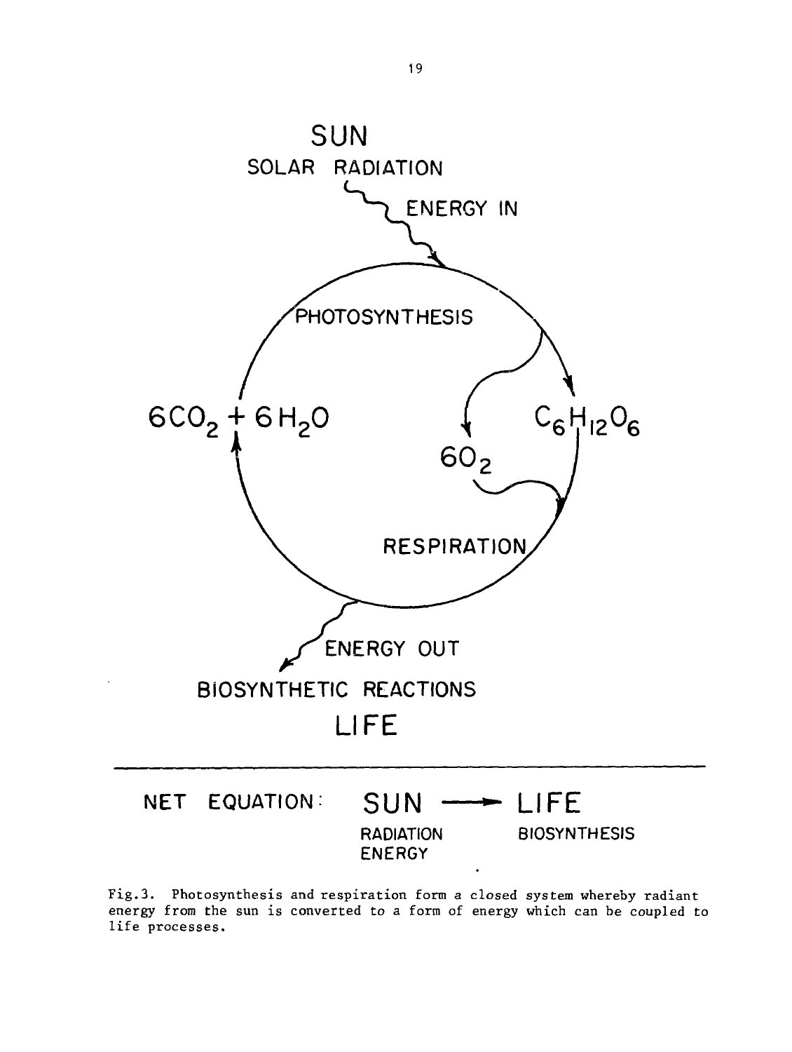SUN

SOLAR RADIATION

ENERGY IN

PHOTOSYNTHESIS

$6CO_2 + 6H_2O$

$C_6H_{12}O_6$

$6O_2$

RESPIRATION

ENERGY OUT

BIOSYNTHETIC REACTIONS

LIFE

---

NET EQUATION: SUN ⟶ LIFE

RADIATION ENERGY — BIOSYNTHESIS

Fig.3. Photosynthesis and respiration form a closed system whereby radiant energy from the sun is converted to a form of energy which can be coupled to life processes.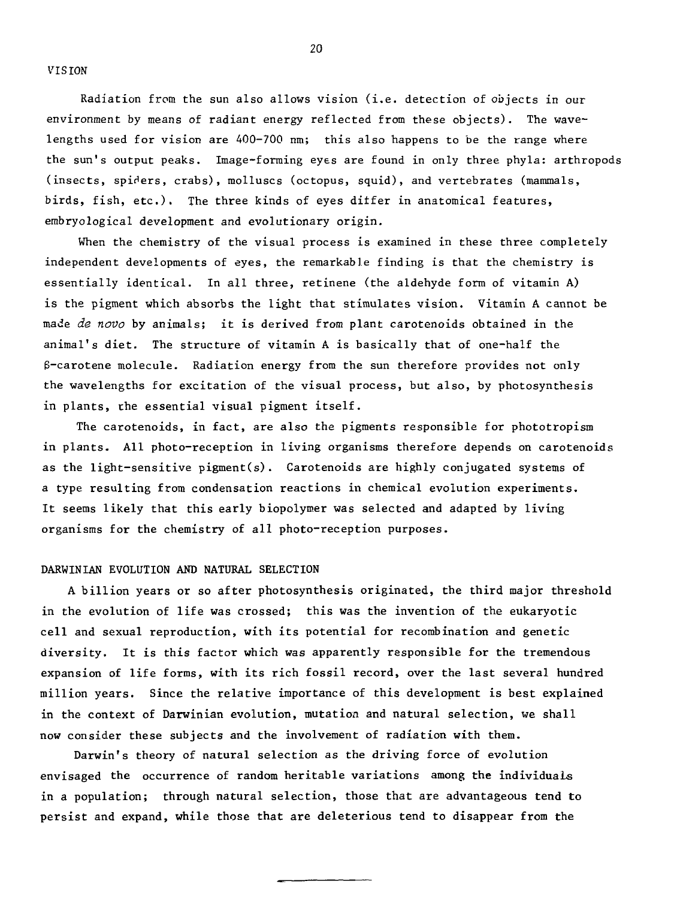## VISION

Radiation from the sun also allows vision (i.e. detection of objects in our environment by means of radiant energy reflected from these objects). The wavelengths used for vision are 400-700 nm; this also happens to be the range where the sun's output peaks. Image-forming eyes are found in only three phyla: arthropods (insects, spiders, crabs), molluscs (octopus, squid), and vertebrates (mammals, birds, fish, etc.). The three kinds of eyes differ in anatomical features, embryological development and evolutionary origin.

When the chemistry of the visual process is examined in these three completely independent developments of eyes, the remarkable finding is that the chemistry is essentially identical. In all three, retinene (the aldehyde form of vitamin A) is the pigment which absorbs the light that stimulates vision. Vitamin A cannot be made *de novo* by animals; it is derived from plant carotenoids obtained in the animal's diet. The structure of vitamin A is basically that of one-half the β-carotene molecule. Radiation energy from the sun therefore provides not only the wavelengths for excitation of the visual process, but also, by photosynthesis in plants, the essential visual pigment itself.

The carotenoids, in fact, are also the pigments responsible for phototropism in plants. All photo-reception in living organisms therefore depends on carotenoids as the light-sensitive pigment(s). Carotenoids are highly conjugated systems of a type resulting from condensation reactions in chemical evolution experiments. It seems likely that this early biopolymer was selected and adapted by living organisms for the chemistry of all photo-reception purposes.

## DARWINIAN EVOLUTION AND NATURAL SELECTION

A billion years or so after photosynthesis originated, the third major threshold in the evolution of life was crossed; this was the invention of the eukaryotic cell and sexual reproduction, with its potential for recombination and genetic diversity. It is this factor which was apparently responsible for the tremendous expansion of life forms, with its rich fossil record, over the last several hundred million years. Since the relative importance of this development is best explained in the context of Darwinian evolution, mutation and natural selection, we shall now consider these subjects and the involvement of radiation with them.

Darwin's theory of natural selection as the driving force of evolution envisaged the occurrence of random heritable variations among the individuals in a population; through natural selection, those that are advantageous tend to persist and expand, while those that are deleterious tend to disappear from the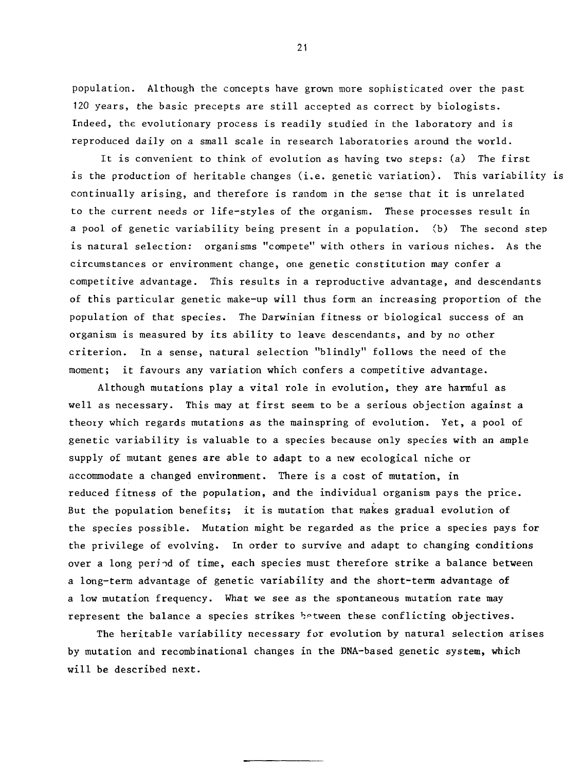population. Although the concepts have grown more sophisticated over the past 120 years, the basic precepts are still accepted as correct by biologists. Indeed, the evolutionary process is readily studied in the laboratory and is reproduced daily on a small scale in research laboratories around the world.

It is convenient to think of evolution as having two steps: (a) The first is the production of heritable changes (i.e. genetic variation). This variability is continually arising, and therefore is random in the sense that it is unrelated to the current needs or life-styles of the organism. These processes result in a pool of genetic variability being present in a population. (b) The second step is natural selection: organisms "compete" with others in various niches. As the circumstances or environment change, one genetic constitution may confer a competitive advantage. This results in a reproductive advantage, and descendants of this particular genetic make-up will thus form an increasing proportion of the population of that species. The Darwinian fitness or biological success of an organism is measured by its ability to leave descendants, and by no other criterion. In a sense, natural selection "blindly" follows the need of the moment; it favours any variation which confers a competitive advantage.

Although mutations play a vital role in evolution, they are harmful as well as necessary. This may at first seem to be a serious objection against a theory which regards mutations as the mainspring of evolution. Yet, a pool of genetic variability is valuable to a species because only species with an ample supply of mutant genes are able to adapt to a new ecological niche or accommodate a changed environment. There is a cost of mutation, in reduced fitness of the population, and the individual organism pays the price. But the population benefits; it is mutation that makes gradual evolution of the species possible. Mutation might be regarded as the price a species pays for the privilege of evolving. In order to survive and adapt to changing conditions over a long period of time, each species must therefore strike a balance between a long-term advantage of genetic variability and the short-term advantage of a low mutation frequency. What we see as the spontaneous mutation rate may represent the balance a species strikes between these conflicting objectives.

The heritable variability necessary for evolution by natural selection arises by mutation and recombinational changes in the DNA-based genetic system, which will be described next.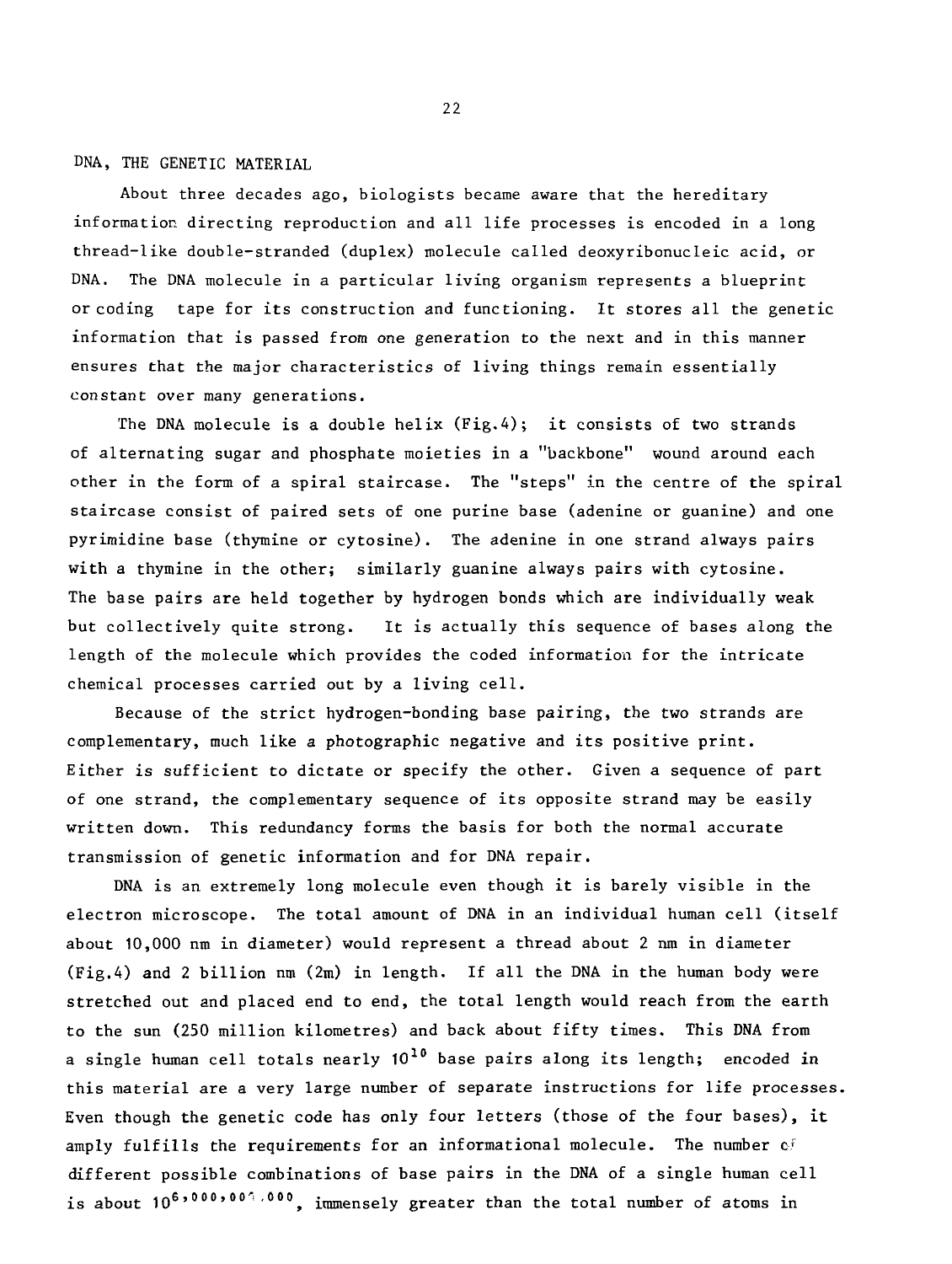## DNA, THE GENETIC MATERIAL

About three decades ago, biologists became aware that the hereditary information directing reproduction and all life processes is encoded in a long thread-like double-stranded (duplex) molecule called deoxyribonucleic acid, or DNA. The DNA molecule in a particular living organism represents a blueprint or coding tape for its construction and functioning. It stores all the genetic information that is passed from one generation to the next and in this manner ensures that the major characteristics of living things remain essentially constant over many generations.

The DNA molecule is a double helix (Fig.4); it consists of two strands of alternating sugar and phosphate moieties in a "backbone" wound around each other in the form of a spiral staircase. The "steps" in the centre of the spiral staircase consist of paired sets of one purine base (adenine or guanine) and one pyrimidine base (thymine or cytosine). The adenine in one strand always pairs with a thymine in the other; similarly guanine always pairs with cytosine. The base pairs are held together by hydrogen bonds which are individually weak but collectively quite strong. It is actually this sequence of bases along the length of the molecule which provides the coded information for the intricate chemical processes carried out by a living cell.

Because of the strict hydrogen-bonding base pairing, the two strands are complementary, much like a photographic negative and its positive print. Either is sufficient to dictate or specify the other. Given a sequence of part of one strand, the complementary sequence of its opposite strand may be easily written down. This redundancy forms the basis for both the normal accurate transmission of genetic information and for DNA repair.

DNA is an extremely long molecule even though it is barely visible in the electron microscope. The total amount of DNA in an individual human cell (itself about 10,000 nm in diameter) would represent a thread about 2 nm in diameter (Fig.4) and 2 billion nm (2m) in length. If all the DNA in the human body were stretched out and placed end to end, the total length would reach from the earth to the sun (250 million kilometres) and back about fifty times. This DNA from a single human cell totals nearly $10^{10}$ base pairs along its length; encoded in this material are a very large number of separate instructions for life processes. Even though the genetic code has only four letters (those of the four bases), it amply fulfills the requirements for an informational molecule. The number of different possible combinations of base pairs in the DNA of a single human cell is about $10^{6,000,000,000}$, immensely greater than the total number of atoms in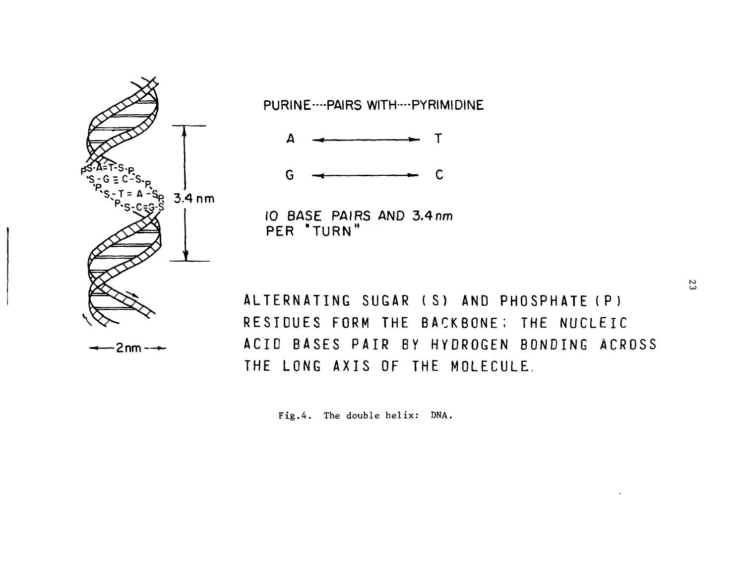PURINE----PAIRS WITH----PYRIMIDINE

A ←——→ T

G ←——→ C

10 BASE PAIRS AND 3.4 nm PER "TURN"

ALTERNATING SUGAR (S) AND PHOSPHATE (P) RESIDUES FORM THE BACKBONE; THE NUCLEIC ACID BASES PAIR BY HYDROGEN BONDING ACROSS THE LONG AXIS OF THE MOLECULE.

Fig.4. The double helix: DNA.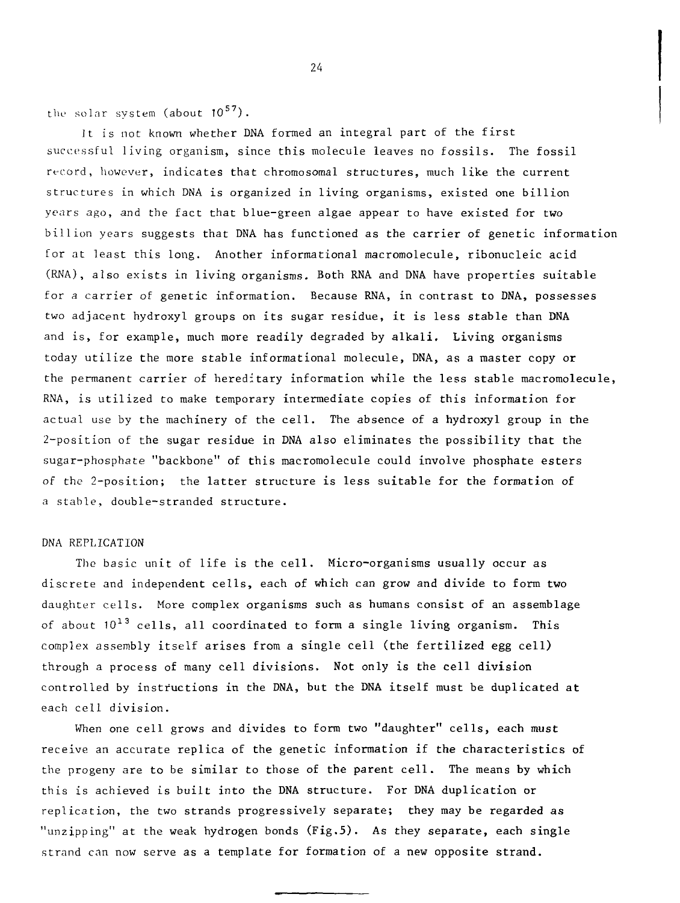the solar system (about $10^{57}$).

It is not known whether DNA formed an integral part of the first successful living organism, since this molecule leaves no fossils. The fossil record, however, indicates that chromosomal structures, much like the current structures in which DNA is organized in living organisms, existed one billion years ago, and the fact that blue-green algae appear to have existed for two billion years suggests that DNA has functioned as the carrier of genetic information for at least this long. Another informational macromolecule, ribonucleic acid (RNA), also exists in living organisms. Both RNA and DNA have properties suitable for a carrier of genetic information. Because RNA, in contrast to DNA, possesses two adjacent hydroxyl groups on its sugar residue, it is less stable than DNA and is, for example, much more readily degraded by alkali. Living organisms today utilize the more stable informational molecule, DNA, as a master copy or the permanent carrier of hereditary information while the less stable macromolecule, RNA, is utilized to make temporary intermediate copies of this information for actual use by the machinery of the cell. The absence of a hydroxyl group in the 2-position of the sugar residue in DNA also eliminates the possibility that the sugar-phosphate "backbone" of this macromolecule could involve phosphate esters of the 2-position; the latter structure is less suitable for the formation of a stable, double-stranded structure.

## DNA REPLICATION

The basic unit of life is the cell. Micro-organisms usually occur as discrete and independent cells, each of which can grow and divide to form two daughter cells. More complex organisms such as humans consist of an assemblage of about $10^{13}$ cells, all coordinated to form a single living organism. This complex assembly itself arises from a single cell (the fertilized egg cell) through a process of many cell divisions. Not only is the cell division controlled by instructions in the DNA, but the DNA itself must be duplicated at each cell division.

When one cell grows and divides to form two "daughter" cells, each must receive an accurate replica of the genetic information if the characteristics of the progeny are to be similar to those of the parent cell. The means by which this is achieved is built into the DNA structure. For DNA duplication or replication, the two strands progressively separate; they may be regarded as "unzipping" at the weak hydrogen bonds (Fig.5). As they separate, each single strand can now serve as a template for formation of a new opposite strand.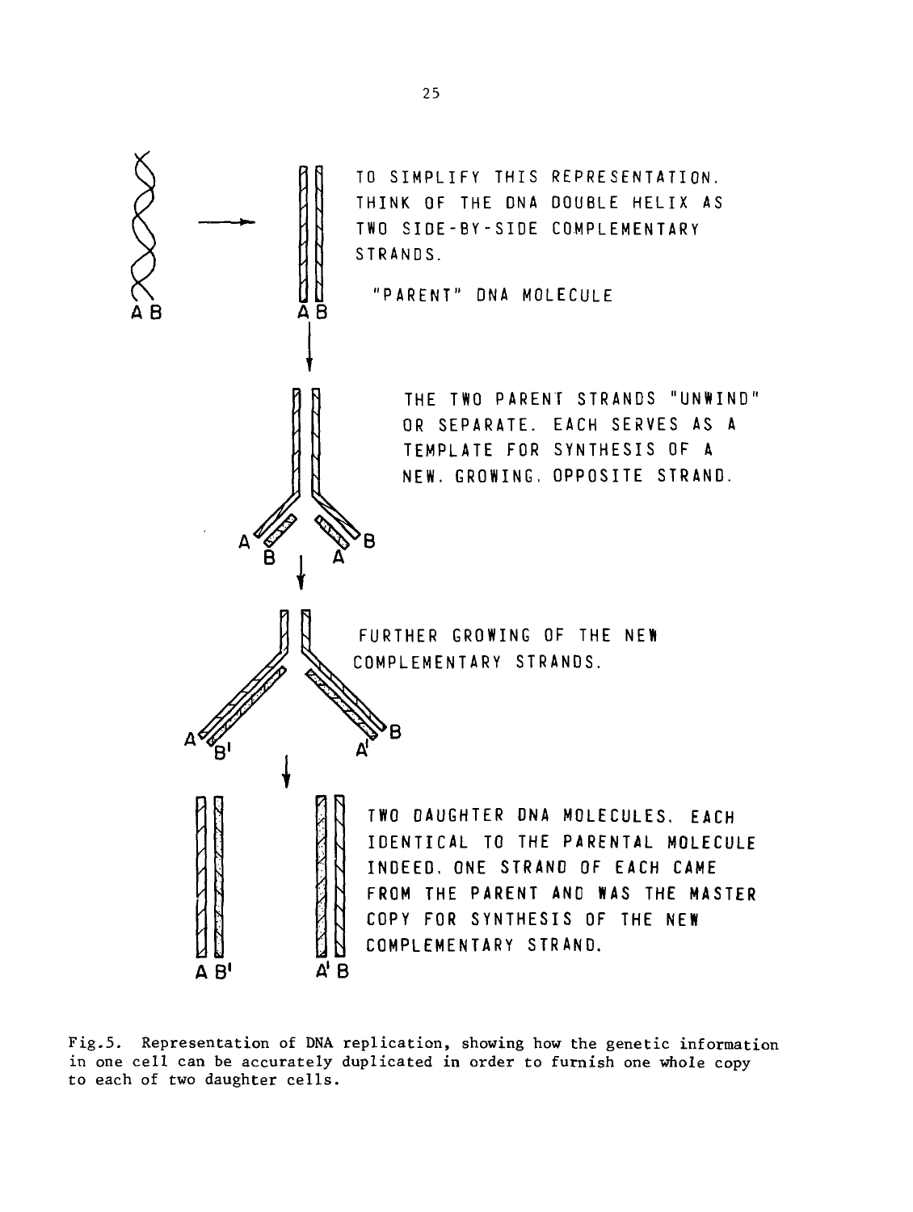TO SIMPLIFY THIS REPRESENTATION. THINK OF THE DNA DOUBLE HELIX AS TWO SIDE-BY-SIDE COMPLEMENTARY STRANDS.

"PARENT" DNA MOLECULE

THE TWO PARENT STRANDS "UNWIND" OR SEPARATE. EACH SERVES AS A TEMPLATE FOR SYNTHESIS OF A NEW, GROWING, OPPOSITE STRAND.

FURTHER GROWING OF THE NEW COMPLEMENTARY STRANDS.

TWO DAUGHTER DNA MOLECULES, EACH IDENTICAL TO THE PARENTAL MOLECULE INDEED, ONE STRAND OF EACH CAME FROM THE PARENT AND WAS THE MASTER COPY FOR SYNTHESIS OF THE NEW COMPLEMENTARY STRAND.

Fig.5. Representation of DNA replication, showing how the genetic information in one cell can be accurately duplicated in order to furnish one whole copy to each of two daughter cells.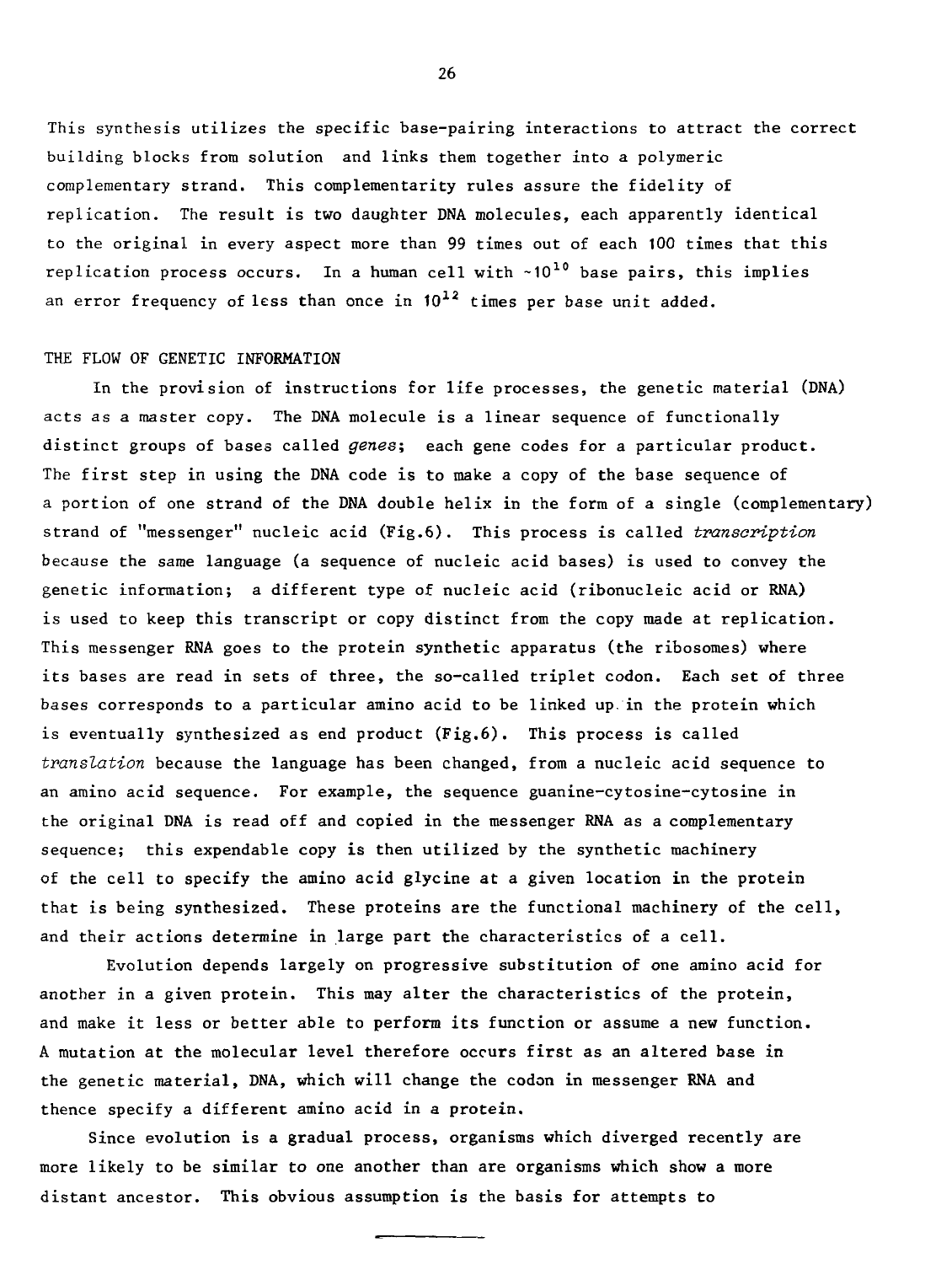This synthesis utilizes the specific base-pairing interactions to attract the correct building blocks from solution and links them together into a polymeric complementary strand. This complementarity rules assure the fidelity of replication. The result is two daughter DNA molecules, each apparently identical to the original in every aspect more than 99 times out of each 100 times that this replication process occurs. In a human cell with $\sim 10^{10}$ base pairs, this implies an error frequency of less than once in $10^{12}$ times per base unit added.

## THE FLOW OF GENETIC INFORMATION

In the provision of instructions for life processes, the genetic material (DNA) acts as a master copy. The DNA molecule is a linear sequence of functionally distinct groups of bases called *genes*; each gene codes for a particular product. The first step in using the DNA code is to make a copy of the base sequence of a portion of one strand of the DNA double helix in the form of a single (complementary) strand of "messenger" nucleic acid (Fig.6). This process is called *transcription* because the same language (a sequence of nucleic acid bases) is used to convey the genetic information; a different type of nucleic acid (ribonucleic acid or RNA) is used to keep this transcript or copy distinct from the copy made at replication. This messenger RNA goes to the protein synthetic apparatus (the ribosomes) where its bases are read in sets of three, the so-called triplet codon. Each set of three bases corresponds to a particular amino acid to be linked up in the protein which is eventually synthesized as end product (Fig.6). This process is called *translation* because the language has been changed, from a nucleic acid sequence to an amino acid sequence. For example, the sequence guanine-cytosine-cytosine in the original DNA is read off and copied in the messenger RNA as a complementary sequence; this expendable copy is then utilized by the synthetic machinery of the cell to specify the amino acid glycine at a given location in the protein that is being synthesized. These proteins are the functional machinery of the cell, and their actions determine in large part the characteristics of a cell.

Evolution depends largely on progressive substitution of one amino acid for another in a given protein. This may alter the characteristics of the protein, and make it less or better able to perform its function or assume a new function. A mutation at the molecular level therefore occurs first as an altered base in the genetic material, DNA, which will change the codon in messenger RNA and thence specify a different amino acid in a protein.

Since evolution is a gradual process, organisms which diverged recently are more likely to be similar to one another than are organisms which show a more distant ancestor. This obvious assumption is the basis for attempts to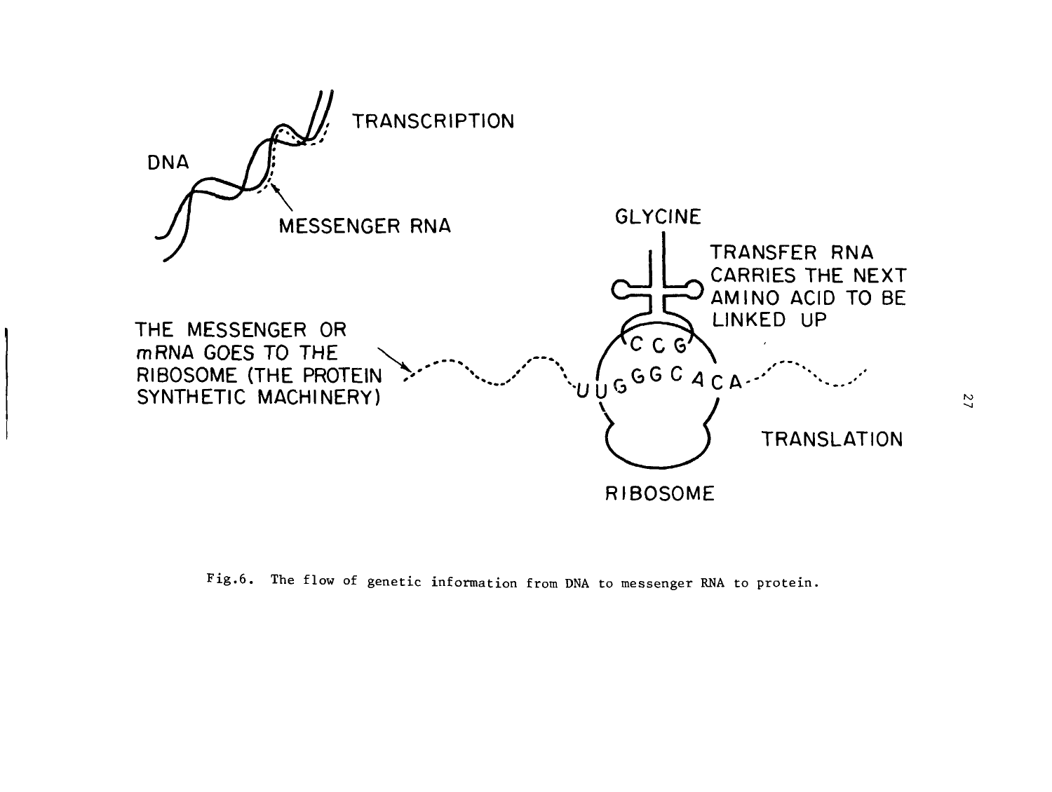TRANSCRIPTION

DNA

MESSENGER RNA

GLYCINE

TRANSFER RNA CARRIES THE NEXT AMINO ACID TO BE LINKED UP

THE MESSENGER OR mRNA GOES TO THE RIBOSOME (THE PROTEIN SYNTHETIC MACHINERY)

C C G

U U G G G C A C A

TRANSLATION

RIBOSOME

Fig.6. The flow of genetic information from DNA to messenger RNA to protein.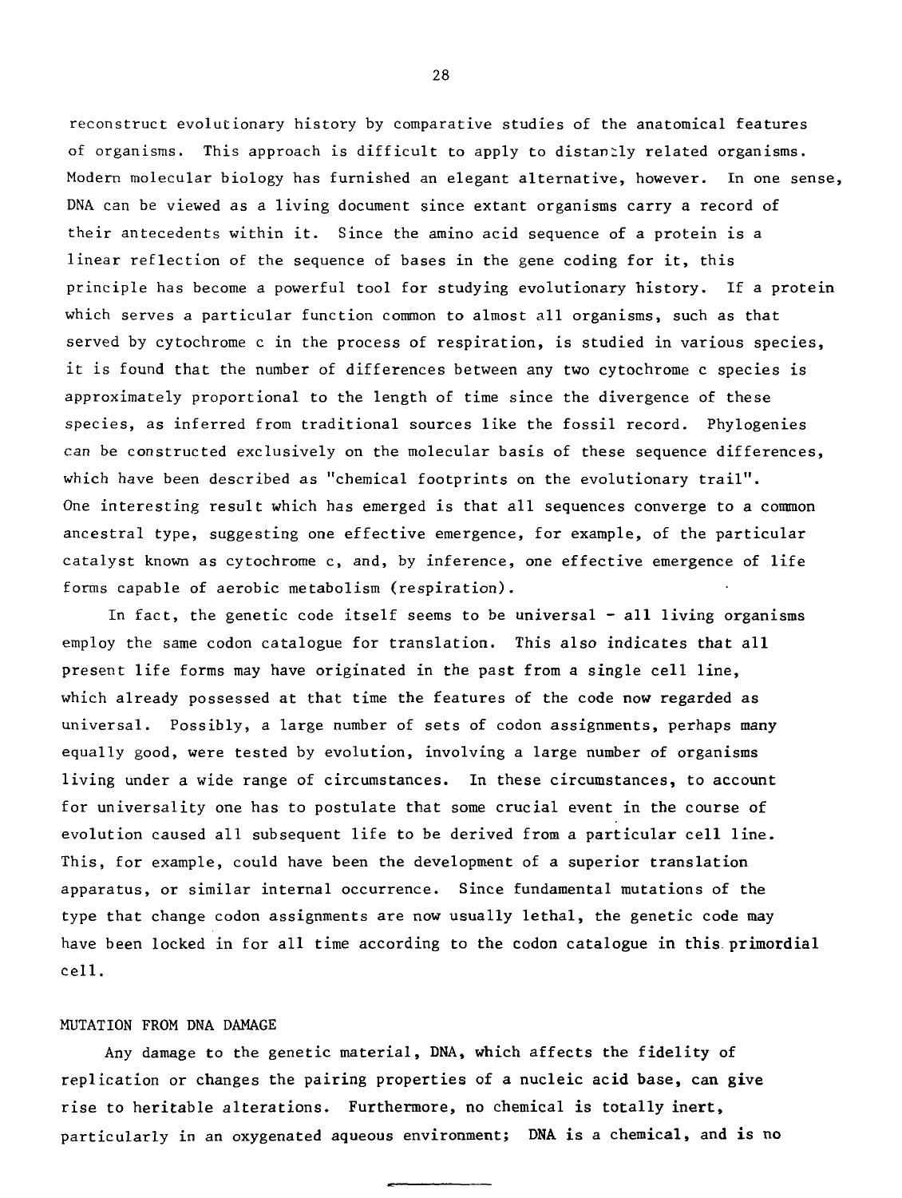reconstruct evolutionary history by comparative studies of the anatomical features of organisms. This approach is difficult to apply to distantly related organisms. Modern molecular biology has furnished an elegant alternative, however. In one sense, DNA can be viewed as a living document since extant organisms carry a record of their antecedents within it. Since the amino acid sequence of a protein is a linear reflection of the sequence of bases in the gene coding for it, this principle has become a powerful tool for studying evolutionary history. If a protein which serves a particular function common to almost all organisms, such as that served by cytochrome c in the process of respiration, is studied in various species, it is found that the number of differences between any two cytochrome c species is approximately proportional to the length of time since the divergence of these species, as inferred from traditional sources like the fossil record. Phylogenies can be constructed exclusively on the molecular basis of these sequence differences, which have been described as "chemical footprints on the evolutionary trail". One interesting result which has emerged is that all sequences converge to a common ancestral type, suggesting one effective emergence, for example, of the particular catalyst known as cytochrome c, and, by inference, one effective emergence of life forms capable of aerobic metabolism (respiration).

In fact, the genetic code itself seems to be universal - all living organisms employ the same codon catalogue for translation. This also indicates that all present life forms may have originated in the past from a single cell line, which already possessed at that time the features of the code now regarded as universal. Possibly, a large number of sets of codon assignments, perhaps many equally good, were tested by evolution, involving a large number of organisms living under a wide range of circumstances. In these circumstances, to account for universality one has to postulate that some crucial event in the course of evolution caused all subsequent life to be derived from a particular cell line. This, for example, could have been the development of a superior translation apparatus, or similar internal occurrence. Since fundamental mutations of the type that change codon assignments are now usually lethal, the genetic code may have been locked in for all time according to the codon catalogue in this primordial cell.

## MUTATION FROM DNA DAMAGE

Any damage to the genetic material, DNA, which affects the fidelity of replication or changes the pairing properties of a nucleic acid base, can give rise to heritable alterations. Furthermore, no chemical is totally inert, particularly in an oxygenated aqueous environment; DNA is a chemical, and is no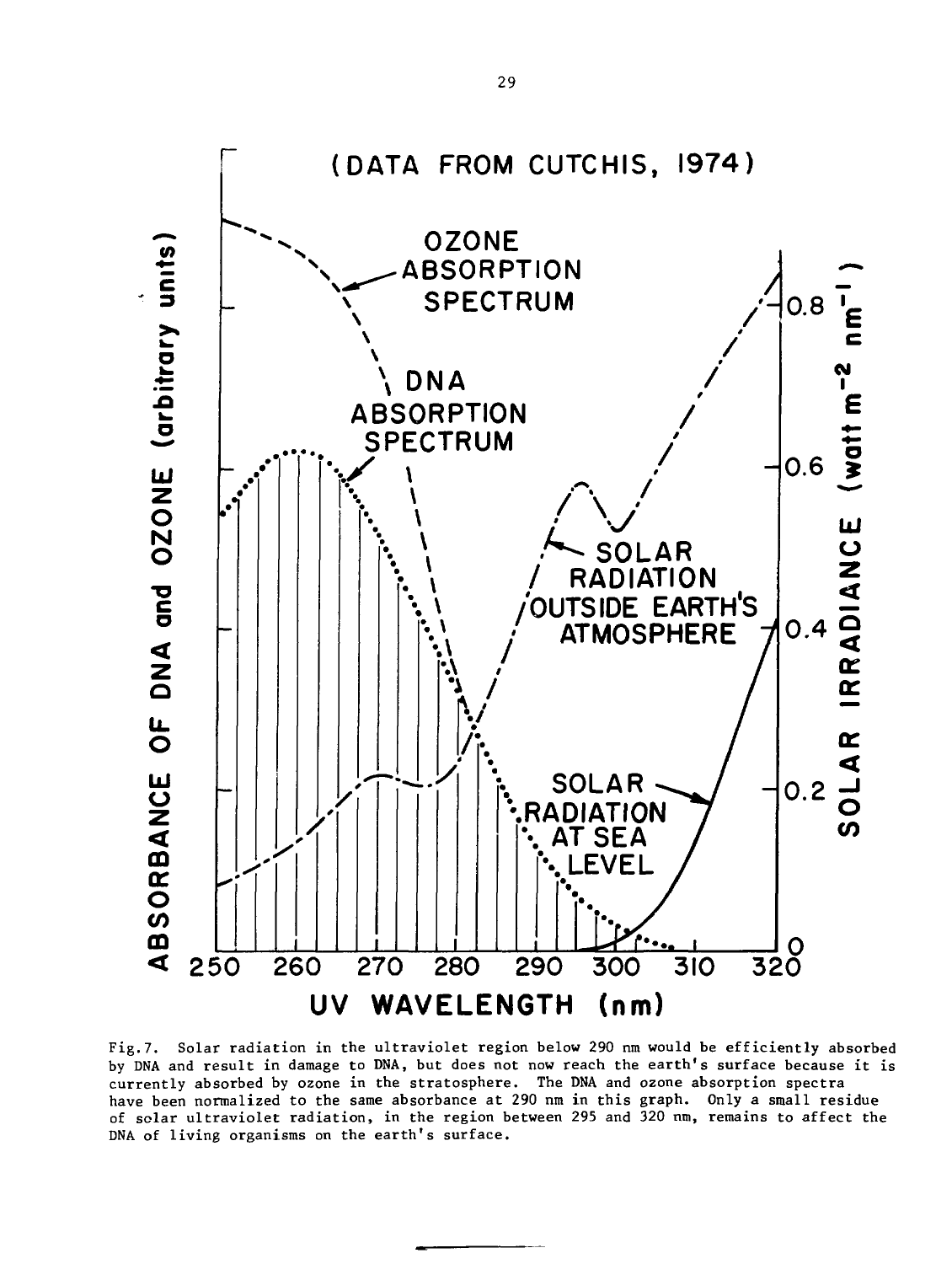Fig.7. Solar radiation in the ultraviolet region below 290 nm would be efficiently absorbed by DNA and result in damage to DNA, but does not now reach the earth's surface because it is currently absorbed by ozone in the stratosphere. The DNA and ozone absorption spectra have been normalized to the same absorbance at 290 nm in this graph. Only a small residue of solar ultraviolet radiation, in the region between 295 and 320 nm, remains to affect the DNA of living organisms on the earth's surface.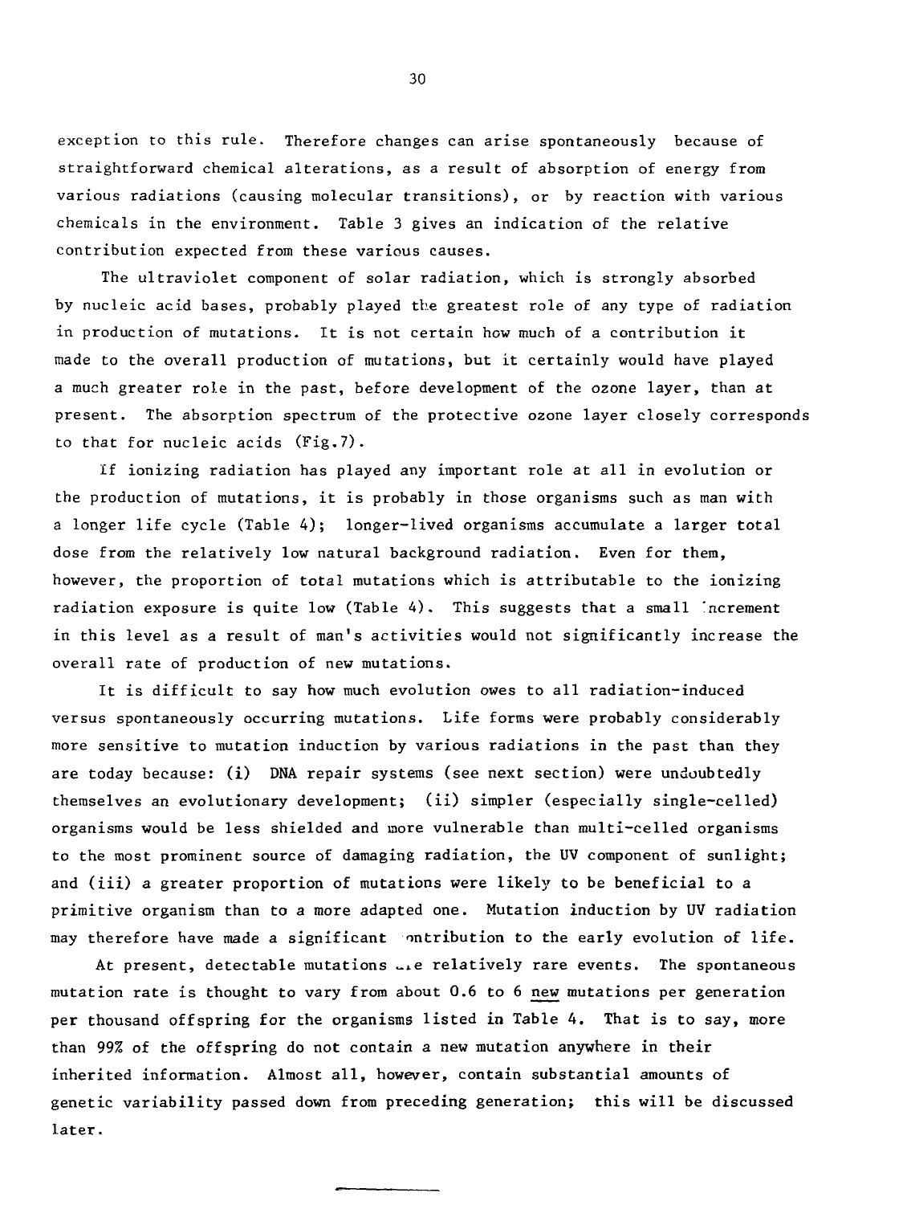exception to this rule. Therefore changes can arise spontaneously because of straightforward chemical alterations, as a result of absorption of energy from various radiations (causing molecular transitions), or by reaction with various chemicals in the environment. Table 3 gives an indication of the relative contribution expected from these various causes.

The ultraviolet component of solar radiation, which is strongly absorbed by nucleic acid bases, probably played the greatest role of any type of radiation in production of mutations. It is not certain how much of a contribution it made to the overall production of mutations, but it certainly would have played a much greater role in the past, before development of the ozone layer, than at present. The absorption spectrum of the protective ozone layer closely corresponds to that for nucleic acids (Fig.7).

If ionizing radiation has played any important role at all in evolution or the production of mutations, it is probably in those organisms such as man with a longer life cycle (Table 4); longer-lived organisms accumulate a larger total dose from the relatively low natural background radiation. Even for them, however, the proportion of total mutations which is attributable to the ionizing radiation exposure is quite low (Table 4). This suggests that a small increment in this level as a result of man's activities would not significantly increase the overall rate of production of new mutations.

It is difficult to say how much evolution owes to all radiation-induced versus spontaneously occurring mutations. Life forms were probably considerably more sensitive to mutation induction by various radiations in the past than they are today because: (i) DNA repair systems (see next section) were undoubtedly themselves an evolutionary development; (ii) simpler (especially single-celled) organisms would be less shielded and more vulnerable than multi-celled organisms to the most prominent source of damaging radiation, the UV component of sunlight; and (iii) a greater proportion of mutations were likely to be beneficial to a primitive organism than to a more adapted one. Mutation induction by UV radiation may therefore have made a significant contribution to the early evolution of life.

At present, detectable mutations are relatively rare events. The spontaneous mutation rate is thought to vary from about 0.6 to 6 new mutations per generation per thousand offspring for the organisms listed in Table 4. That is to say, more than 99% of the offspring do not contain a new mutation anywhere in their inherited information. Almost all, however, contain substantial amounts of genetic variability passed down from preceding generation; this will be discussed later.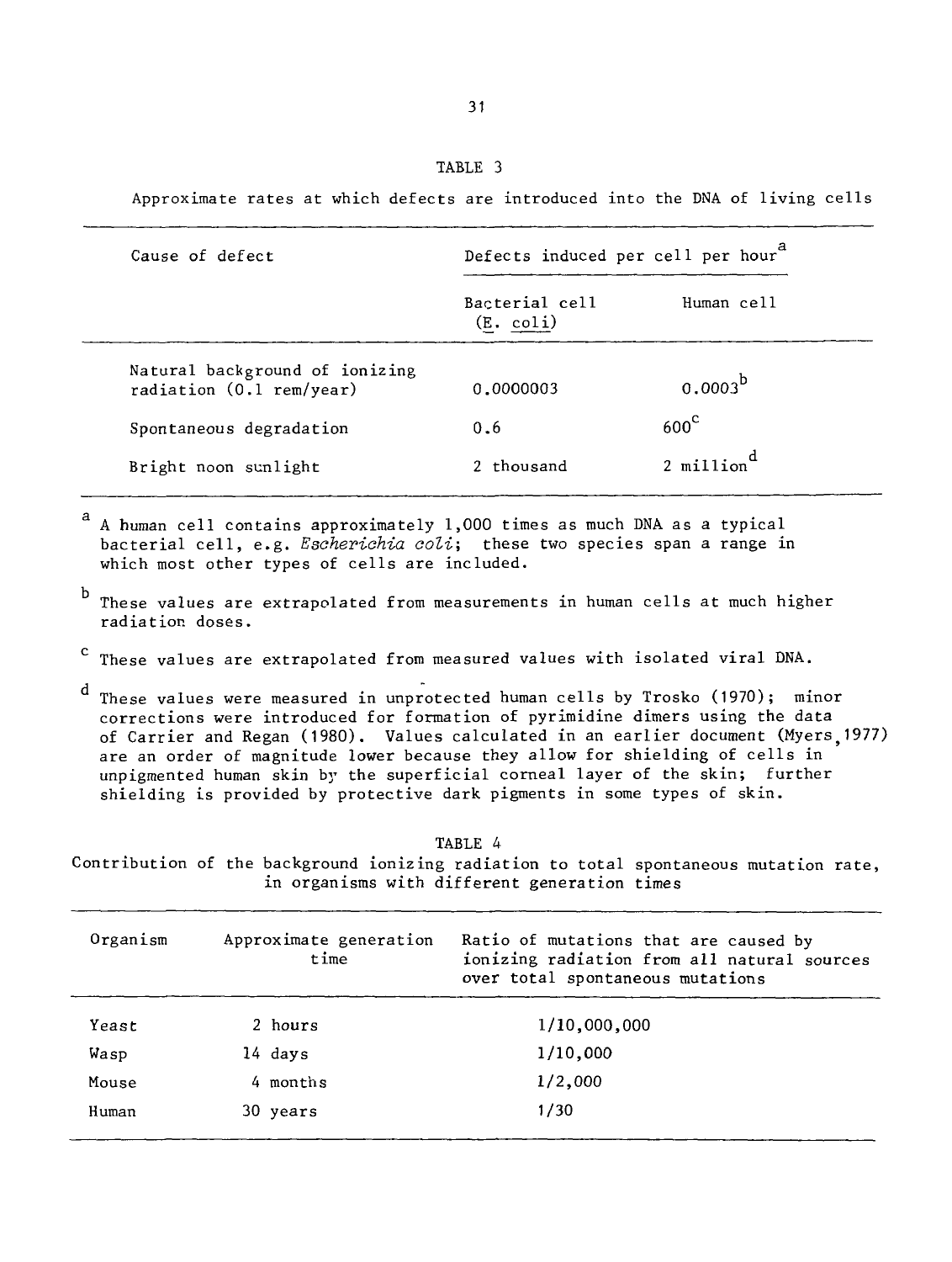TABLE 3

Approximate rates at which defects are introduced into the DNA of living cells

| Cause of defect | Defects induced per cell per hour[a] | |
|---|---|---|
| | Bacterial cell (*E. coli*) | Human cell |
| Natural background of ionizing radiation (0.1 rem/year) | 0.0000003 | 0.0003[b] |
| Spontaneous degradation | 0.6 | 600[c] |
| Bright noon sunlight | 2 thousand | 2 million[d] |

[a] A human cell contains approximately 1,000 times as much DNA as a typical bacterial cell, e.g. *Escherichia coli*; these two species span a range in which most other types of cells are included.

[b] These values are extrapolated from measurements in human cells at much higher radiation doses.

[c] These values are extrapolated from measured values with isolated viral DNA.

[d] These values were measured in unprotected human cells by Trosko (1970); minor corrections were introduced for formation of pyrimidine dimers using the data of Carrier and Regan (1980). Values calculated in an earlier document (Myers, 1977) are an order of magnitude lower because they allow for shielding of cells in unpigmented human skin by the superficial corneal layer of the skin; further shielding is provided by protective dark pigments in some types of skin.

TABLE 4

Contribution of the background ionizing radiation to total spontaneous mutation rate, in organisms with different generation times

| Organism | Approximate generation time | Ratio of mutations that are caused by ionizing radiation from all natural sources over total spontaneous mutations |
|---|---|---|
| Yeast | 2 hours | 1/10,000,000 |
| Wasp | 14 days | 1/10,000 |
| Mouse | 4 months | 1/2,000 |
| Human | 30 years | 1/30 |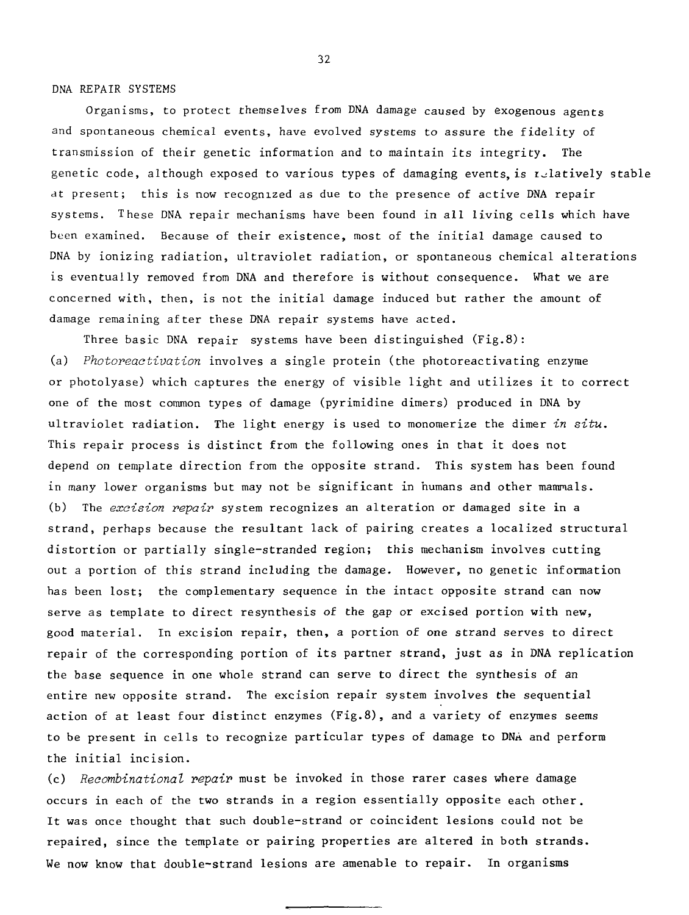## DNA REPAIR SYSTEMS

Organisms, to protect themselves from DNA damage caused by exogenous agents and spontaneous chemical events, have evolved systems to assure the fidelity of transmission of their genetic information and to maintain its integrity. The genetic code, although exposed to various types of damaging events, is relatively stable at present; this is now recognized as due to the presence of active DNA repair systems. These DNA repair mechanisms have been found in all living cells which have been examined. Because of their existence, most of the initial damage caused to DNA by ionizing radiation, ultraviolet radiation, or spontaneous chemical alterations is eventually removed from DNA and therefore is without consequence. What we are concerned with, then, is not the initial damage induced but rather the amount of damage remaining after these DNA repair systems have acted.

Three basic DNA repair systems have been distinguished (Fig.8):

(a) *Photoreactivation* involves a single protein (the photoreactivating enzyme or photolyase) which captures the energy of visible light and utilizes it to correct one of the most common types of damage (pyrimidine dimers) produced in DNA by ultraviolet radiation. The light energy is used to monomerize the dimer *in situ*. This repair process is distinct from the following ones in that it does not depend on template direction from the opposite strand. This system has been found in many lower organisms but may not be significant in humans and other mammals.

(b) The *excision repair* system recognizes an alteration or damaged site in a strand, perhaps because the resultant lack of pairing creates a localized structural distortion or partially single-stranded region; this mechanism involves cutting out a portion of this strand including the damage. However, no genetic information has been lost; the complementary sequence in the intact opposite strand can now serve as template to direct resynthesis of the gap or excised portion with new, good material. In excision repair, then, a portion of one strand serves to direct repair of the corresponding portion of its partner strand, just as in DNA replication the base sequence in one whole strand can serve to direct the synthesis of an entire new opposite strand. The excision repair system involves the sequential action of at least four distinct enzymes (Fig.8), and a variety of enzymes seems to be present in cells to recognize particular types of damage to DNA and perform the initial incision.

(c) *Recombinational repair* must be invoked in those rarer cases where damage occurs in each of the two strands in a region essentially opposite each other. It was once thought that such double-strand or coincident lesions could not be repaired, since the template or pairing properties are altered in both strands. We now know that double-strand lesions are amenable to repair. In organisms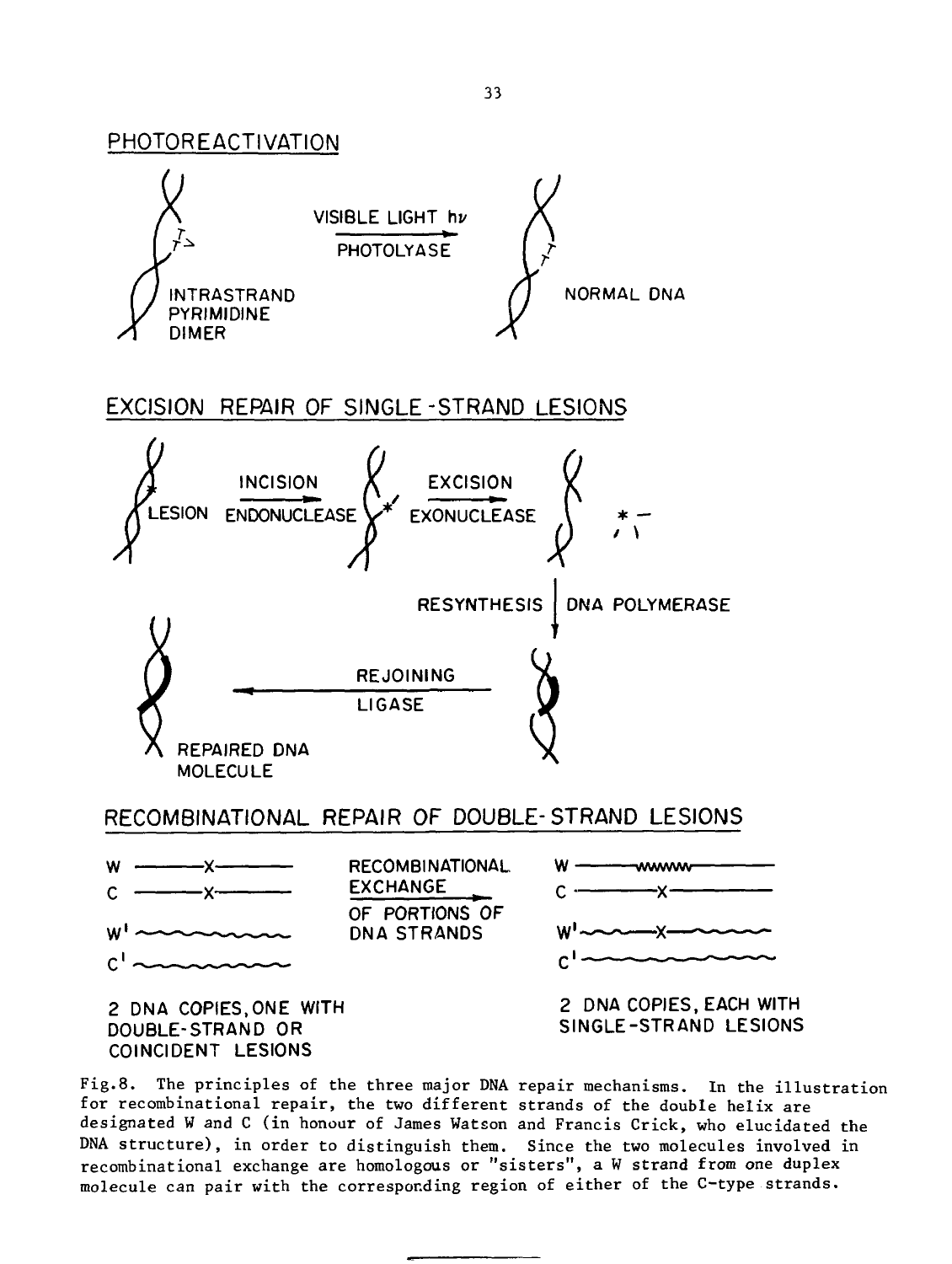## PHOTOREACTIVATION

INTRASTRAND PYRIMIDINE DIMER

VISIBLE LIGHT $h\nu$

PHOTOLYASE

NORMAL DNA

## EXCISION REPAIR OF SINGLE-STRAND LESIONS

LESION

INCISION

ENDONUCLEASE

EXCISION

EXONUCLEASE

RESYNTHESIS

DNA POLYMERASE

REJOINING

LIGASE

REPAIRED DNA MOLECULE

## RECOMBINATIONAL REPAIR OF DOUBLE-STRAND LESIONS

W, C, W', C'

2 DNA COPIES, ONE WITH DOUBLE-STRAND OR COINCIDENT LESIONS

RECOMBINATIONAL EXCHANGE OF PORTIONS OF DNA STRANDS

2 DNA COPIES, EACH WITH SINGLE-STRAND LESIONS

Fig.8. The principles of the three major DNA repair mechanisms. In the illustration for recombinational repair, the two different strands of the double helix are designated W and C (in honour of James Watson and Francis Crick, who elucidated the DNA structure), in order to distinguish them. Since the two molecules involved in recombinational exchange are homologous or "sisters", a W strand from one duplex molecule can pair with the corresponding region of either of the C-type strands.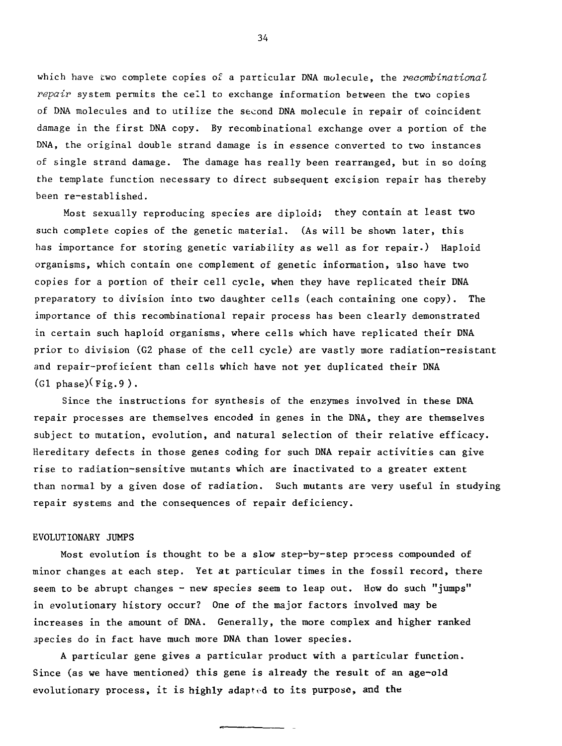which have two complete copies of a particular DNA molecule, the *recombinational repair* system permits the cell to exchange information between the two copies of DNA molecules and to utilize the second DNA molecule in repair of coincident damage in the first DNA copy. By recombinational exchange over a portion of the DNA, the original double strand damage is in essence converted to two instances of single strand damage. The damage has really been rearranged, but in so doing the template function necessary to direct subsequent excision repair has thereby been re-established.

Most sexually reproducing species are diploid; they contain at least two such complete copies of the genetic material. (As will be shown later, this has importance for storing genetic variability as well as for repair.) Haploid organisms, which contain one complement of genetic information, also have two copies for a portion of their cell cycle, when they have replicated their DNA preparatory to division into two daughter cells (each containing one copy). The importance of this recombinational repair process has been clearly demonstrated in certain such haploid organisms, where cells which have replicated their DNA prior to division (G2 phase of the cell cycle) are vastly more radiation-resistant and repair-proficient than cells which have not yet duplicated their DNA (G1 phase)(Fig.9).

Since the instructions for synthesis of the enzymes involved in these DNA repair processes are themselves encoded in genes in the DNA, they are themselves subject to mutation, evolution, and natural selection of their relative efficacy. Hereditary defects in those genes coding for such DNA repair activities can give rise to radiation-sensitive mutants which are inactivated to a greater extent than normal by a given dose of radiation. Such mutants are very useful in studying repair systems and the consequences of repair deficiency.

## EVOLUTIONARY JUMPS

Most evolution is thought to be a slow step-by-step process compounded of minor changes at each step. Yet at particular times in the fossil record, there seem to be abrupt changes - new species seem to leap out. How do such "jumps" in evolutionary history occur? One of the major factors involved may be increases in the amount of DNA. Generally, the more complex and higher ranked species do in fact have much more DNA than lower species.

A particular gene gives a particular product with a particular function. Since (as we have mentioned) this gene is already the result of an age-old evolutionary process, it is highly adapted to its purpose, and the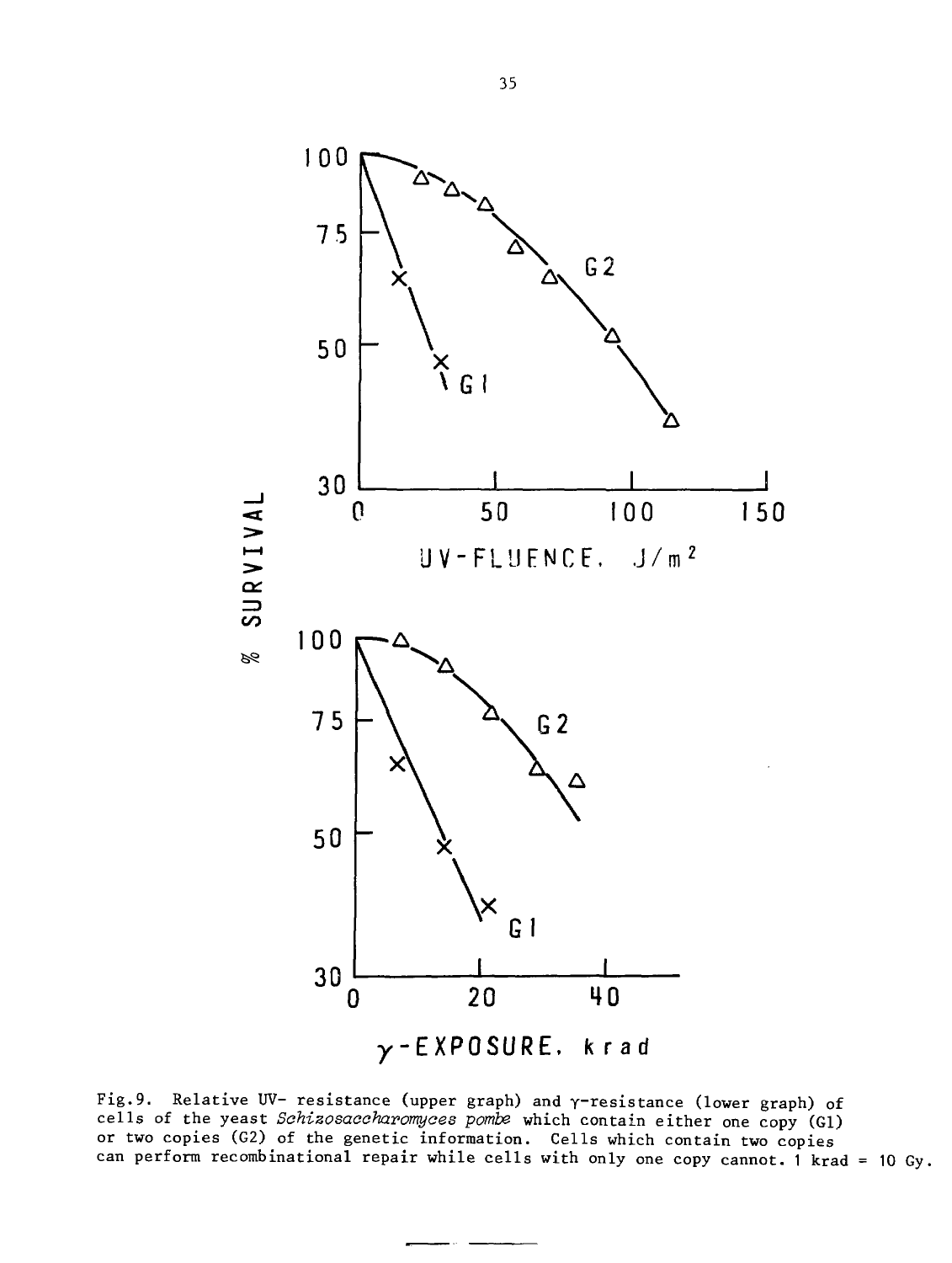Fig.9. Relative UV- resistance (upper graph) and γ-resistance (lower graph) of cells of the yeast *Schizosaccharomyces pombe* which contain either one copy (G1) or two copies (G2) of the genetic information. Cells which contain two copies can perform recombinational repair while cells with only one copy cannot. 1 krad = 10 Gy.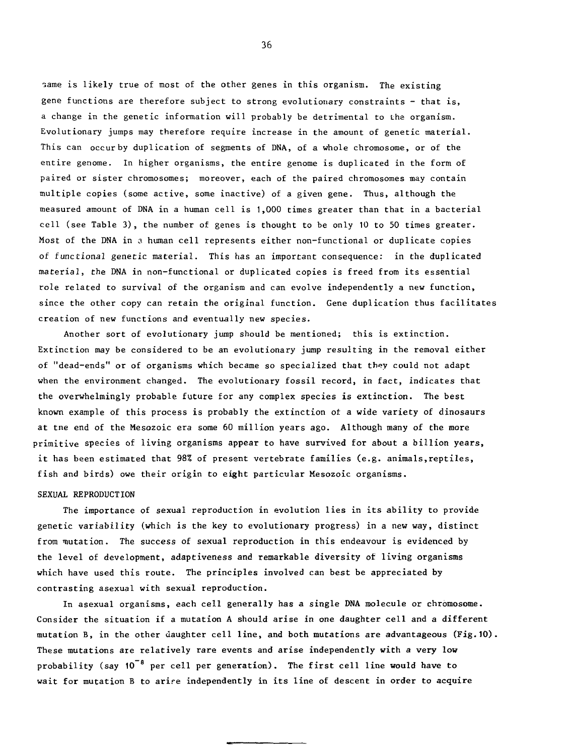same is likely true of most of the other genes in this organism. The existing gene functions are therefore subject to strong evolutionary constraints - that is, a change in the genetic information will probably be detrimental to the organism. Evolutionary jumps may therefore require increase in the amount of genetic material. This can occur by duplication of segments of DNA, of a whole chromosome, or of the entire genome. In higher organisms, the entire genome is duplicated in the form of paired or sister chromosomes; moreover, each of the paired chromosomes may contain multiple copies (some active, some inactive) of a given gene. Thus, although the measured amount of DNA in a human cell is 1,000 times greater than that in a bacterial cell (see Table 3), the number of genes is thought to be only 10 to 50 times greater. Most of the DNA in a human cell represents either non-functional or duplicate copies of functional genetic material. This has an important consequence: in the duplicated material, the DNA in non-functional or duplicated copies is freed from its essential role related to survival of the organism and can evolve independently a new function, since the other copy can retain the original function. Gene duplication thus facilitates creation of new functions and eventually new species.

Another sort of evolutionary jump should be mentioned; this is extinction. Extinction may be considered to be an evolutionary jump resulting in the removal either of "dead-ends" or of organisms which became so specialized that they could not adapt when the environment changed. The evolutionary fossil record, in fact, indicates that the overwhelmingly probable future for any complex species is extinction. The best known example of this process is probably the extinction of a wide variety of dinosaurs at the end of the Mesozoic era some 60 million years ago. Although many of the more primitive species of living organisms appear to have survived for about a billion years, it has been estimated that 98% of present vertebrate families (e.g. animals, reptiles, fish and birds) owe their origin to eight particular Mesozoic organisms.

## SEXUAL REPRODUCTION

The importance of sexual reproduction in evolution lies in its ability to provide genetic variability (which is the key to evolutionary progress) in a new way, distinct from mutation. The success of sexual reproduction in this endeavour is evidenced by the level of development, adaptiveness and remarkable diversity of living organisms which have used this route. The principles involved can best be appreciated by contrasting asexual with sexual reproduction.

In asexual organisms, each cell generally has a single DNA molecule or chromosome. Consider the situation if a mutation A should arise in one daughter cell and a different mutation B, in the other daughter cell line, and both mutations are advantageous (Fig. 10). These mutations are relatively rare events and arise independently with a very low probability (say $10^{-8}$ per cell per generation). The first cell line would have to wait for mutation B to arise independently in its line of descent in order to acquire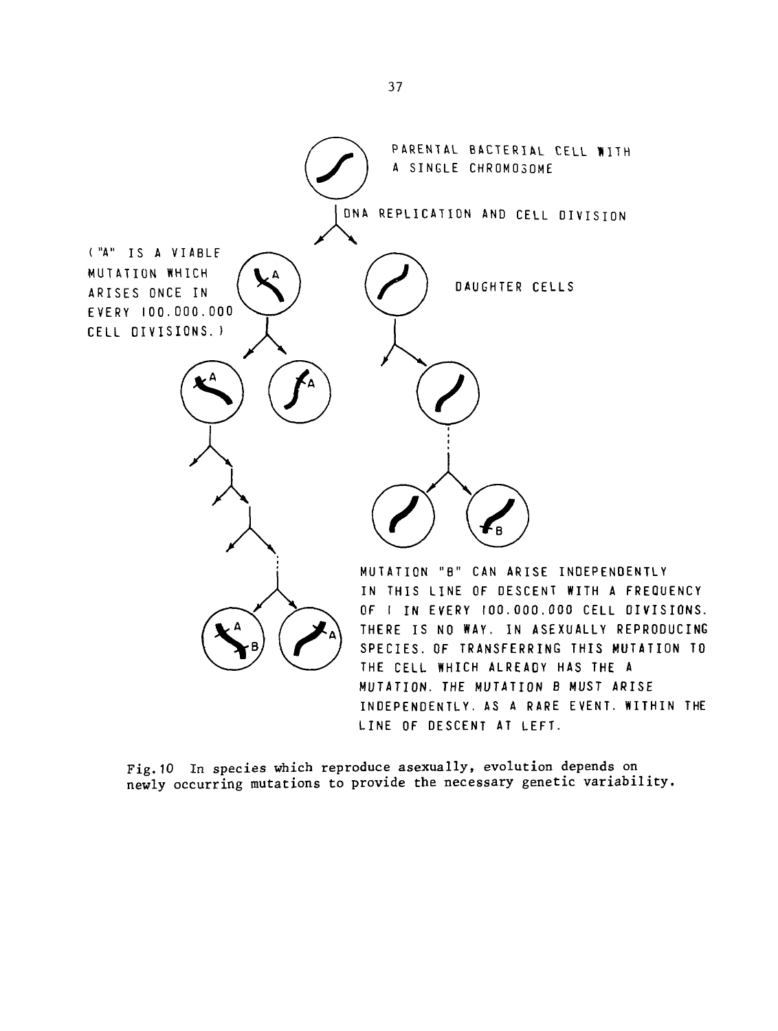PARENTAL BACTERIAL CELL WITH A SINGLE CHROMOSOME

DNA REPLICATION AND CELL DIVISION

("A" IS A VIABLE MUTATION WHICH ARISES ONCE IN EVERY 100.000.000 CELL DIVISIONS.)

DAUGHTER CELLS

MUTATION "B" CAN ARISE INDEPENDENTLY IN THIS LINE OF DESCENT WITH A FREQUENCY OF 1 IN EVERY 100.000.000 CELL DIVISIONS. THERE IS NO WAY, IN ASEXUALLY REPRODUCING SPECIES, OF TRANSFERRING THIS MUTATION TO THE CELL WHICH ALREADY HAS THE A MUTATION. THE MUTATION B MUST ARISE INDEPENDENTLY, AS A RARE EVENT, WITHIN THE LINE OF DESCENT AT LEFT.

Fig. 10 In species which reproduce asexually, evolution depends on newly occurring mutations to provide the necessary genetic variability.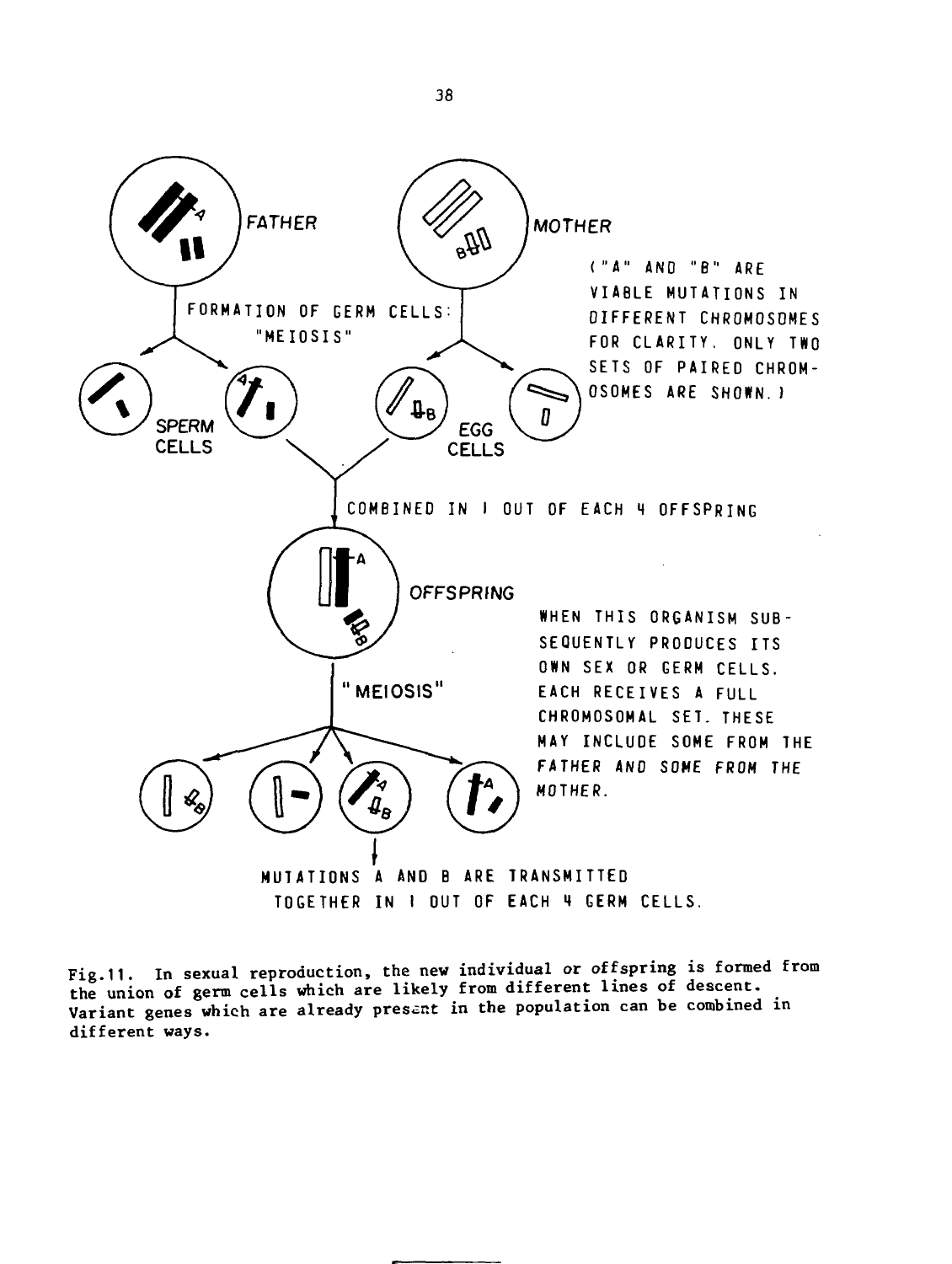FATHER

MOTHER

("A" AND "B" ARE VIABLE MUTATIONS IN DIFFERENT CHROMOSOMES FOR CLARITY. ONLY TWO SETS OF PAIRED CHROMOSOMES ARE SHOWN.)

FORMATION OF GERM CELLS: "MEIOSIS"

SPERM CELLS

EGG CELLS

COMBINED IN 1 OUT OF EACH 4 OFFSPRING

OFFSPRING

WHEN THIS ORGANISM SUBSEQUENTLY PRODUCES ITS OWN SEX OR GERM CELLS. EACH RECEIVES A FULL CHROMOSOMAL SET. THESE MAY INCLUDE SOME FROM THE FATHER AND SOME FROM THE MOTHER.

"MEIOSIS"

MUTATIONS A AND B ARE TRANSMITTED TOGETHER IN 1 OUT OF EACH 4 GERM CELLS.

Fig.11. In sexual reproduction, the new individual or offspring is formed from the union of germ cells which are likely from different lines of descent. Variant genes which are already present in the population can be combined in different ways.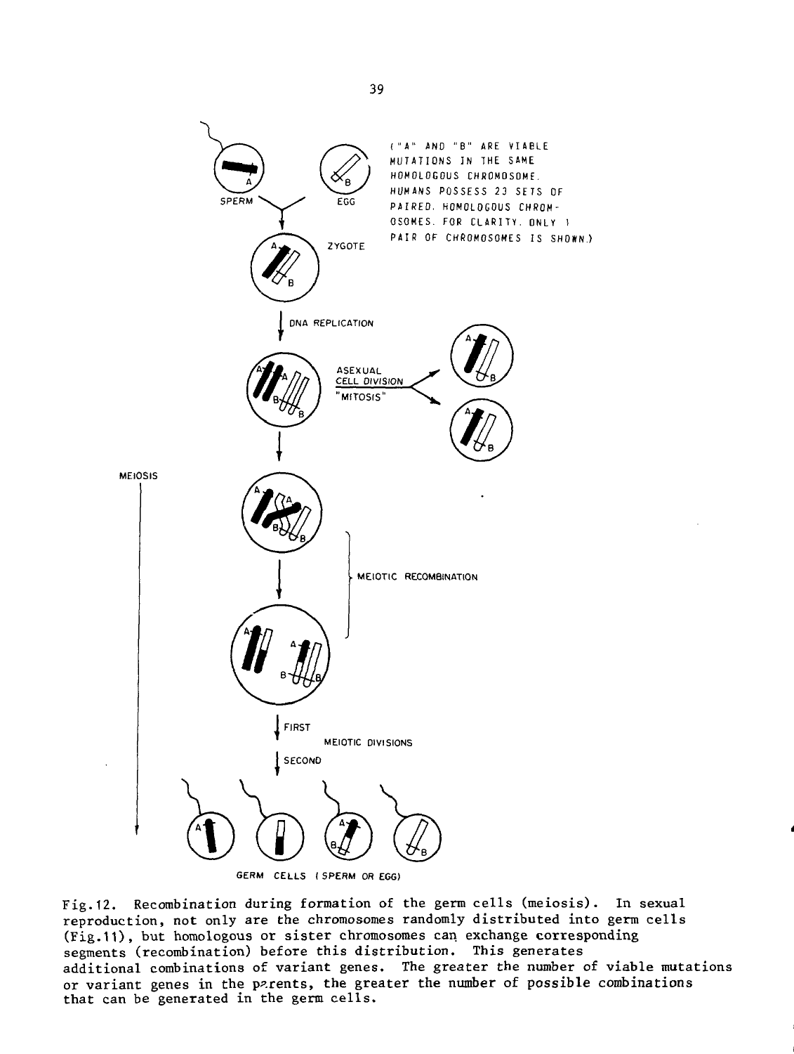("A" AND "B" ARE VIABLE MUTATIONS IN THE SAME HOMOLOGOUS CHROMOSOME. HUMANS POSSESS 23 SETS OF PAIRED, HOMOLOGOUS CHROMOSOMES. FOR CLARITY, ONLY 1 PAIR OF CHROMOSOMES IS SHOWN.)

SPERM — EGG — ZYGOTE — DNA REPLICATION — ASEXUAL CELL DIVISION "MITOSIS" — MEIOSIS — MEIOTIC RECOMBINATION — FIRST / SECOND MEIOTIC DIVISIONS — GERM CELLS (SPERM OR EGG)

Fig.12. Recombination during formation of the germ cells (meiosis). In sexual reproduction, not only are the chromosomes randomly distributed into germ cells (Fig.11), but homologous or sister chromosomes can exchange corresponding segments (recombination) before this distribution. This generates additional combinations of variant genes. The greater the number of viable mutations or variant genes in the parents, the greater the number of possible combinations that can be generated in the germ cells.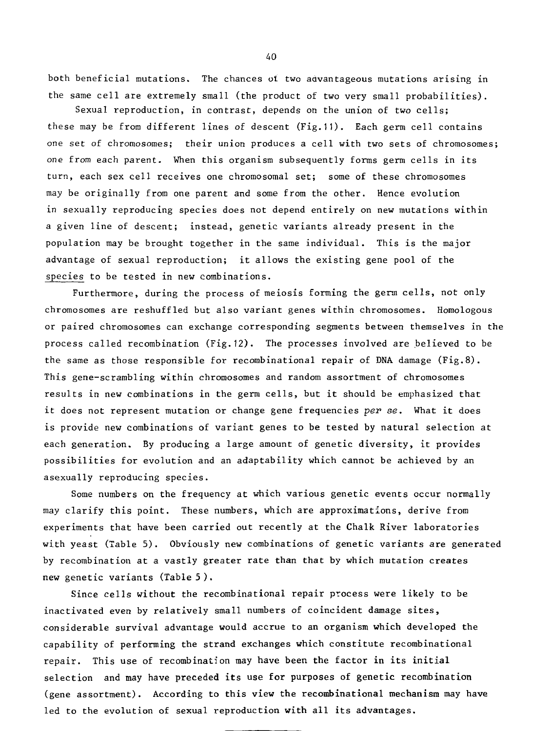both beneficial mutations. The chances of two advantageous mutations arising in the same cell are extremely small (the product of two very small probabilities).

Sexual reproduction, in contrast, depends on the union of two cells; these may be from different lines of descent (Fig.11). Each germ cell contains one set of chromosomes; their union produces a cell with two sets of chromosomes; one from each parent. When this organism subsequently forms germ cells in its turn, each sex cell receives one chromosomal set; some of these chromosomes may be originally from one parent and some from the other. Hence evolution in sexually reproducing species does not depend entirely on new mutations within a given line of descent; instead, genetic variants already present in the population may be brought together in the same individual. This is the major advantage of sexual reproduction; it allows the existing gene pool of the species to be tested in new combinations.

Furthermore, during the process of meiosis forming the germ cells, not only chromosomes are reshuffled but also variant genes within chromosomes. Homologous or paired chromosomes can exchange corresponding segments between themselves in the process called recombination (Fig.12). The processes involved are believed to be the same as those responsible for recombinational repair of DNA damage (Fig.8). This gene-scrambling within chromosomes and random assortment of chromosomes results in new combinations in the germ cells, but it should be emphasized that it does not represent mutation or change gene frequencies *per se*. What it does is provide new combinations of variant genes to be tested by natural selection at each generation. By producing a large amount of genetic diversity, it provides possibilities for evolution and an adaptability which cannot be achieved by an asexually reproducing species.

Some numbers on the frequency at which various genetic events occur normally may clarify this point. These numbers, which are approximations, derive from experiments that have been carried out recently at the Chalk River laboratories with yeast (Table 5). Obviously new combinations of genetic variants are generated by recombination at a vastly greater rate than that by which mutation creates new genetic variants (Table 5).

Since cells without the recombinational repair process were likely to be inactivated even by relatively small numbers of coincident damage sites, considerable survival advantage would accrue to an organism which developed the capability of performing the strand exchanges which constitute recombinational repair. This use of recombination may have been the factor in its initial selection and may have preceded its use for purposes of genetic recombination (gene assortment). According to this view the recombinational mechanism may have led to the evolution of sexual reproduction with all its advantages.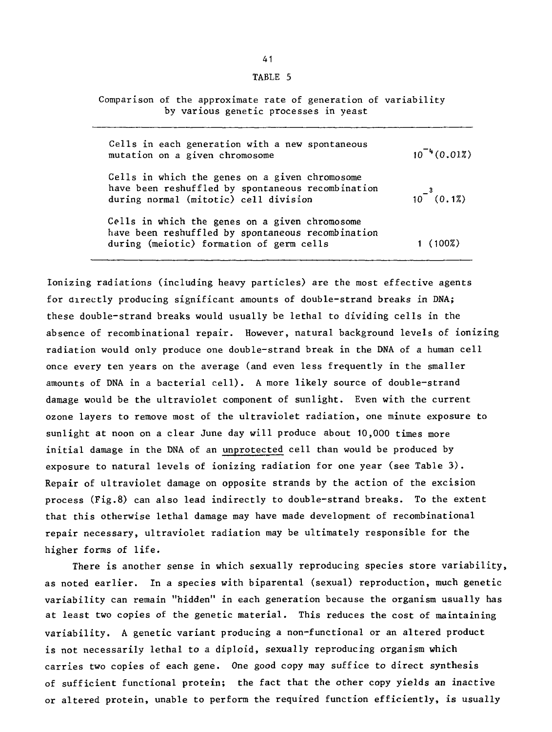TABLE 5

Comparison of the approximate rate of generation of variability by various genetic processes in yeast

| | |
|---|---|
| Cells in each generation with a new spontaneous mutation on a given chromosome | $10^{-4}$ (0.01%) |
| Cells in which the genes on a given chromosome have been reshuffled by spontaneous recombination during normal (mitotic) cell division | $10^{-3}$ (0.1%) |
| Cells in which the genes on a given chromosome have been reshuffled by spontaneous recombination during (meiotic) formation of germ cells | 1 (100%) |

Ionizing radiations (including heavy particles) are the most effective agents for directly producing significant amounts of double-strand breaks in DNA; these double-strand breaks would usually be lethal to dividing cells in the absence of recombinational repair. However, natural background levels of ionizing radiation would only produce one double-strand break in the DNA of a human cell once every ten years on the average (and even less frequently in the smaller amounts of DNA in a bacterial cell). A more likely source of double-strand damage would be the ultraviolet component of sunlight. Even with the current ozone layers to remove most of the ultraviolet radiation, one minute exposure to sunlight at noon on a clear June day will produce about 10,000 times more initial damage in the DNA of an unprotected cell than would be produced by exposure to natural levels of ionizing radiation for one year (see Table 3). Repair of ultraviolet damage on opposite strands by the action of the excision process (Fig.8) can also lead indirectly to double-strand breaks. To the extent that this otherwise lethal damage may have made development of recombinational repair necessary, ultraviolet radiation may be ultimately responsible for the higher forms of life.

There is another sense in which sexually reproducing species store variability, as noted earlier. In a species with biparental (sexual) reproduction, much genetic variability can remain "hidden" in each generation because the organism usually has at least two copies of the genetic material. This reduces the cost of maintaining variability. A genetic variant producing a non-functional or an altered product is not necessarily lethal to a diploid, sexually reproducing organism which carries two copies of each gene. One good copy may suffice to direct synthesis of sufficient functional protein; the fact that the other copy yields an inactive or altered protein, unable to perform the required function efficiently, is usually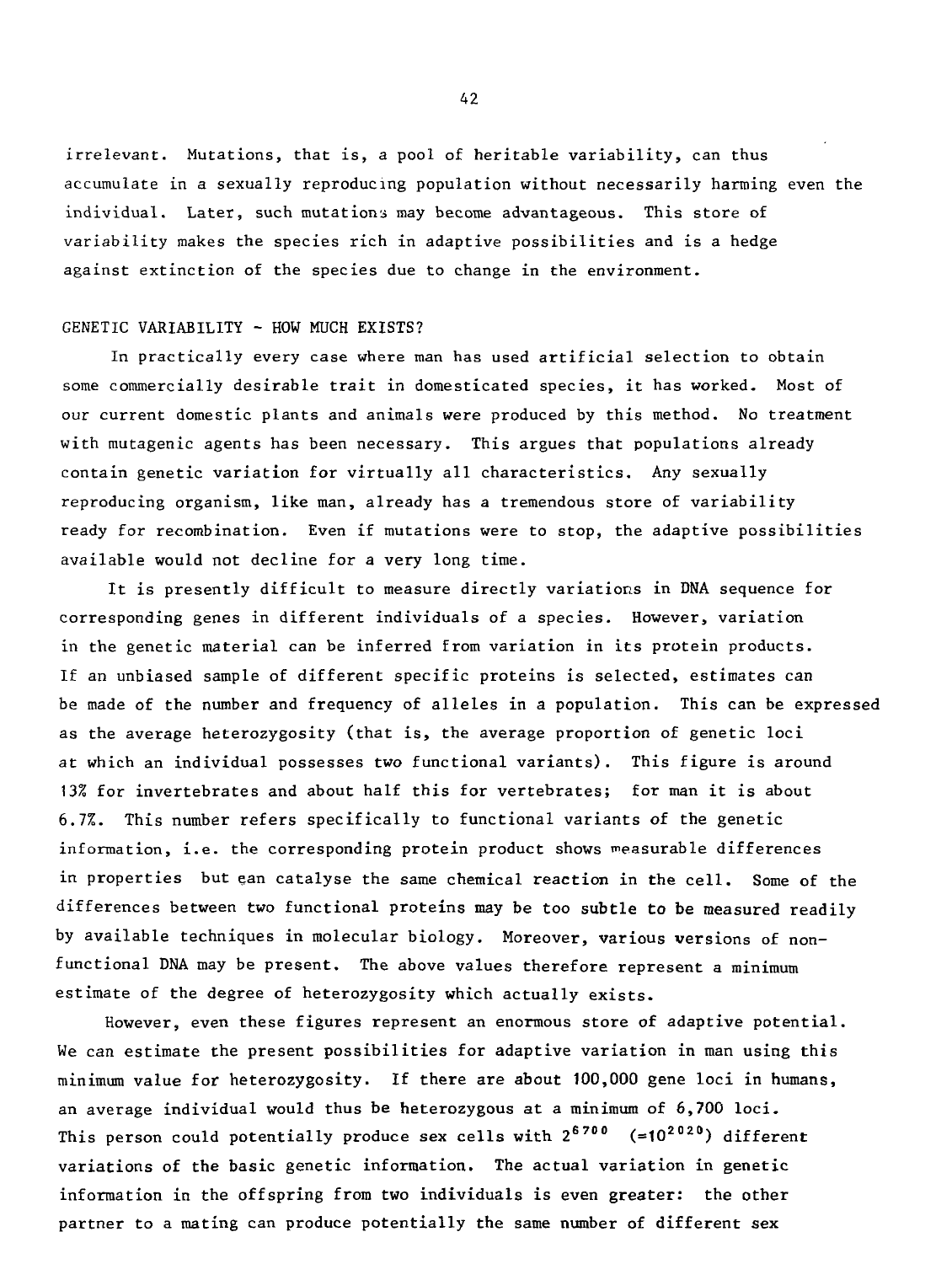irrelevant. Mutations, that is, a pool of heritable variability, can thus accumulate in a sexually reproducing population without necessarily harming even the individual. Later, such mutations may become advantageous. This store of variability makes the species rich in adaptive possibilities and is a hedge against extinction of the species due to change in the environment.

## GENETIC VARIABILITY - HOW MUCH EXISTS?

In practically every case where man has used artificial selection to obtain some commercially desirable trait in domesticated species, it has worked. Most of our current domestic plants and animals were produced by this method. No treatment with mutagenic agents has been necessary. This argues that populations already contain genetic variation for virtually all characteristics. Any sexually reproducing organism, like man, already has a tremendous store of variability ready for recombination. Even if mutations were to stop, the adaptive possibilities available would not decline for a very long time.

It is presently difficult to measure directly variations in DNA sequence for corresponding genes in different individuals of a species. However, variation in the genetic material can be inferred from variation in its protein products. If an unbiased sample of different specific proteins is selected, estimates can be made of the number and frequency of alleles in a population. This can be expressed as the average heterozygosity (that is, the average proportion of genetic loci at which an individual possesses two functional variants). This figure is around 13% for invertebrates and about half this for vertebrates; for man it is about 6.7%. This number refers specifically to functional variants of the genetic information, i.e. the corresponding protein product shows measurable differences in properties but can catalyse the same chemical reaction in the cell. Some of the differences between two functional proteins may be too subtle to be measured readily by available techniques in molecular biology. Moreover, various versions of non-functional DNA may be present. The above values therefore represent a minimum estimate of the degree of heterozygosity which actually exists.

However, even these figures represent an enormous store of adaptive potential. We can estimate the present possibilities for adaptive variation in man using this minimum value for heterozygosity. If there are about 100,000 gene loci in humans, an average individual would thus be heterozygous at a minimum of 6,700 loci. This person could potentially produce sex cells with $2^{6700}$ ($=10^{2020}$) different variations of the basic genetic information. The actual variation in genetic information in the offspring from two individuals is even greater: the other partner to a mating can produce potentially the same number of different sex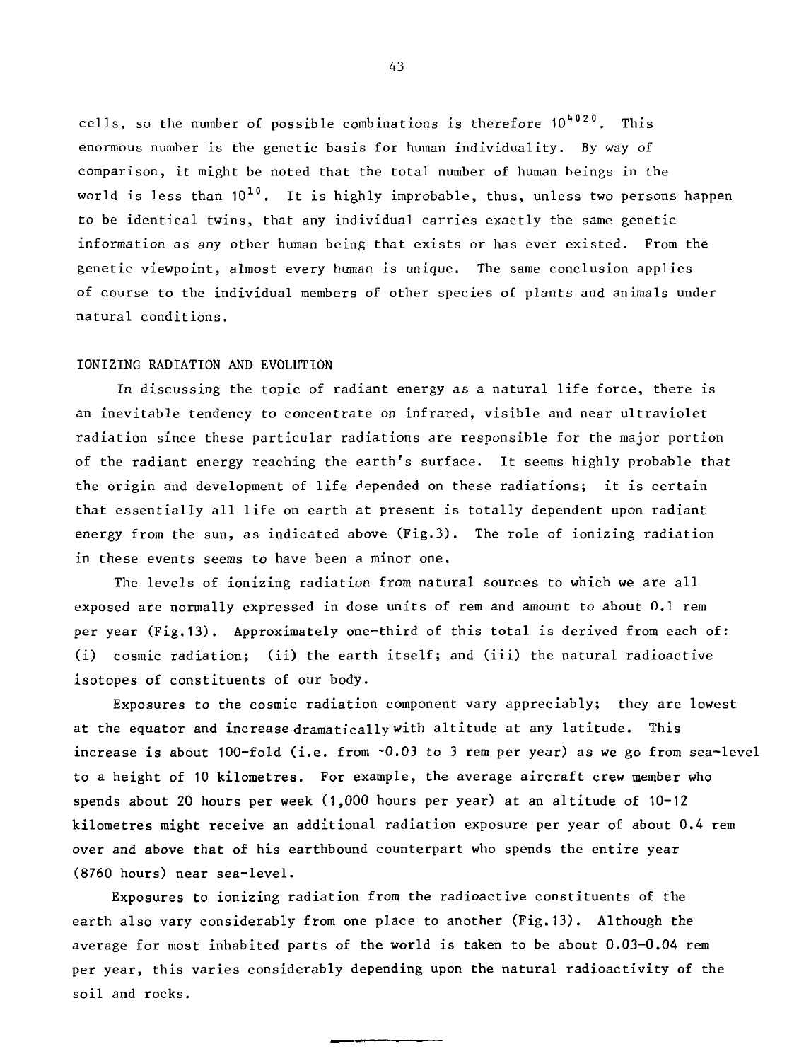cells, so the number of possible combinations is therefore $10^{4020}$. This enormous number is the genetic basis for human individuality. By way of comparison, it might be noted that the total number of human beings in the world is less than $10^{10}$. It is highly improbable, thus, unless two persons happen to be identical twins, that any individual carries exactly the same genetic information as any other human being that exists or has ever existed. From the genetic viewpoint, almost every human is unique. The same conclusion applies of course to the individual members of other species of plants and animals under natural conditions.

## IONIZING RADIATION AND EVOLUTION

In discussing the topic of radiant energy as a natural life force, there is an inevitable tendency to concentrate on infrared, visible and near ultraviolet radiation since these particular radiations are responsible for the major portion of the radiant energy reaching the earth's surface. It seems highly probable that the origin and development of life depended on these radiations; it is certain that essentially all life on earth at present is totally dependent upon radiant energy from the sun, as indicated above (Fig.3). The role of ionizing radiation in these events seems to have been a minor one.

The levels of ionizing radiation from natural sources to which we are all exposed are normally expressed in dose units of rem and amount to about 0.1 rem per year (Fig.13). Approximately one-third of this total is derived from each of: (i) cosmic radiation; (ii) the earth itself; and (iii) the natural radioactive isotopes of constituents of our body.

Exposures to the cosmic radiation component vary appreciably; they are lowest at the equator and increase dramatically with altitude at any latitude. This increase is about 100-fold (i.e. from ~0.03 to 3 rem per year) as we go from sea-level to a height of 10 kilometres. For example, the average aircraft crew member who spends about 20 hours per week (1,000 hours per year) at an altitude of 10-12 kilometres might receive an additional radiation exposure per year of about 0.4 rem over and above that of his earthbound counterpart who spends the entire year (8760 hours) near sea-level.

Exposures to ionizing radiation from the radioactive constituents of the earth also vary considerably from one place to another (Fig.13). Although the average for most inhabited parts of the world is taken to be about 0.03-0.04 rem per year, this varies considerably depending upon the natural radioactivity of the soil and rocks.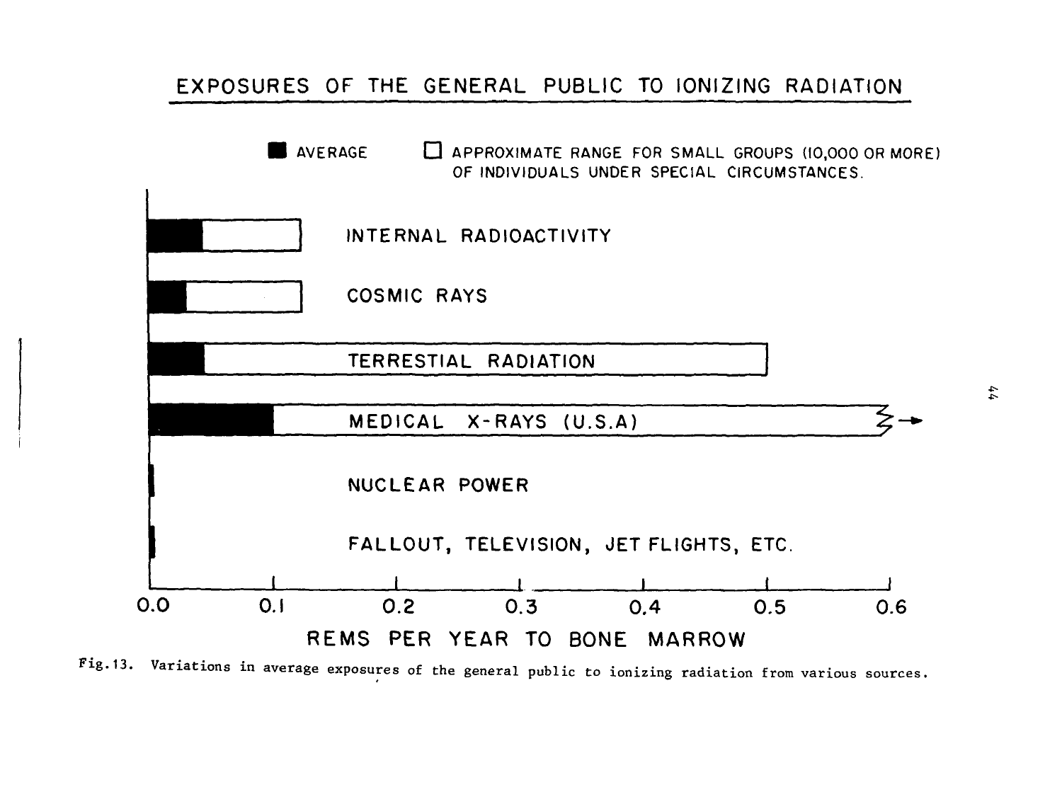## EXPOSURES OF THE GENERAL PUBLIC TO IONIZING RADIATION

■ AVERAGE □ APPROXIMATE RANGE FOR SMALL GROUPS (10,000 OR MORE) OF INDIVIDUALS UNDER SPECIAL CIRCUMSTANCES.

INTERNAL RADIOACTIVITY

COSMIC RAYS

TERRESTIAL RADIATION

MEDICAL X-RAYS (U.S.A)

NUCLEAR POWER

FALLOUT, TELEVISION, JET FLIGHTS, ETC.

0.0 0.1 0.2 0.3 0.4 0.5 0.6

REMS PER YEAR TO BONE MARROW

Fig. 13. Variations in average exposures of the general public to ionizing radiation from various sources.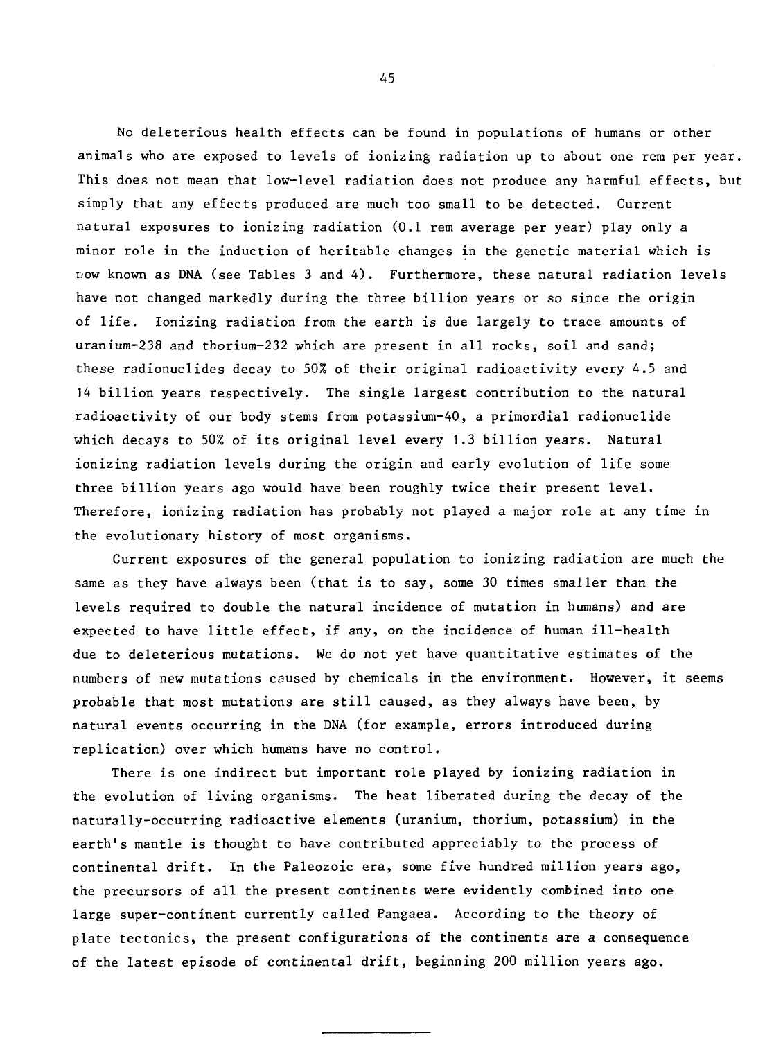No deleterious health effects can be found in populations of humans or other animals who are exposed to levels of ionizing radiation up to about one rem per year. This does not mean that low-level radiation does not produce any harmful effects, but simply that any effects produced are much too small to be detected. Current natural exposures to ionizing radiation (0.1 rem average per year) play only a minor role in the induction of heritable changes in the genetic material which is now known as DNA (see Tables 3 and 4). Furthermore, these natural radiation levels have not changed markedly during the three billion years or so since the origin of life. Ionizing radiation from the earth is due largely to trace amounts of uranium-238 and thorium-232 which are present in all rocks, soil and sand; these radionuclides decay to 50% of their original radioactivity every 4.5 and 14 billion years respectively. The single largest contribution to the natural radioactivity of our body stems from potassium-40, a primordial radionuclide which decays to 50% of its original level every 1.3 billion years. Natural ionizing radiation levels during the origin and early evolution of life some three billion years ago would have been roughly twice their present level. Therefore, ionizing radiation has probably not played a major role at any time in the evolutionary history of most organisms.

Current exposures of the general population to ionizing radiation are much the same as they have always been (that is to say, some 30 times smaller than the levels required to double the natural incidence of mutation in humans) and are expected to have little effect, if any, on the incidence of human ill-health due to deleterious mutations. We do not yet have quantitative estimates of the numbers of new mutations caused by chemicals in the environment. However, it seems probable that most mutations are still caused, as they always have been, by natural events occurring in the DNA (for example, errors introduced during replication) over which humans have no control.

There is one indirect but important role played by ionizing radiation in the evolution of living organisms. The heat liberated during the decay of the naturally-occurring radioactive elements (uranium, thorium, potassium) in the earth's mantle is thought to have contributed appreciably to the process of continental drift. In the Paleozoic era, some five hundred million years ago, the precursors of all the present continents were evidently combined into one large super-continent currently called Pangaea. According to the theory of plate tectonics, the present configurations of the continents are a consequence of the latest episode of continental drift, beginning 200 million years ago.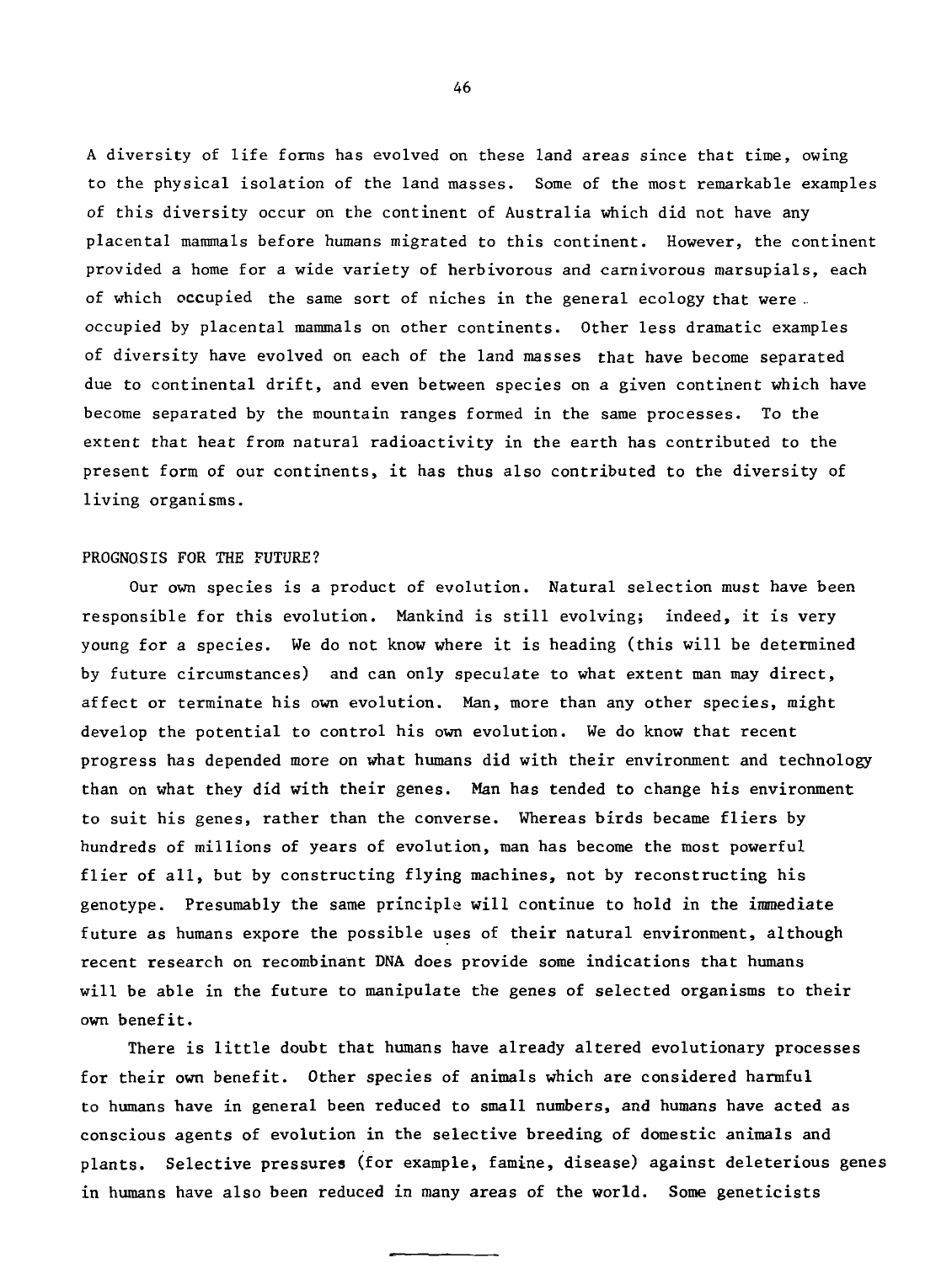A diversity of life forms has evolved on these land areas since that time, owing to the physical isolation of the land masses. Some of the most remarkable examples of this diversity occur on the continent of Australia which did not have any placental mammals before humans migrated to this continent. However, the continent provided a home for a wide variety of herbivorous and carnivorous marsupials, each of which occupied the same sort of niches in the general ecology that were occupied by placental mammals on other continents. Other less dramatic examples of diversity have evolved on each of the land masses that have become separated due to continental drift, and even between species on a given continent which have become separated by the mountain ranges formed in the same processes. To the extent that heat from natural radioactivity in the earth has contributed to the present form of our continents, it has thus also contributed to the diversity of living organisms.

## PROGNOSIS FOR THE FUTURE?

Our own species is a product of evolution. Natural selection must have been responsible for this evolution. Mankind is still evolving; indeed, it is very young for a species. We do not know where it is heading (this will be determined by future circumstances) and can only speculate to what extent man may direct, affect or terminate his own evolution. Man, more than any other species, might develop the potential to control his own evolution. We do know that recent progress has depended more on what humans did with their environment and technology than on what they did with their genes. Man has tended to change his environment to suit his genes, rather than the converse. Whereas birds became fliers by hundreds of millions of years of evolution, man has become the most powerful flier of all, but by constructing flying machines, not by reconstructing his genotype. Presumably the same principle will continue to hold in the immediate future as humans expore the possible uses of their natural environment, although recent research on recombinant DNA does provide some indications that humans will be able in the future to manipulate the genes of selected organisms to their own benefit.

There is little doubt that humans have already altered evolutionary processes for their own benefit. Other species of animals which are considered harmful to humans have in general been reduced to small numbers, and humans have acted as conscious agents of evolution in the selective breeding of domestic animals and plants. Selective pressures (for example, famine, disease) against deleterious genes in humans have also been reduced in many areas of the world. Some geneticists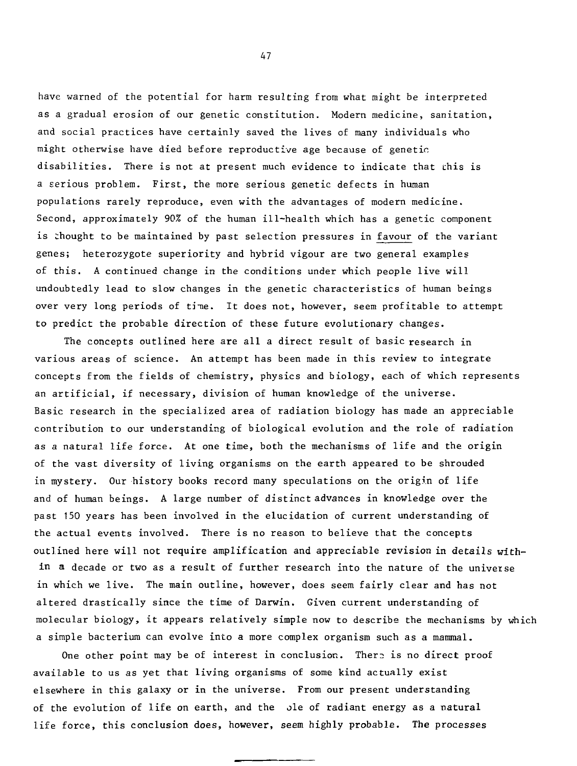have warned of the potential for harm resulting from what might be interpreted as a gradual erosion of our genetic constitution. Modern medicine, sanitation, and social practices have certainly saved the lives of many individuals who might otherwise have died before reproductive age because of genetic disabilities. There is not at present much evidence to indicate that this is a serious problem. First, the more serious genetic defects in human populations rarely reproduce, even with the advantages of modern medicine. Second, approximately 90% of the human ill-health which has a genetic component is thought to be maintained by past selection pressures in favour of the variant genes; heterozygote superiority and hybrid vigour are two general examples of this. A continued change in the conditions under which people live will undoubtedly lead to slow changes in the genetic characteristics of human beings over very long periods of time. It does not, however, seem profitable to attempt to predict the probable direction of these future evolutionary changes.

The concepts outlined here are all a direct result of basic research in various areas of science. An attempt has been made in this review to integrate concepts from the fields of chemistry, physics and biology, each of which represents an artificial, if necessary, division of human knowledge of the universe. Basic research in the specialized area of radiation biology has made an appreciable contribution to our understanding of biological evolution and the role of radiation as a natural life force. At one time, both the mechanisms of life and the origin of the vast diversity of living organisms on the earth appeared to be shrouded in mystery. Our history books record many speculations on the origin of life and of human beings. A large number of distinct advances in knowledge over the past 150 years has been involved in the elucidation of current understanding of the actual events involved. There is no reason to believe that the concepts outlined here will not require amplification and appreciable revision in details within a decade or two as a result of further research into the nature of the universe in which we live. The main outline, however, does seem fairly clear and has not altered drastically since the time of Darwin. Given current understanding of molecular biology, it appears relatively simple now to describe the mechanisms by which a simple bacterium can evolve into a more complex organism such as a mammal.

One other point may be of interest in conclusion. There is no direct proof available to us as yet that living organisms of some kind actually exist elsewhere in this galaxy or in the universe. From our present understanding of the evolution of life on earth, and the role of radiant energy as a natural life force, this conclusion does, however, seem highly probable. The processes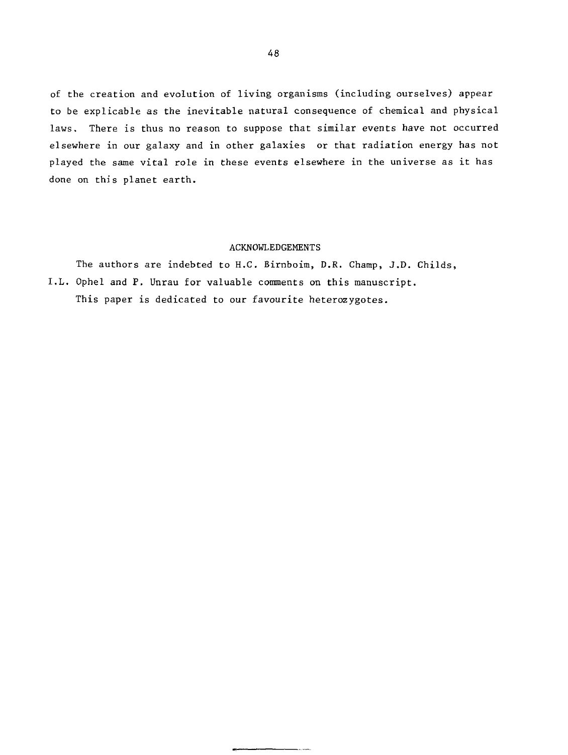of the creation and evolution of living organisms (including ourselves) appear to be explicable as the inevitable natural consequence of chemical and physical laws. There is thus no reason to suppose that similar events have not occurred elsewhere in our galaxy and in other galaxies or that radiation energy has not played the same vital role in these events elsewhere in the universe as it has done on this planet earth.

## ACKNOWLEDGEMENTS

The authors are indebted to H.C. Birnboim, D.R. Champ, J.D. Childs, I.L. Ophel and P. Unrau for valuable comments on this manuscript.

This paper is dedicated to our favourite heterozygotes.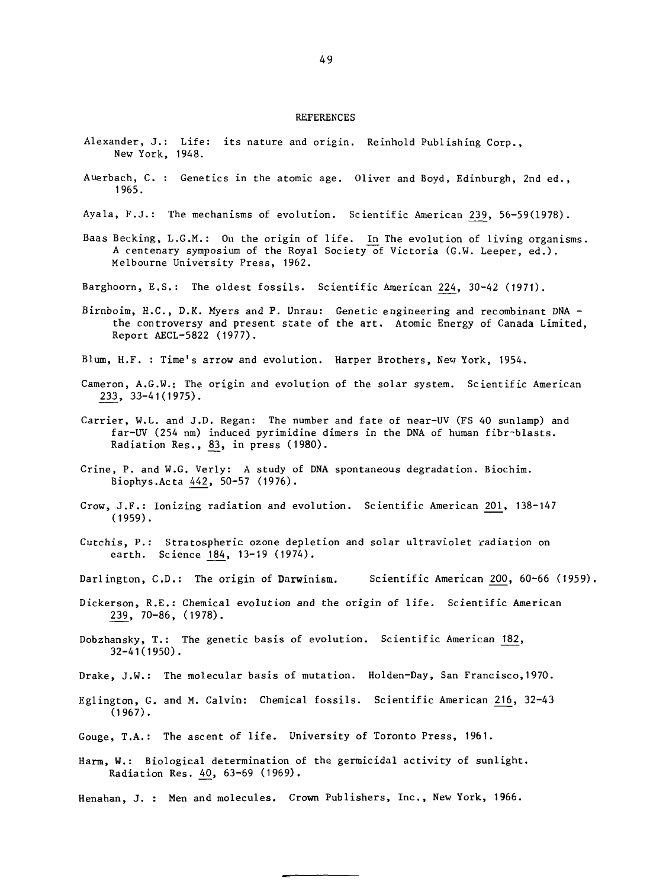# REFERENCES

Alexander, J.: Life: its nature and origin. Reinhold Publishing Corp., New York, 1948.

Auerbach, C. : Genetics in the atomic age. Oliver and Boyd, Edinburgh, 2nd ed., 1965.

Ayala, F.J.: The mechanisms of evolution. Scientific American 239, 56-59(1978).

Baas Becking, L.G.M.: On the origin of life. In The evolution of living organisms. A centenary symposium of the Royal Society of Victoria (G.W. Leeper, ed.). Melbourne University Press, 1962.

Barghoorn, E.S.: The oldest fossils. Scientific American 224, 30-42 (1971).

Birnboim, H.C., D.K. Myers and P. Unrau: Genetic engineering and recombinant DNA - the controversy and present state of the art. Atomic Energy of Canada Limited, Report AECL-5822 (1977).

Blum, H.F. : Time's arrow and evolution. Harper Brothers, New York, 1954.

Cameron, A.G.W.: The origin and evolution of the solar system. Scientific American 233, 33-41(1975).

Carrier, W.L. and J.D. Regan: The number and fate of near-UV (FS 40 sunlamp) and far-UV (254 nm) induced pyrimidine dimers in the DNA of human fibr-blasts. Radiation Res., 83, in press (1980).

Crine, P. and W.G. Verly: A study of DNA spontaneous degradation. Biochim. Biophys.Acta 442, 50-57 (1976).

Crow, J.F.: Ionizing radiation and evolution. Scientific American 201, 138-147 (1959).

Cutchis, P.: Stratospheric ozone depletion and solar ultraviolet radiation on earth. Science 184, 13-19 (1974).

Darlington, C.D.: The origin of Darwinism. Scientific American 200, 60-66 (1959).

Dickerson, R.E.: Chemical evolution and the origin of life. Scientific American 239, 70-86, (1978).

Dobzhansky, T.: The genetic basis of evolution. Scientific American 182, 32-41(1950).

Drake, J.W.: The molecular basis of mutation. Holden-Day, San Francisco,1970.

Eglington, G. and M. Calvin: Chemical fossils. Scientific American 216, 32-43 (1967).

Gouge, T.A.: The ascent of life. University of Toronto Press, 1961.

Harm, W.: Biological determination of the germicidal activity of sunlight. Radiation Res. 40, 63-69 (1969).

Henahan, J. : Men and molecules. Crown Publishers, Inc., New York, 1966.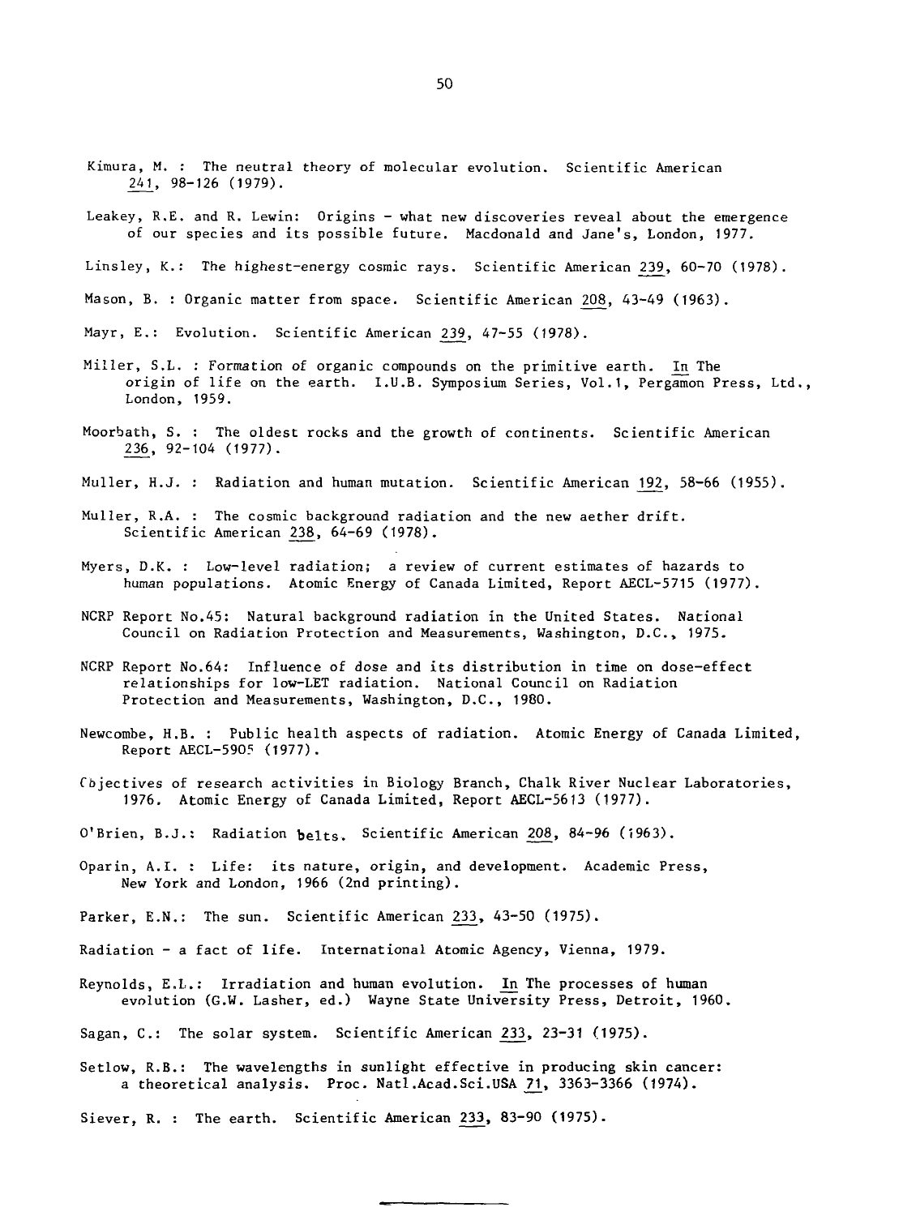Kimura, M. : The neutral theory of molecular evolution. Scientific American 241, 98-126 (1979).

Leakey, R.E. and R. Lewin: Origins - what new discoveries reveal about the emergence of our species and its possible future. Macdonald and Jane's, London, 1977.

Linsley, K.: The highest-energy cosmic rays. Scientific American 239, 60-70 (1978).

Mason, B. : Organic matter from space. Scientific American 208, 43-49 (1963).

Mayr, E.: Evolution. Scientific American 239, 47-55 (1978).

Miller, S.L. : Formation of organic compounds on the primitive earth. In The origin of life on the earth. I.U.B. Symposium Series, Vol.1, Pergamon Press, Ltd., London, 1959.

Moorbath, S. : The oldest rocks and the growth of continents. Scientific American 236, 92-104 (1977).

Muller, H.J. : Radiation and human mutation. Scientific American 192, 58-66 (1955).

Muller, R.A. : The cosmic background radiation and the new aether drift. Scientific American 238, 64-69 (1978).

Myers, D.K. : Low-level radiation; a review of current estimates of hazards to human populations. Atomic Energy of Canada Limited, Report AECL-5715 (1977).

NCRP Report No.45: Natural background radiation in the United States. National Council on Radiation Protection and Measurements, Washington, D.C., 1975.

NCRP Report No.64: Influence of dose and its distribution in time on dose-effect relationships for low-LET radiation. National Council on Radiation Protection and Measurements, Washington, D.C., 1980.

Newcombe, H.B. : Public health aspects of radiation. Atomic Energy of Canada Limited, Report AECL-5905 (1977).

Objectives of research activities in Biology Branch, Chalk River Nuclear Laboratories, 1976. Atomic Energy of Canada Limited, Report AECL-5613 (1977).

O'Brien, B.J.: Radiation belts. Scientific American 208, 84-96 (1963).

Oparin, A.I. : Life: its nature, origin, and development. Academic Press, New York and London, 1966 (2nd printing).

Parker, E.N.: The sun. Scientific American 233, 43-50 (1975).

Radiation - a fact of life. International Atomic Agency, Vienna, 1979.

Reynolds, E.L.: Irradiation and human evolution. In The processes of human evolution (G.W. Lasher, ed.) Wayne State University Press, Detroit, 1960.

Sagan, C.: The solar system. Scientific American 233, 23-31 (1975).

Setlow, R.B.: The wavelengths in sunlight effective in producing skin cancer: a theoretical analysis. Proc. Natl.Acad.Sci.USA 71, 3363-3366 (1974).

Siever, R. : The earth. Scientific American 233, 83-90 (1975).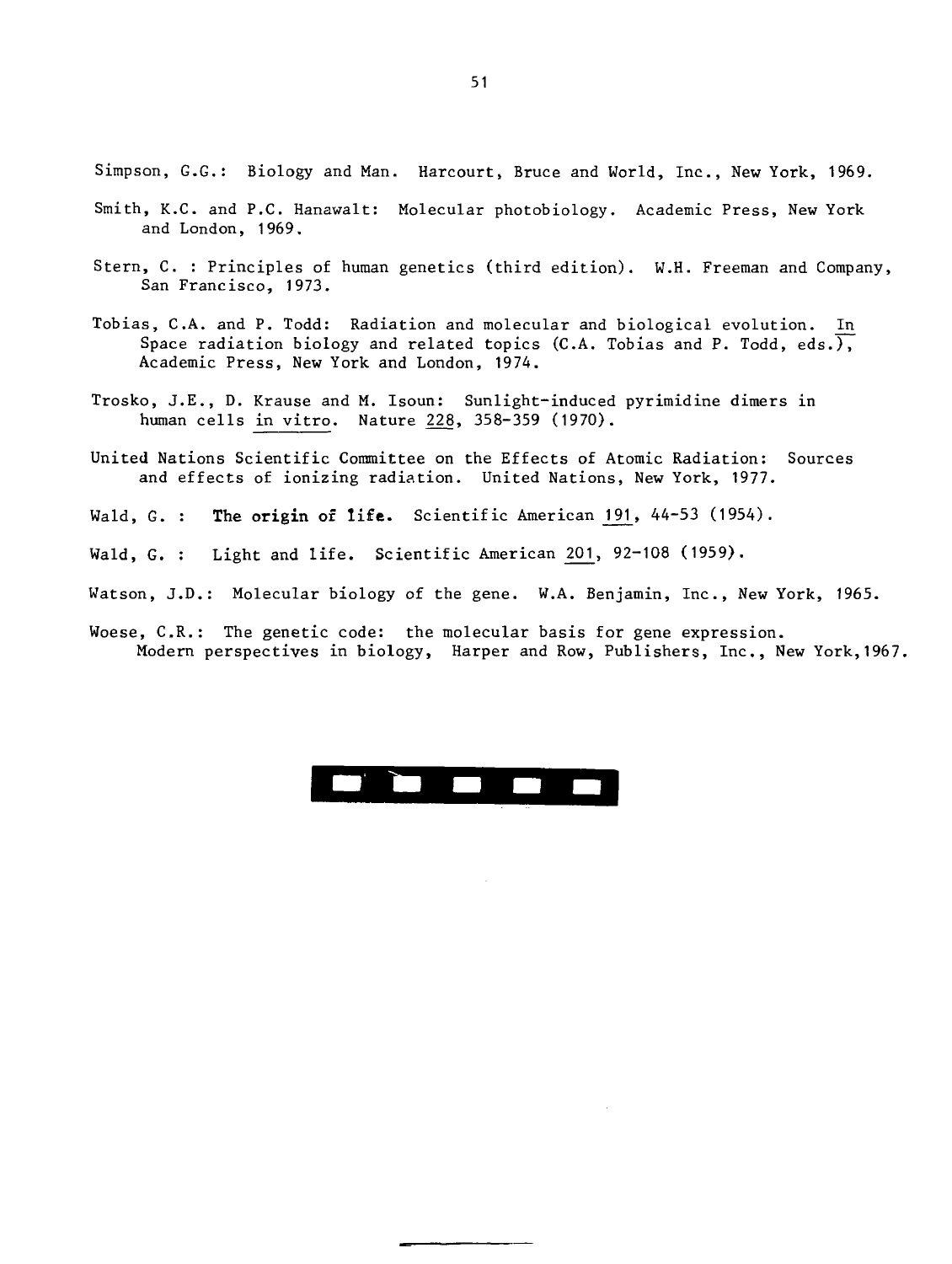Simpson, G.G.: Biology and Man. Harcourt, Bruce and World, Inc., New York, 1969.

Smith, K.C. and P.C. Hanawalt: Molecular photobiology. Academic Press, New York and London, 1969.

Stern, C. : Principles of human genetics (third edition). W.H. Freeman and Company, San Francisco, 1973.

Tobias, C.A. and P. Todd: Radiation and molecular and biological evolution. In Space radiation biology and related topics (C.A. Tobias and P. Todd, eds.), Academic Press, New York and London, 1974.

Trosko, J.E., D. Krause and M. Isoun: Sunlight-induced pyrimidine dimers in human cells in vitro. Nature 228, 358-359 (1970).

United Nations Scientific Committee on the Effects of Atomic Radiation: Sources and effects of ionizing radiation. United Nations, New York, 1977.

Wald, G. : **The origin of life.** Scientific American 191, 44-53 (1954).

Wald, G. : Light and life. Scientific American 201, 92-108 (1959).

Watson, J.D.: Molecular biology of the gene. W.A. Benjamin, Inc., New York, 1965.

Woese, C.R.: The genetic code: the molecular basis for gene expression. Modern perspectives in biology, Harper and Row, Publishers, Inc., New York, 1967.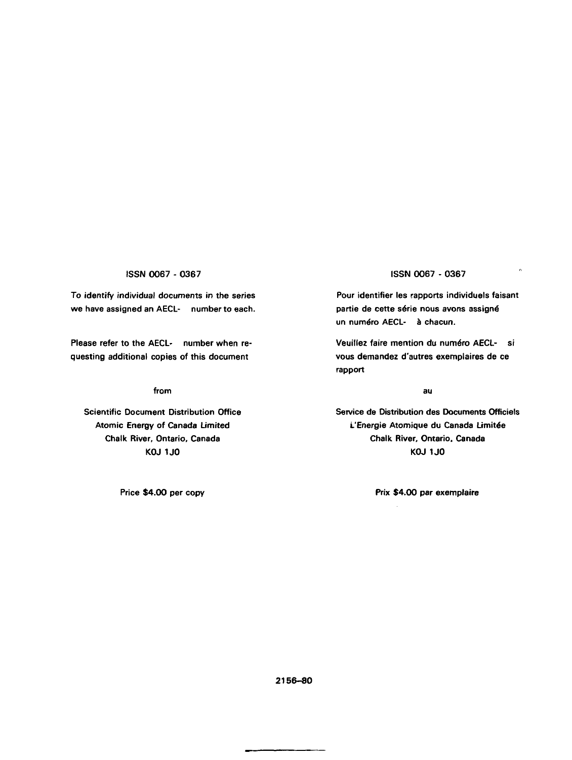ISSN 0067 - 0367

To identify individual documents in the series we have assigned an AECL- number to each.

Please refer to the AECL- number when requesting additional copies of this document

from

Scientific Document Distribution Office
Atomic Energy of Canada Limited
Chalk River, Ontario, Canada
K0J 1J0

Price $4.00 per copy

ISSN 0067 - 0367

Pour identifier les rapports individuels faisant partie de cette série nous avons assigné un numéro AECL- à chacun.

Veuillez faire mention du numéro AECL- si vous demandez d'autres exemplaires de ce rapport

au

Service de Distribution des Documents Officiels
L'Energie Atomique du Canada Limitée
Chalk River, Ontario, Canada
K0J 1J0

Prix $4.00 par exemplaire

2156-80